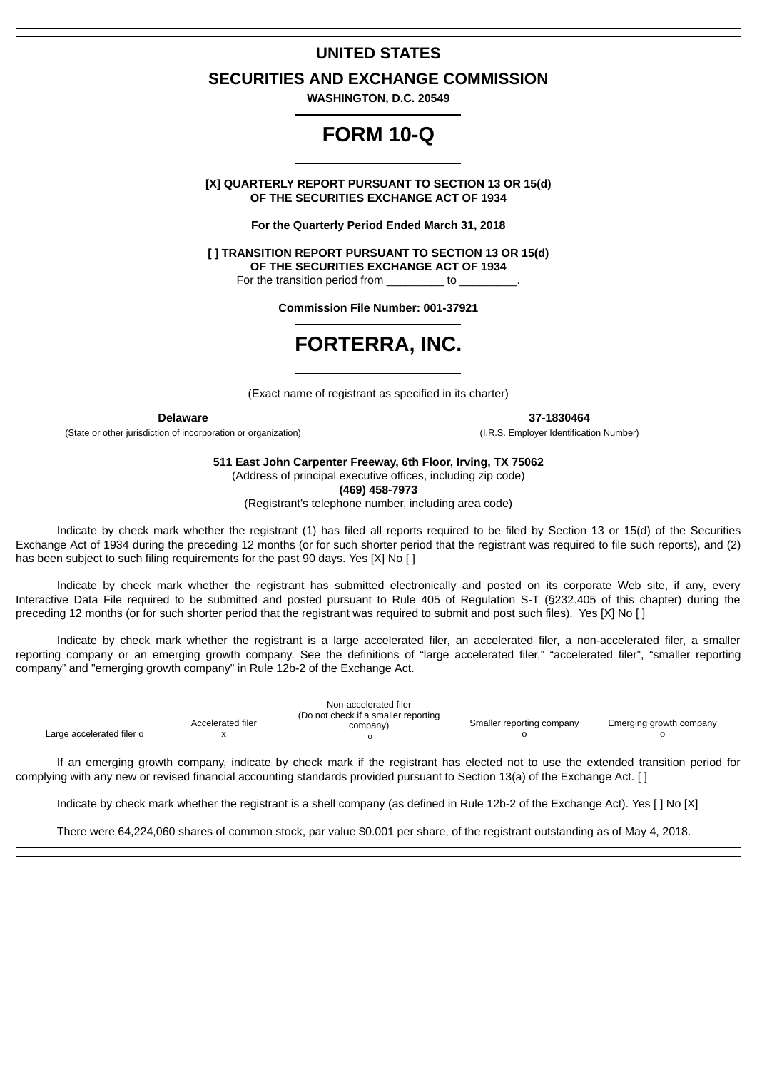# UNITED STATES

## SECURITIES AND EXCHANGE COMMISSION

**WASHINGTON, D.C. 20549**

# FORM 10-Q

**[X] QUARTERLY REPORT PURSUANT TO SECTION 13 OR 15(d)**
**OF THE SECURITIES EXCHANGE ACT OF 1934**

**For the Quarterly Period Ended March 31, 2018**

**[ ] TRANSITION REPORT PURSUANT TO SECTION 13 OR 15(d)**
**OF THE SECURITIES EXCHANGE ACT OF 1934**
For the transition period from _________ to _________.

**Commission File Number: 001-37921**

# FORTERRA, INC.

(Exact name of registrant as specified in its charter)

| **Delaware** | **37-1830464** |
|---|---|
| (State or other jurisdiction of incorporation or organization) | (I.R.S. Employer Identification Number) |

**511 East John Carpenter Freeway, 6th Floor, Irving, TX 75062**
(Address of principal executive offices, including zip code)
**(469) 458-7973**
(Registrant's telephone number, including area code)

Indicate by check mark whether the registrant (1) has filed all reports required to be filed by Section 13 or 15(d) of the Securities Exchange Act of 1934 during the preceding 12 months (or for such shorter period that the registrant was required to file such reports), and (2) has been subject to such filing requirements for the past 90 days. Yes [X] No [ ]

Indicate by check mark whether the registrant has submitted electronically and posted on its corporate Web site, if any, every Interactive Data File required to be submitted and posted pursuant to Rule 405 of Regulation S-T (§232.405 of this chapter) during the preceding 12 months (or for such shorter period that the registrant was required to submit and post such files). Yes [X] No [ ]

Indicate by check mark whether the registrant is a large accelerated filer, an accelerated filer, a non-accelerated filer, a smaller reporting company or an emerging growth company. See the definitions of "large accelerated filer," "accelerated filer", "smaller reporting company" and "emerging growth company" in Rule 12b-2 of the Exchange Act.

| Large accelerated filer o | Accelerated filer x | Non-accelerated filer (Do not check if a smaller reporting company) o | Smaller reporting company o | Emerging growth company o |
|---|---|---|---|---|

If an emerging growth company, indicate by check mark if the registrant has elected not to use the extended transition period for complying with any new or revised financial accounting standards provided pursuant to Section 13(a) of the Exchange Act. [ ]

Indicate by check mark whether the registrant is a shell company (as defined in Rule 12b-2 of the Exchange Act). Yes [ ] No [X]

There were 64,224,060 shares of common stock, par value $0.001 per share, of the registrant outstanding as of May 4, 2018.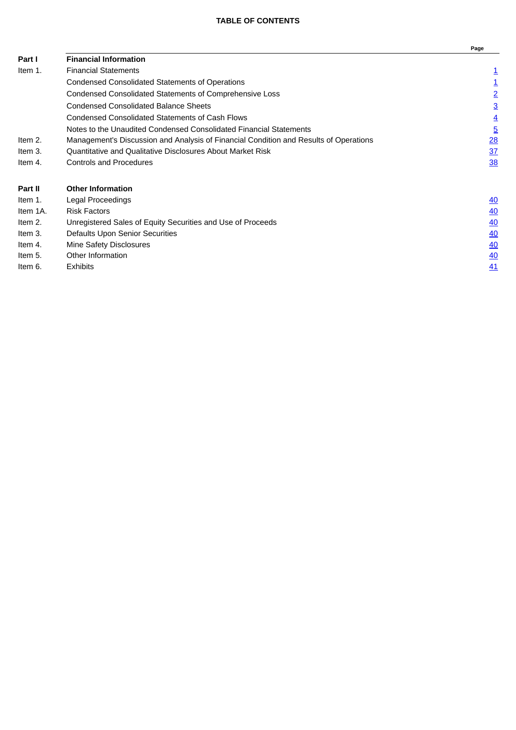**TABLE OF CONTENTS**

| | | Page |
|---|---|---|
| **Part I** | **Financial Information** | |
| Item 1. | Financial Statements | 1 |
| | Condensed Consolidated Statements of Operations | 1 |
| | Condensed Consolidated Statements of Comprehensive Loss | 2 |
| | Condensed Consolidated Balance Sheets | 3 |
| | Condensed Consolidated Statements of Cash Flows | 4 |
| | Notes to the Unaudited Condensed Consolidated Financial Statements | 5 |
| Item 2. | Management's Discussion and Analysis of Financial Condition and Results of Operations | 28 |
| Item 3. | Quantitative and Qualitative Disclosures About Market Risk | 37 |
| Item 4. | Controls and Procedures | 38 |
| **Part II** | **Other Information** | |
| Item 1. | Legal Proceedings | 40 |
| Item 1A. | Risk Factors | 40 |
| Item 2. | Unregistered Sales of Equity Securities and Use of Proceeds | 40 |
| Item 3. | Defaults Upon Senior Securities | 40 |
| Item 4. | Mine Safety Disclosures | 40 |
| Item 5. | Other Information | 40 |
| Item 6. | Exhibits | 41 |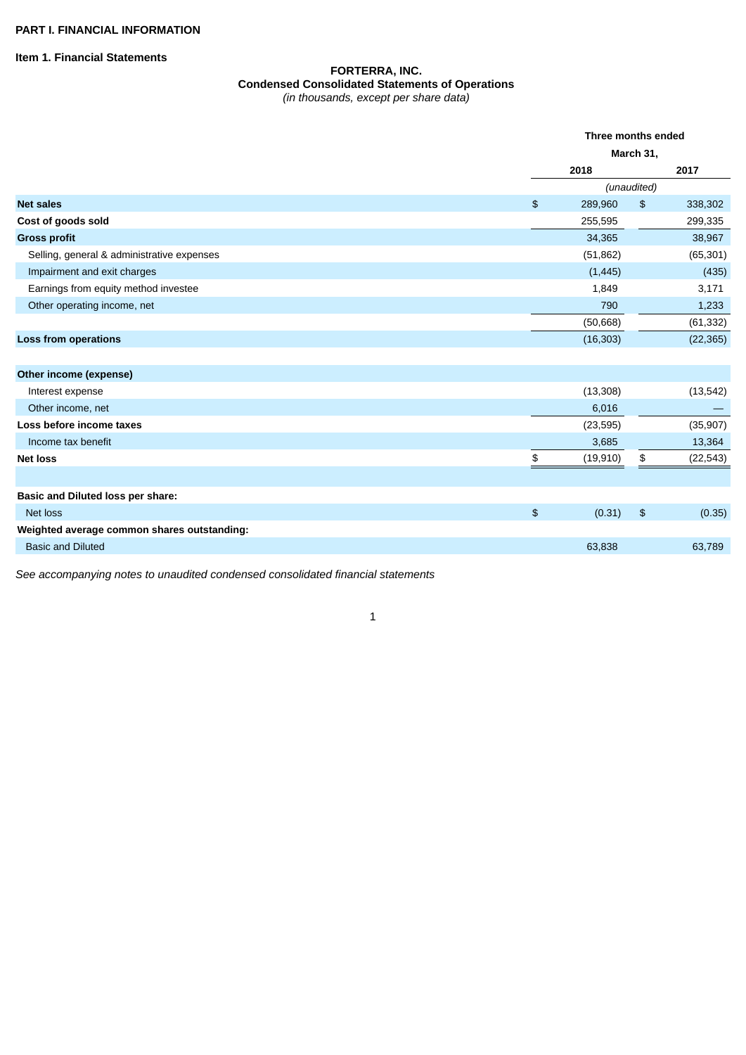**PART I. FINANCIAL INFORMATION**

**Item 1. Financial Statements**

**FORTERRA, INC.**
**Condensed Consolidated Statements of Operations**
*(in thousands, except per share data)*

| | Three months ended March 31, | |
|---|---|---|
| | 2018 | 2017 |
| | *(unaudited)* | |
| **Net sales** | $ 289,960 | $ 338,302 |
| **Cost of goods sold** | 255,595 | 299,335 |
| **Gross profit** | 34,365 | 38,967 |
| Selling, general & administrative expenses | (51,862) | (65,301) |
| Impairment and exit charges | (1,445) | (435) |
| Earnings from equity method investee | 1,849 | 3,171 |
| Other operating income, net | 790 | 1,233 |
| | (50,668) | (61,332) |
| **Loss from operations** | (16,303) | (22,365) |
| | | |
| **Other income (expense)** | | |
| Interest expense | (13,308) | (13,542) |
| Other income, net | 6,016 | — |
| **Loss before income taxes** | (23,595) | (35,907) |
| Income tax benefit | 3,685 | 13,364 |
| **Net loss** | $ (19,910) | $ (22,543) |
| | | |
| **Basic and Diluted loss per share:** | | |
| Net loss | $ (0.31) | $ (0.35) |
| **Weighted average common shares outstanding:** | | |
| Basic and Diluted | 63,838 | 63,789 |

*See accompanying notes to unaudited condensed consolidated financial statements*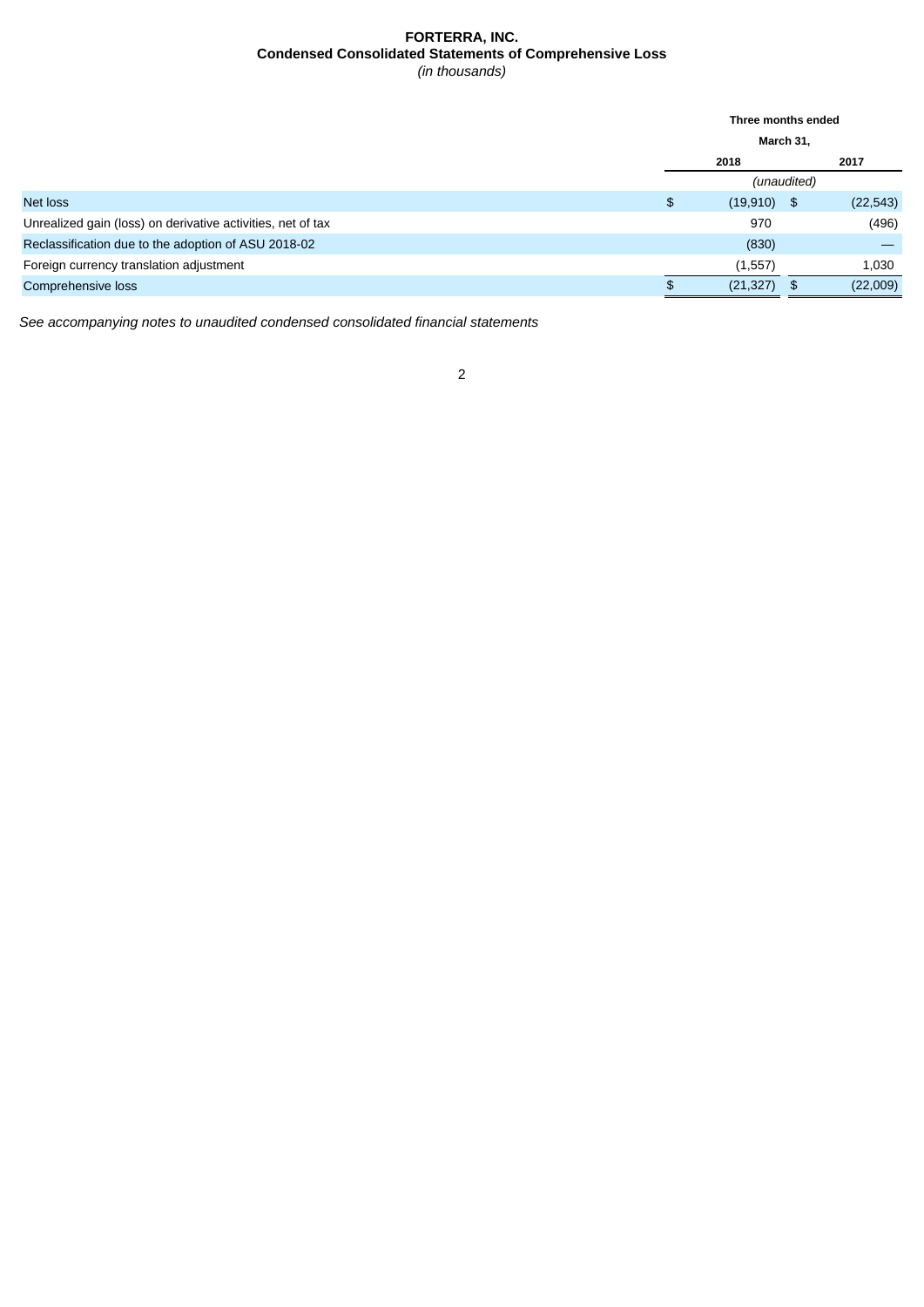**FORTERRA, INC.**
**Condensed Consolidated Statements of Comprehensive Loss**
*(in thousands)*

| | Three months ended March 31, | |
|---|---|---|
| | 2018 | 2017 |
| | *(unaudited)* | |
| Net loss | $ (19,910) | $ (22,543) |
| Unrealized gain (loss) on derivative activities, net of tax | 970 | (496) |
| Reclassification due to the adoption of ASU 2018-02 | (830) | — |
| Foreign currency translation adjustment | (1,557) | 1,030 |
| Comprehensive loss | $ (21,327) | $ (22,009) |

*See accompanying notes to unaudited condensed consolidated financial statements*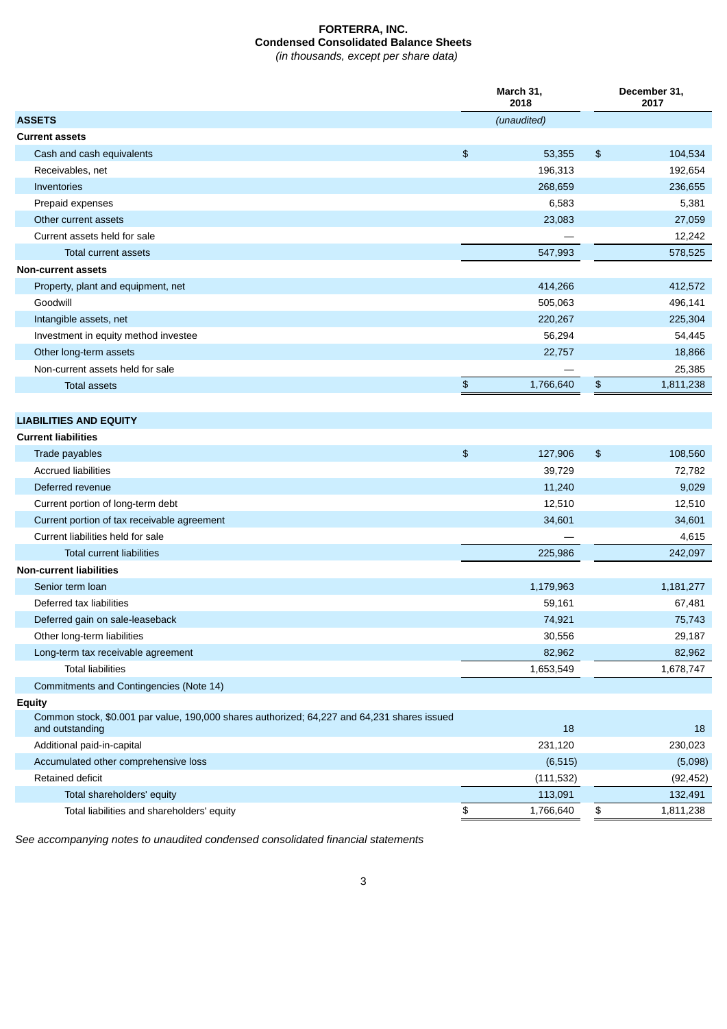# FORTERRA, INC.
## Condensed Consolidated Balance Sheets
*(in thousands, except per share data)*

| | March 31, 2018 | December 31, 2017 |
|---|---|---|
| **ASSETS** | *(unaudited)* | |
| **Current assets** | | |
| Cash and cash equivalents | $ 53,355 | $ 104,534 |
| Receivables, net | 196,313 | 192,654 |
| Inventories | 268,659 | 236,655 |
| Prepaid expenses | 6,583 | 5,381 |
| Other current assets | 23,083 | 27,059 |
| Current assets held for sale | — | 12,242 |
| Total current assets | 547,993 | 578,525 |
| **Non-current assets** | | |
| Property, plant and equipment, net | 414,266 | 412,572 |
| Goodwill | 505,063 | 496,141 |
| Intangible assets, net | 220,267 | 225,304 |
| Investment in equity method investee | 56,294 | 54,445 |
| Other long-term assets | 22,757 | 18,866 |
| Non-current assets held for sale | — | 25,385 |
| Total assets | $ 1,766,640 | $ 1,811,238 |
| | | |
| **LIABILITIES AND EQUITY** | | |
| **Current liabilities** | | |
| Trade payables | $ 127,906 | $ 108,560 |
| Accrued liabilities | 39,729 | 72,782 |
| Deferred revenue | 11,240 | 9,029 |
| Current portion of long-term debt | 12,510 | 12,510 |
| Current portion of tax receivable agreement | 34,601 | 34,601 |
| Current liabilities held for sale | — | 4,615 |
| Total current liabilities | 225,986 | 242,097 |
| **Non-current liabilities** | | |
| Senior term loan | 1,179,963 | 1,181,277 |
| Deferred tax liabilities | 59,161 | 67,481 |
| Deferred gain on sale-leaseback | 74,921 | 75,743 |
| Other long-term liabilities | 30,556 | 29,187 |
| Long-term tax receivable agreement | 82,962 | 82,962 |
| Total liabilities | 1,653,549 | 1,678,747 |
| Commitments and Contingencies (Note 14) | | |
| **Equity** | | |
| Common stock, $0.001 par value, 190,000 shares authorized; 64,227 and 64,231 shares issued and outstanding | 18 | 18 |
| Additional paid-in-capital | 231,120 | 230,023 |
| Accumulated other comprehensive loss | (6,515) | (5,098) |
| Retained deficit | (111,532) | (92,452) |
| Total shareholders' equity | 113,091 | 132,491 |
| Total liabilities and shareholders' equity | $ 1,766,640 | $ 1,811,238 |

*See accompanying notes to unaudited condensed consolidated financial statements*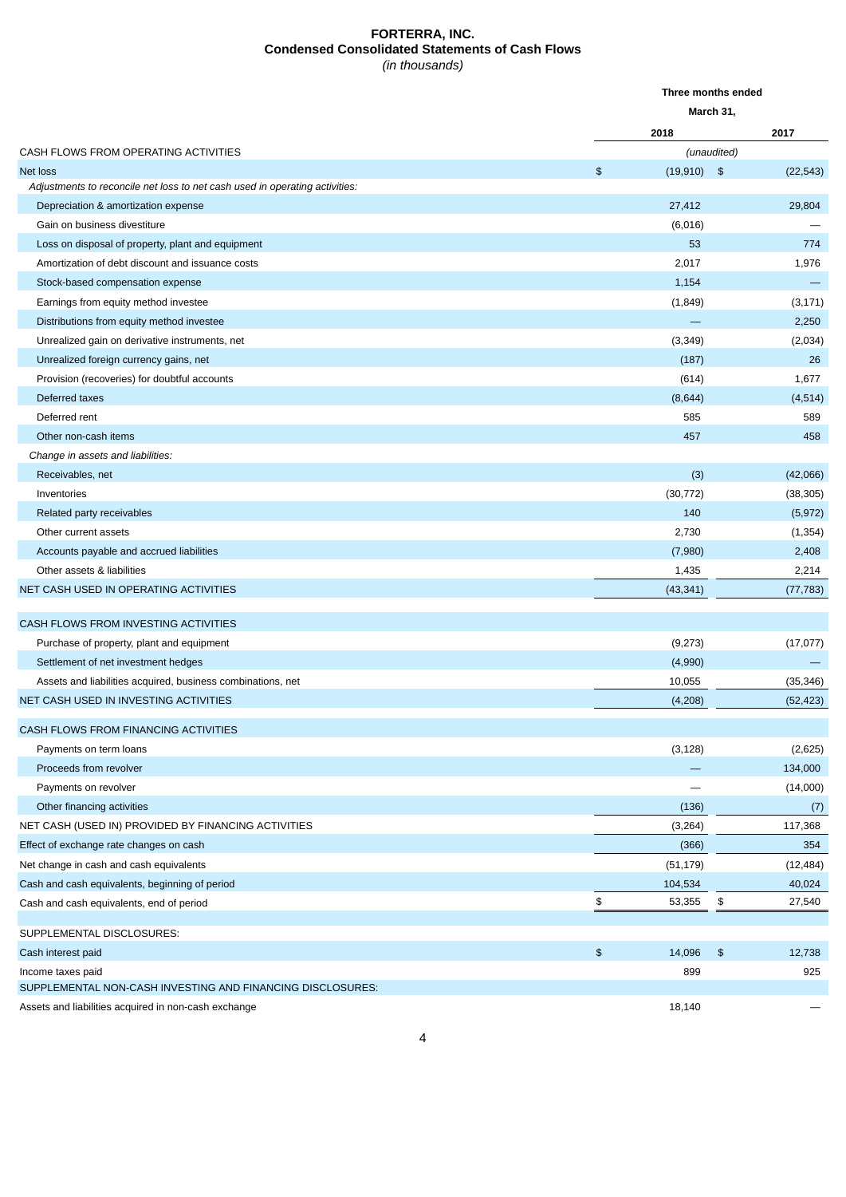# FORTERRA, INC.

## Condensed Consolidated Statements of Cash Flows

*(in thousands)*

| | Three months ended March 31, | |
|---|---|---|
| | 2018 | 2017 |
| CASH FLOWS FROM OPERATING ACTIVITIES | *(unaudited)* | |
| Net loss | $ (19,910) | $ (22,543) |
| *Adjustments to reconcile net loss to net cash used in operating activities:* | | |
| Depreciation & amortization expense | 27,412 | 29,804 |
| Gain on business divestiture | (6,016) | — |
| Loss on disposal of property, plant and equipment | 53 | 774 |
| Amortization of debt discount and issuance costs | 2,017 | 1,976 |
| Stock-based compensation expense | 1,154 | — |
| Earnings from equity method investee | (1,849) | (3,171) |
| Distributions from equity method investee | — | 2,250 |
| Unrealized gain on derivative instruments, net | (3,349) | (2,034) |
| Unrealized foreign currency gains, net | (187) | 26 |
| Provision (recoveries) for doubtful accounts | (614) | 1,677 |
| Deferred taxes | (8,644) | (4,514) |
| Deferred rent | 585 | 589 |
| Other non-cash items | 457 | 458 |
| *Change in assets and liabilities:* | | |
| Receivables, net | (3) | (42,066) |
| Inventories | (30,772) | (38,305) |
| Related party receivables | 140 | (5,972) |
| Other current assets | 2,730 | (1,354) |
| Accounts payable and accrued liabilities | (7,980) | 2,408 |
| Other assets & liabilities | 1,435 | 2,214 |
| NET CASH USED IN OPERATING ACTIVITIES | (43,341) | (77,783) |
| | | |
| CASH FLOWS FROM INVESTING ACTIVITIES | | |
| Purchase of property, plant and equipment | (9,273) | (17,077) |
| Settlement of net investment hedges | (4,990) | — |
| Assets and liabilities acquired, business combinations, net | 10,055 | (35,346) |
| NET CASH USED IN INVESTING ACTIVITIES | (4,208) | (52,423) |
| | | |
| CASH FLOWS FROM FINANCING ACTIVITIES | | |
| Payments on term loans | (3,128) | (2,625) |
| Proceeds from revolver | — | 134,000 |
| Payments on revolver | — | (14,000) |
| Other financing activities | (136) | (7) |
| NET CASH (USED IN) PROVIDED BY FINANCING ACTIVITIES | (3,264) | 117,368 |
| Effect of exchange rate changes on cash | (366) | 354 |
| Net change in cash and cash equivalents | (51,179) | (12,484) |
| Cash and cash equivalents, beginning of period | 104,534 | 40,024 |
| Cash and cash equivalents, end of period | $ 53,355 | $ 27,540 |
| | | |
| SUPPLEMENTAL DISCLOSURES: | | |
| Cash interest paid | $ 14,096 | $ 12,738 |
| Income taxes paid | 899 | 925 |
| SUPPLEMENTAL NON-CASH INVESTING AND FINANCING DISCLOSURES: | | |
| Assets and liabilities acquired in non-cash exchange | 18,140 | — |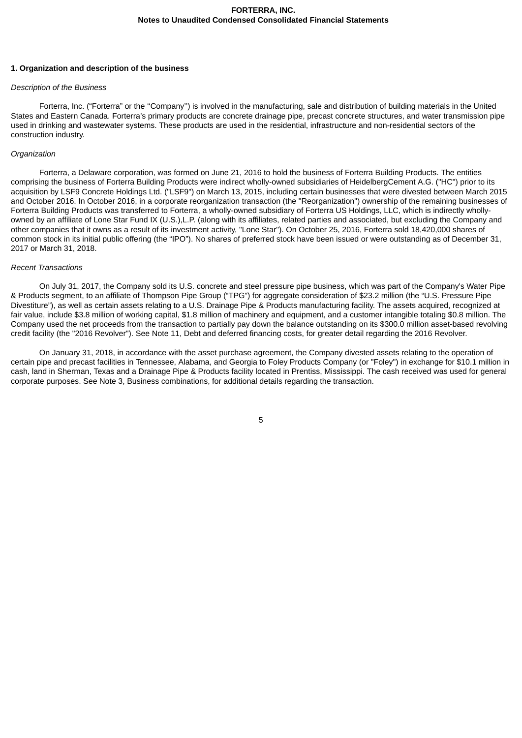## 1. Organization and description of the business

*Description of the Business*

Forterra, Inc. ("Forterra" or the ''Company'') is involved in the manufacturing, sale and distribution of building materials in the United States and Eastern Canada. Forterra's primary products are concrete drainage pipe, precast concrete structures, and water transmission pipe used in drinking and wastewater systems. These products are used in the residential, infrastructure and non-residential sectors of the construction industry.

*Organization*

Forterra, a Delaware corporation, was formed on June 21, 2016 to hold the business of Forterra Building Products. The entities comprising the business of Forterra Building Products were indirect wholly-owned subsidiaries of HeidelbergCement A.G. ("HC") prior to its acquisition by LSF9 Concrete Holdings Ltd. ("LSF9") on March 13, 2015, including certain businesses that were divested between March 2015 and October 2016. In October 2016, in a corporate reorganization transaction (the "Reorganization") ownership of the remaining businesses of Forterra Building Products was transferred to Forterra, a wholly-owned subsidiary of Forterra US Holdings, LLC, which is indirectly wholly-owned by an affiliate of Lone Star Fund IX (U.S.),L.P. (along with its affiliates, related parties and associated, but excluding the Company and other companies that it owns as a result of its investment activity, "Lone Star"). On October 25, 2016, Forterra sold 18,420,000 shares of common stock in its initial public offering (the "IPO"). No shares of preferred stock have been issued or were outstanding as of December 31, 2017 or March 31, 2018.

*Recent Transactions*

On July 31, 2017, the Company sold its U.S. concrete and steel pressure pipe business, which was part of the Company's Water Pipe & Products segment, to an affiliate of Thompson Pipe Group ("TPG") for aggregate consideration of $23.2 million (the "U.S. Pressure Pipe Divestiture"), as well as certain assets relating to a U.S. Drainage Pipe & Products manufacturing facility. The assets acquired, recognized at fair value, include $3.8 million of working capital, $1.8 million of machinery and equipment, and a customer intangible totaling $0.8 million. The Company used the net proceeds from the transaction to partially pay down the balance outstanding on its $300.0 million asset-based revolving credit facility (the "2016 Revolver"). See Note 11, Debt and deferred financing costs, for greater detail regarding the 2016 Revolver.

On January 31, 2018, in accordance with the asset purchase agreement, the Company divested assets relating to the operation of certain pipe and precast facilities in Tennessee, Alabama, and Georgia to Foley Products Company (or "Foley") in exchange for $10.1 million in cash, land in Sherman, Texas and a Drainage Pipe & Products facility located in Prentiss, Mississippi. The cash received was used for general corporate purposes. See Note 3, Business combinations, for additional details regarding the transaction.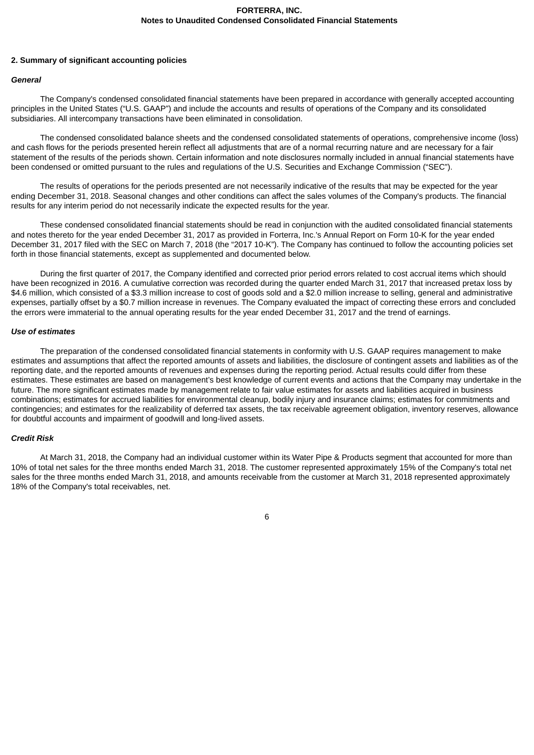## 2. Summary of significant accounting policies

### *General*

The Company's condensed consolidated financial statements have been prepared in accordance with generally accepted accounting principles in the United States ("U.S. GAAP") and include the accounts and results of operations of the Company and its consolidated subsidiaries. All intercompany transactions have been eliminated in consolidation.

The condensed consolidated balance sheets and the condensed consolidated statements of operations, comprehensive income (loss) and cash flows for the periods presented herein reflect all adjustments that are of a normal recurring nature and are necessary for a fair statement of the results of the periods shown. Certain information and note disclosures normally included in annual financial statements have been condensed or omitted pursuant to the rules and regulations of the U.S. Securities and Exchange Commission ("SEC").

The results of operations for the periods presented are not necessarily indicative of the results that may be expected for the year ending December 31, 2018. Seasonal changes and other conditions can affect the sales volumes of the Company's products. The financial results for any interim period do not necessarily indicate the expected results for the year.

These condensed consolidated financial statements should be read in conjunction with the audited consolidated financial statements and notes thereto for the year ended December 31, 2017 as provided in Forterra, Inc.'s Annual Report on Form 10-K for the year ended December 31, 2017 filed with the SEC on March 7, 2018 (the "2017 10-K"). The Company has continued to follow the accounting policies set forth in those financial statements, except as supplemented and documented below.

During the first quarter of 2017, the Company identified and corrected prior period errors related to cost accrual items which should have been recognized in 2016. A cumulative correction was recorded during the quarter ended March 31, 2017 that increased pretax loss by $4.6 million, which consisted of a $3.3 million increase to cost of goods sold and a $2.0 million increase to selling, general and administrative expenses, partially offset by a $0.7 million increase in revenues. The Company evaluated the impact of correcting these errors and concluded the errors were immaterial to the annual operating results for the year ended December 31, 2017 and the trend of earnings.

### *Use of estimates*

The preparation of the condensed consolidated financial statements in conformity with U.S. GAAP requires management to make estimates and assumptions that affect the reported amounts of assets and liabilities, the disclosure of contingent assets and liabilities as of the reporting date, and the reported amounts of revenues and expenses during the reporting period. Actual results could differ from these estimates. These estimates are based on management's best knowledge of current events and actions that the Company may undertake in the future. The more significant estimates made by management relate to fair value estimates for assets and liabilities acquired in business combinations; estimates for accrued liabilities for environmental cleanup, bodily injury and insurance claims; estimates for commitments and contingencies; and estimates for the realizability of deferred tax assets, the tax receivable agreement obligation, inventory reserves, allowance for doubtful accounts and impairment of goodwill and long-lived assets.

### *Credit Risk*

At March 31, 2018, the Company had an individual customer within its Water Pipe & Products segment that accounted for more than 10% of total net sales for the three months ended March 31, 2018. The customer represented approximately 15% of the Company's total net sales for the three months ended March 31, 2018, and amounts receivable from the customer at March 31, 2018 represented approximately 18% of the Company's total receivables, net.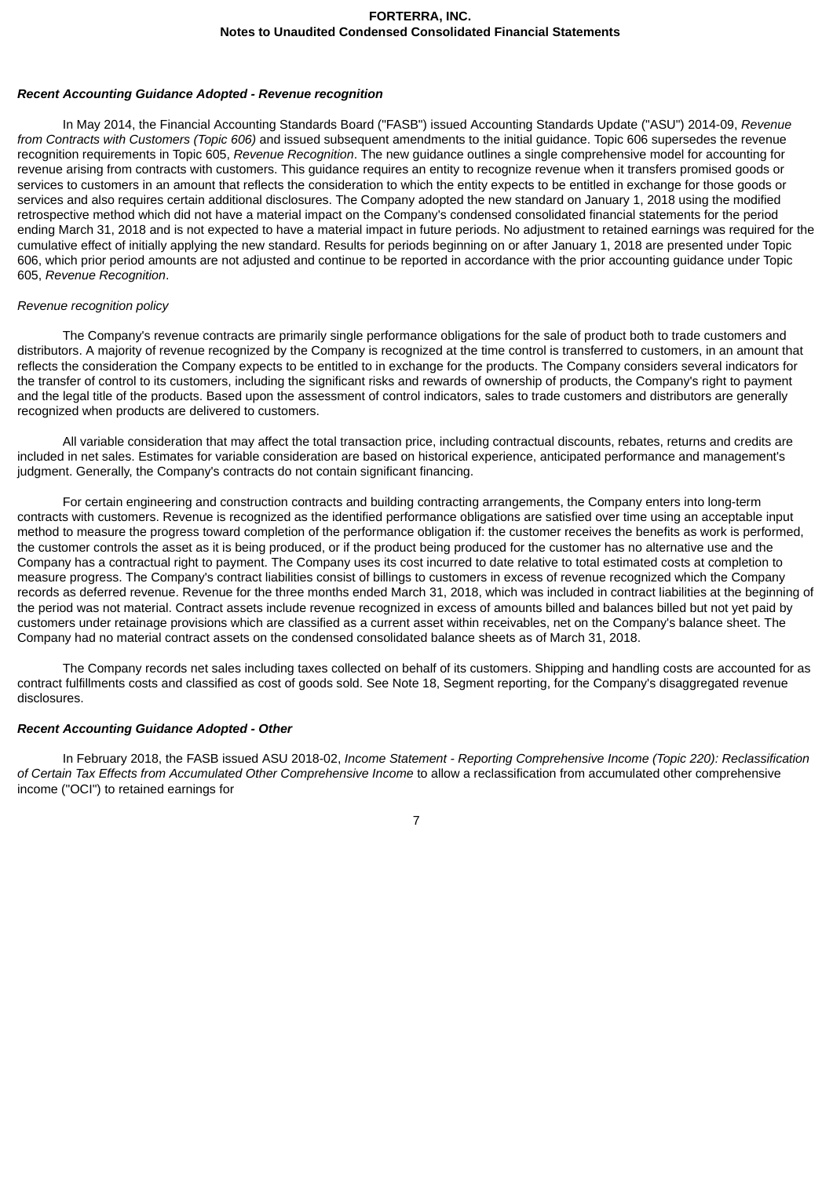***Recent Accounting Guidance Adopted - Revenue recognition***

In May 2014, the Financial Accounting Standards Board ("FASB") issued Accounting Standards Update ("ASU") 2014-09, *Revenue from Contracts with Customers (Topic 606)* and issued subsequent amendments to the initial guidance. Topic 606 supersedes the revenue recognition requirements in Topic 605, *Revenue Recognition*. The new guidance outlines a single comprehensive model for accounting for revenue arising from contracts with customers. This guidance requires an entity to recognize revenue when it transfers promised goods or services to customers in an amount that reflects the consideration to which the entity expects to be entitled in exchange for those goods or services and also requires certain additional disclosures. The Company adopted the new standard on January 1, 2018 using the modified retrospective method which did not have a material impact on the Company's condensed consolidated financial statements for the period ending March 31, 2018 and is not expected to have a material impact in future periods. No adjustment to retained earnings was required for the cumulative effect of initially applying the new standard. Results for periods beginning on or after January 1, 2018 are presented under Topic 606, which prior period amounts are not adjusted and continue to be reported in accordance with the prior accounting guidance under Topic 605, *Revenue Recognition*.

*Revenue recognition policy*

The Company's revenue contracts are primarily single performance obligations for the sale of product both to trade customers and distributors. A majority of revenue recognized by the Company is recognized at the time control is transferred to customers, in an amount that reflects the consideration the Company expects to be entitled to in exchange for the products. The Company considers several indicators for the transfer of control to its customers, including the significant risks and rewards of ownership of products, the Company's right to payment and the legal title of the products. Based upon the assessment of control indicators, sales to trade customers and distributors are generally recognized when products are delivered to customers.

All variable consideration that may affect the total transaction price, including contractual discounts, rebates, returns and credits are included in net sales. Estimates for variable consideration are based on historical experience, anticipated performance and management's judgment. Generally, the Company's contracts do not contain significant financing.

For certain engineering and construction contracts and building contracting arrangements, the Company enters into long-term contracts with customers. Revenue is recognized as the identified performance obligations are satisfied over time using an acceptable input method to measure the progress toward completion of the performance obligation if: the customer receives the benefits as work is performed, the customer controls the asset as it is being produced, or if the product being produced for the customer has no alternative use and the Company has a contractual right to payment. The Company uses its cost incurred to date relative to total estimated costs at completion to measure progress. The Company's contract liabilities consist of billings to customers in excess of revenue recognized which the Company records as deferred revenue. Revenue for the three months ended March 31, 2018, which was included in contract liabilities at the beginning of the period was not material. Contract assets include revenue recognized in excess of amounts billed and balances billed but not yet paid by customers under retainage provisions which are classified as a current asset within receivables, net on the Company's balance sheet. The Company had no material contract assets on the condensed consolidated balance sheets as of March 31, 2018.

The Company records net sales including taxes collected on behalf of its customers. Shipping and handling costs are accounted for as contract fulfillments costs and classified as cost of goods sold. See Note 18, Segment reporting, for the Company's disaggregated revenue disclosures.

***Recent Accounting Guidance Adopted - Other***

In February 2018, the FASB issued ASU 2018-02, *Income Statement - Reporting Comprehensive Income (Topic 220): Reclassification of Certain Tax Effects from Accumulated Other Comprehensive Income* to allow a reclassification from accumulated other comprehensive income ("OCI") to retained earnings for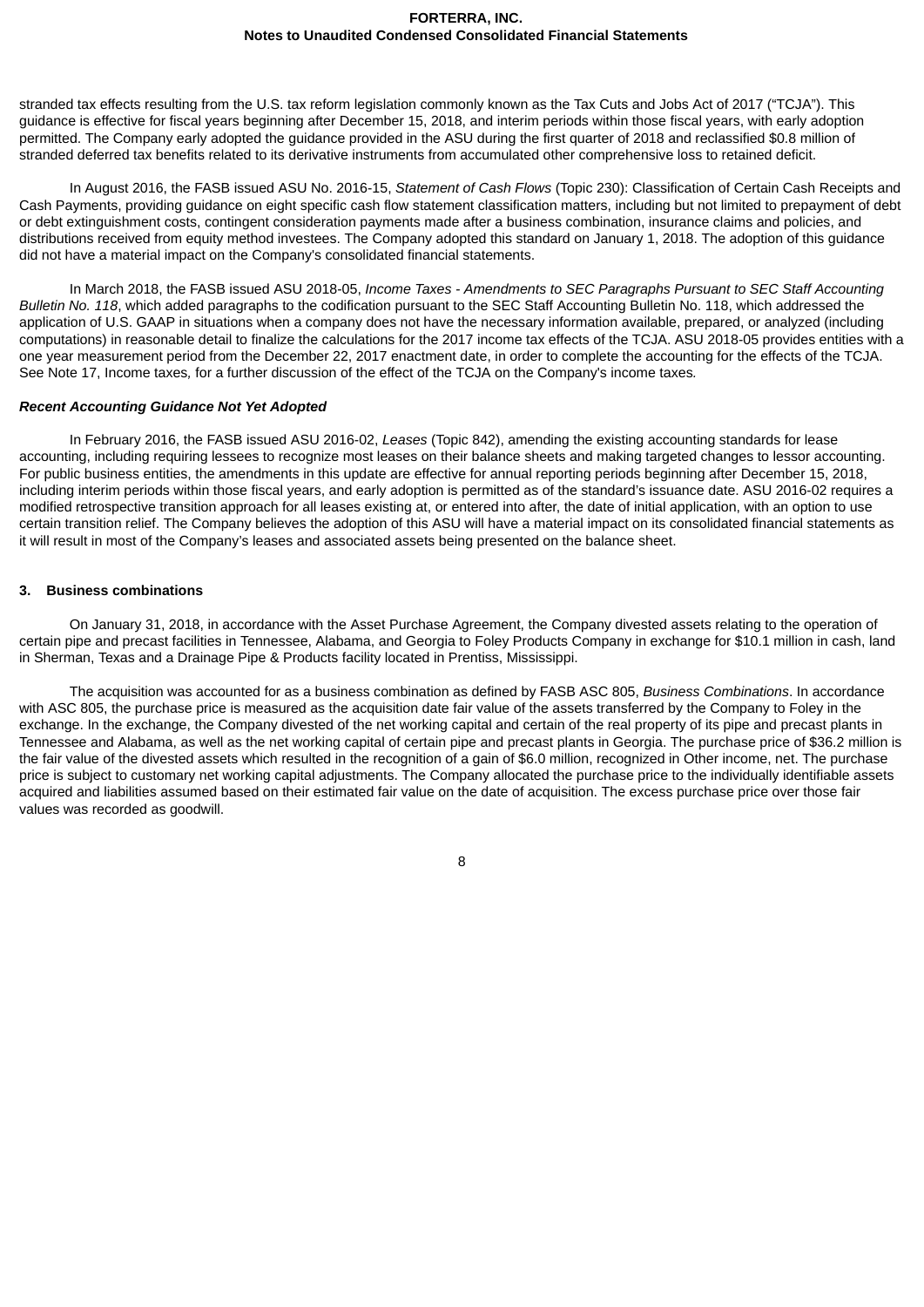stranded tax effects resulting from the U.S. tax reform legislation commonly known as the Tax Cuts and Jobs Act of 2017 ("TCJA"). This guidance is effective for fiscal years beginning after December 15, 2018, and interim periods within those fiscal years, with early adoption permitted. The Company early adopted the guidance provided in the ASU during the first quarter of 2018 and reclassified $0.8 million of stranded deferred tax benefits related to its derivative instruments from accumulated other comprehensive loss to retained deficit.

In August 2016, the FASB issued ASU No. 2016-15, *Statement of Cash Flows* (Topic 230): Classification of Certain Cash Receipts and Cash Payments, providing guidance on eight specific cash flow statement classification matters, including but not limited to prepayment of debt or debt extinguishment costs, contingent consideration payments made after a business combination, insurance claims and policies, and distributions received from equity method investees. The Company adopted this standard on January 1, 2018. The adoption of this guidance did not have a material impact on the Company's consolidated financial statements.

In March 2018, the FASB issued ASU 2018-05, *Income Taxes - Amendments to SEC Paragraphs Pursuant to SEC Staff Accounting Bulletin No. 118*, which added paragraphs to the codification pursuant to the SEC Staff Accounting Bulletin No. 118, which addressed the application of U.S. GAAP in situations when a company does not have the necessary information available, prepared, or analyzed (including computations) in reasonable detail to finalize the calculations for the 2017 income tax effects of the TCJA. ASU 2018-05 provides entities with a one year measurement period from the December 22, 2017 enactment date, in order to complete the accounting for the effects of the TCJA. See Note 17, Income taxes*,* for a further discussion of the effect of the TCJA on the Company's income taxes*.*

***Recent Accounting Guidance Not Yet Adopted***

In February 2016, the FASB issued ASU 2016-02, *Leases* (Topic 842), amending the existing accounting standards for lease accounting, including requiring lessees to recognize most leases on their balance sheets and making targeted changes to lessor accounting. For public business entities, the amendments in this update are effective for annual reporting periods beginning after December 15, 2018, including interim periods within those fiscal years, and early adoption is permitted as of the standard's issuance date. ASU 2016-02 requires a modified retrospective transition approach for all leases existing at, or entered into after, the date of initial application, with an option to use certain transition relief. The Company believes the adoption of this ASU will have a material impact on its consolidated financial statements as it will result in most of the Company's leases and associated assets being presented on the balance sheet.

**3. Business combinations**

On January 31, 2018, in accordance with the Asset Purchase Agreement, the Company divested assets relating to the operation of certain pipe and precast facilities in Tennessee, Alabama, and Georgia to Foley Products Company in exchange for $10.1 million in cash, land in Sherman, Texas and a Drainage Pipe & Products facility located in Prentiss, Mississippi.

The acquisition was accounted for as a business combination as defined by FASB ASC 805, *Business Combinations*. In accordance with ASC 805, the purchase price is measured as the acquisition date fair value of the assets transferred by the Company to Foley in the exchange. In the exchange, the Company divested of the net working capital and certain of the real property of its pipe and precast plants in Tennessee and Alabama, as well as the net working capital of certain pipe and precast plants in Georgia. The purchase price of $36.2 million is the fair value of the divested assets which resulted in the recognition of a gain of $6.0 million, recognized in Other income, net. The purchase price is subject to customary net working capital adjustments. The Company allocated the purchase price to the individually identifiable assets acquired and liabilities assumed based on their estimated fair value on the date of acquisition. The excess purchase price over those fair values was recorded as goodwill.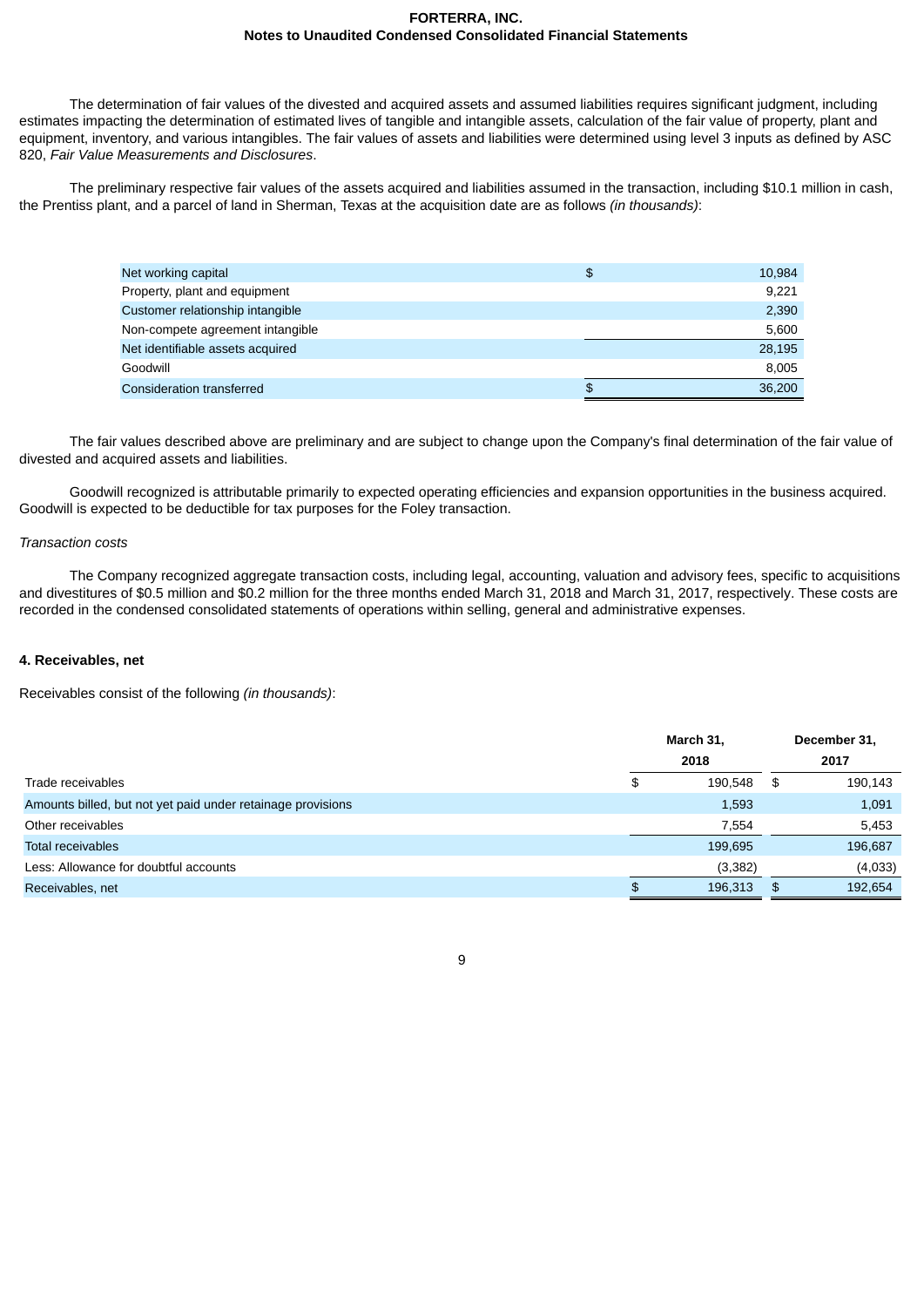The determination of fair values of the divested and acquired assets and assumed liabilities requires significant judgment, including estimates impacting the determination of estimated lives of tangible and intangible assets, calculation of the fair value of property, plant and equipment, inventory, and various intangibles. The fair values of assets and liabilities were determined using level 3 inputs as defined by ASC 820, *Fair Value Measurements and Disclosures*.

The preliminary respective fair values of the assets acquired and liabilities assumed in the transaction, including $10.1 million in cash, the Prentiss plant, and a parcel of land in Sherman, Texas at the acquisition date are as follows *(in thousands)*:

| | |
|---|---|
| Net working capital | $ 10,984 |
| Property, plant and equipment | 9,221 |
| Customer relationship intangible | 2,390 |
| Non-compete agreement intangible | 5,600 |
| Net identifiable assets acquired | 28,195 |
| Goodwill | 8,005 |
| Consideration transferred | $ 36,200 |

The fair values described above are preliminary and are subject to change upon the Company's final determination of the fair value of divested and acquired assets and liabilities.

Goodwill recognized is attributable primarily to expected operating efficiencies and expansion opportunities in the business acquired. Goodwill is expected to be deductible for tax purposes for the Foley transaction.

*Transaction costs*

The Company recognized aggregate transaction costs, including legal, accounting, valuation and advisory fees, specific to acquisitions and divestitures of $0.5 million and $0.2 million for the three months ended March 31, 2018 and March 31, 2017, respectively. These costs are recorded in the condensed consolidated statements of operations within selling, general and administrative expenses.

**4. Receivables, net**

Receivables consist of the following *(in thousands)*:

| | March 31, 2018 | December 31, 2017 |
|---|---|---|
| Trade receivables | $ 190,548 | $ 190,143 |
| Amounts billed, but not yet paid under retainage provisions | 1,593 | 1,091 |
| Other receivables | 7,554 | 5,453 |
| Total receivables | 199,695 | 196,687 |
| Less: Allowance for doubtful accounts | (3,382) | (4,033) |
| Receivables, net | $ 196,313 | $ 192,654 |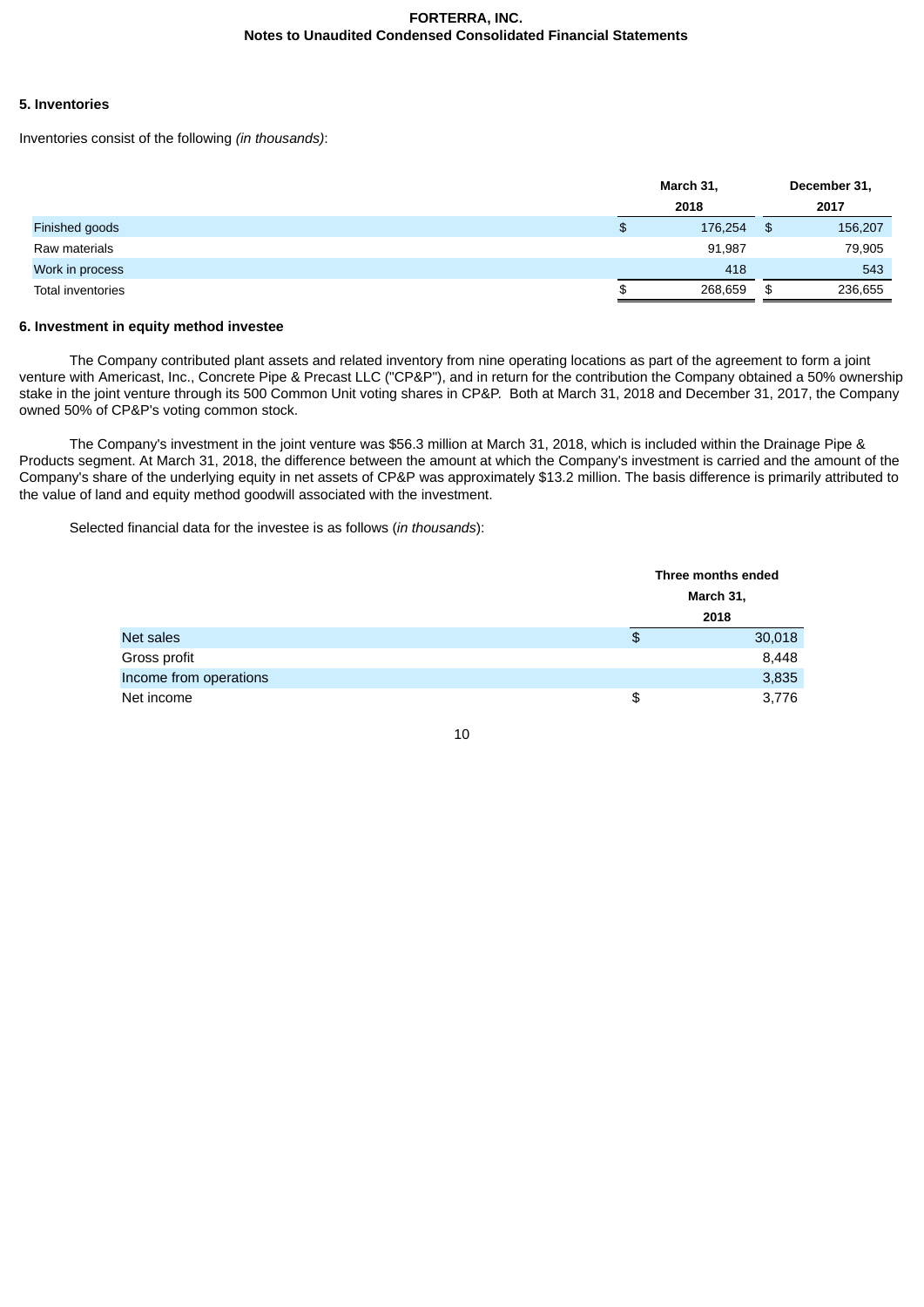### 5. Inventories

Inventories consist of the following *(in thousands)*:

| | March 31, 2018 | December 31, 2017 |
|---|---|---|
| Finished goods | $ 176,254 | $ 156,207 |
| Raw materials | 91,987 | 79,905 |
| Work in process | 418 | 543 |
| Total inventories | $ 268,659 | $ 236,655 |

### 6. Investment in equity method investee

The Company contributed plant assets and related inventory from nine operating locations as part of the agreement to form a joint venture with Americast, Inc., Concrete Pipe & Precast LLC ("CP&P"), and in return for the contribution the Company obtained a 50% ownership stake in the joint venture through its 500 Common Unit voting shares in CP&P. Both at March 31, 2018 and December 31, 2017, the Company owned 50% of CP&P's voting common stock.

The Company's investment in the joint venture was $56.3 million at March 31, 2018, which is included within the Drainage Pipe & Products segment. At March 31, 2018, the difference between the amount at which the Company's investment is carried and the amount of the Company's share of the underlying equity in net assets of CP&P was approximately $13.2 million. The basis difference is primarily attributed to the value of land and equity method goodwill associated with the investment.

Selected financial data for the investee is as follows (*in thousands*):

| | Three months ended March 31, 2018 |
|---|---|
| Net sales | $ 30,018 |
| Gross profit | 8,448 |
| Income from operations | 3,835 |
| Net income | $ 3,776 |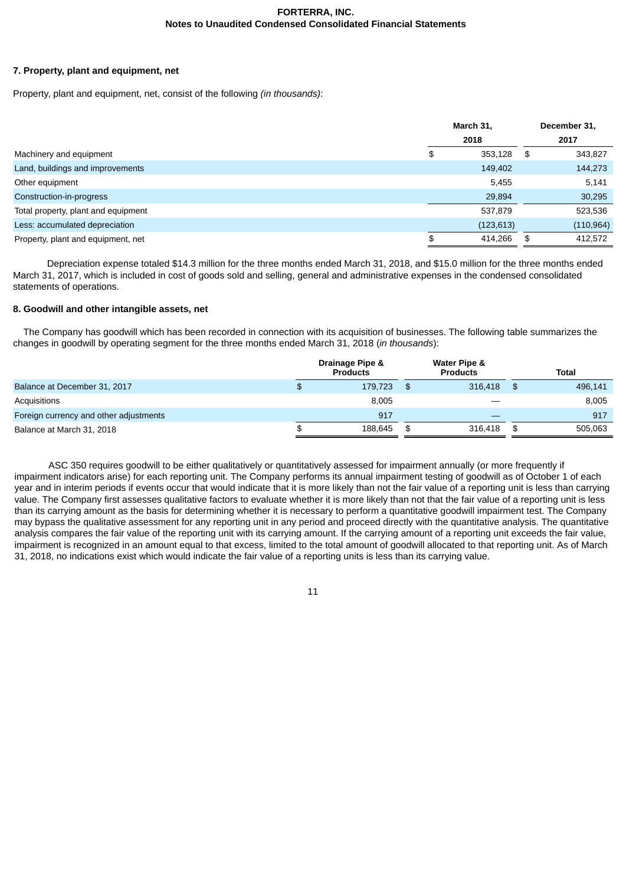## 7. Property, plant and equipment, net

Property, plant and equipment, net, consist of the following *(in thousands)*:

| | March 31, 2018 | December 31, 2017 |
|---|---|---|
| Machinery and equipment | $ 353,128 | $ 343,827 |
| Land, buildings and improvements | 149,402 | 144,273 |
| Other equipment | 5,455 | 5,141 |
| Construction-in-progress | 29,894 | 30,295 |
| Total property, plant and equipment | 537,879 | 523,536 |
| Less: accumulated depreciation | (123,613) | (110,964) |
| Property, plant and equipment, net | $ 414,266 | $ 412,572 |

Depreciation expense totaled $14.3 million for the three months ended March 31, 2018, and $15.0 million for the three months ended March 31, 2017, which is included in cost of goods sold and selling, general and administrative expenses in the condensed consolidated statements of operations.

## 8. Goodwill and other intangible assets, net

The Company has goodwill which has been recorded in connection with its acquisition of businesses. The following table summarizes the changes in goodwill by operating segment for the three months ended March 31, 2018 (*in thousands*):

| | Drainage Pipe & Products | Water Pipe & Products | Total |
|---|---|---|---|
| Balance at December 31, 2017 | $ 179,723 | $ 316,418 | $ 496,141 |
| Acquisitions | 8,005 | — | 8,005 |
| Foreign currency and other adjustments | 917 | — | 917 |
| Balance at March 31, 2018 | $ 188,645 | $ 316,418 | $ 505,063 |

ASC 350 requires goodwill to be either qualitatively or quantitatively assessed for impairment annually (or more frequently if impairment indicators arise) for each reporting unit. The Company performs its annual impairment testing of goodwill as of October 1 of each year and in interim periods if events occur that would indicate that it is more likely than not the fair value of a reporting unit is less than carrying value. The Company first assesses qualitative factors to evaluate whether it is more likely than not that the fair value of a reporting unit is less than its carrying amount as the basis for determining whether it is necessary to perform a quantitative goodwill impairment test. The Company may bypass the qualitative assessment for any reporting unit in any period and proceed directly with the quantitative analysis. The quantitative analysis compares the fair value of the reporting unit with its carrying amount. If the carrying amount of a reporting unit exceeds the fair value, impairment is recognized in an amount equal to that excess, limited to the total amount of goodwill allocated to that reporting unit. As of March 31, 2018, no indications exist which would indicate the fair value of a reporting units is less than its carrying value.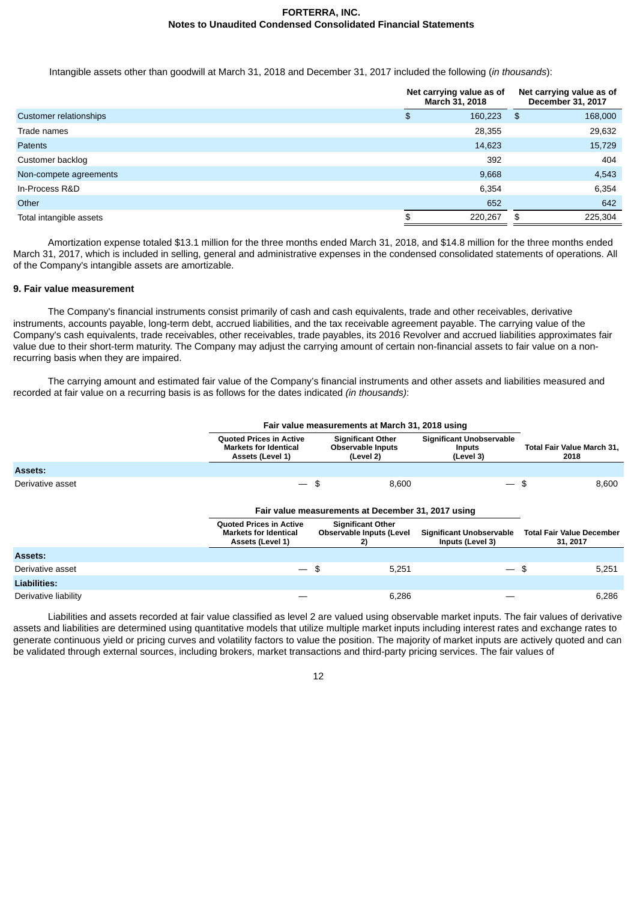Intangible assets other than goodwill at March 31, 2018 and December 31, 2017 included the following (*in thousands*):

| | Net carrying value as of March 31, 2018 | Net carrying value as of December 31, 2017 |
|---|---|---|
| Customer relationships | $ 160,223 | $ 168,000 |
| Trade names | 28,355 | 29,632 |
| Patents | 14,623 | 15,729 |
| Customer backlog | 392 | 404 |
| Non-compete agreements | 9,668 | 4,543 |
| In-Process R&D | 6,354 | 6,354 |
| Other | 652 | 642 |
| Total intangible assets | $ 220,267 | $ 225,304 |

Amortization expense totaled $13.1 million for the three months ended March 31, 2018, and $14.8 million for the three months ended March 31, 2017, which is included in selling, general and administrative expenses in the condensed consolidated statements of operations. All of the Company's intangible assets are amortizable.

## 9. Fair value measurement

The Company's financial instruments consist primarily of cash and cash equivalents, trade and other receivables, derivative instruments, accounts payable, long-term debt, accrued liabilities, and the tax receivable agreement payable. The carrying value of the Company's cash equivalents, trade receivables, other receivables, trade payables, its 2016 Revolver and accrued liabilities approximates fair value due to their short-term maturity. The Company may adjust the carrying amount of certain non-financial assets to fair value on a non-recurring basis when they are impaired.

The carrying amount and estimated fair value of the Company's financial instruments and other assets and liabilities measured and recorded at fair value on a recurring basis is as follows for the dates indicated *(in thousands)*:

| | Fair value measurements at March 31, 2018 using | | | |
|---|---|---|---|---|
| | Quoted Prices in Active Markets for Identical Assets (Level 1) | Significant Other Observable Inputs (Level 2) | Significant Unobservable Inputs (Level 3) | Total Fair Value March 31, 2018 |
| **Assets:** | | | | |
| Derivative asset | — | $ 8,600 | — | $ 8,600 |

| | Fair value measurements at December 31, 2017 using | | | |
|---|---|---|---|---|
| | Quoted Prices in Active Markets for Identical Assets (Level 1) | Significant Other Observable Inputs (Level 2) | Significant Unobservable Inputs (Level 3) | Total Fair Value December 31, 2017 |
| **Assets:** | | | | |
| Derivative asset | — | $ 5,251 | — | $ 5,251 |
| **Liabilities:** | | | | |
| Derivative liability | — | 6,286 | — | 6,286 |

Liabilities and assets recorded at fair value classified as level 2 are valued using observable market inputs. The fair values of derivative assets and liabilities are determined using quantitative models that utilize multiple market inputs including interest rates and exchange rates to generate continuous yield or pricing curves and volatility factors to value the position. The majority of market inputs are actively quoted and can be validated through external sources, including brokers, market transactions and third-party pricing services. The fair values of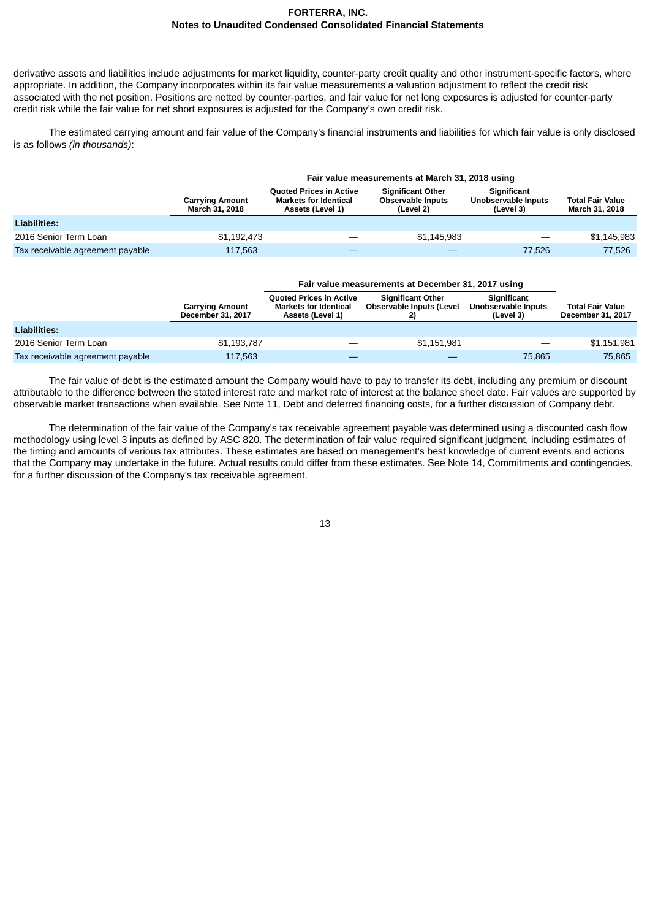derivative assets and liabilities include adjustments for market liquidity, counter-party credit quality and other instrument-specific factors, where appropriate. In addition, the Company incorporates within its fair value measurements a valuation adjustment to reflect the credit risk associated with the net position. Positions are netted by counter-parties, and fair value for net long exposures is adjusted for counter-party credit risk while the fair value for net short exposures is adjusted for the Company's own credit risk.

The estimated carrying amount and fair value of the Company's financial instruments and liabilities for which fair value is only disclosed is as follows *(in thousands)*:

| | | Fair value measurements at March 31, 2018 using | | | |
|---|---|---|---|---|---|
| | **Carrying Amount March 31, 2018** | **Quoted Prices in Active Markets for Identical Assets (Level 1)** | **Significant Other Observable Inputs (Level 2)** | **Significant Unobservable Inputs (Level 3)** | **Total Fair Value March 31, 2018** |
| **Liabilities:** | | | | | |
| 2016 Senior Term Loan | $1,192,473 | — | $1,145,983 | — | $1,145,983 |
| Tax receivable agreement payable | 117,563 | — | — | 77,526 | 77,526 |

| | | Fair value measurements at December 31, 2017 using | | | |
|---|---|---|---|---|---|
| | **Carrying Amount December 31, 2017** | **Quoted Prices in Active Markets for Identical Assets (Level 1)** | **Significant Other Observable Inputs (Level 2)** | **Significant Unobservable Inputs (Level 3)** | **Total Fair Value December 31, 2017** |
| **Liabilities:** | | | | | |
| 2016 Senior Term Loan | $1,193,787 | — | $1,151,981 | — | $1,151,981 |
| Tax receivable agreement payable | 117,563 | — | — | 75,865 | 75,865 |

The fair value of debt is the estimated amount the Company would have to pay to transfer its debt, including any premium or discount attributable to the difference between the stated interest rate and market rate of interest at the balance sheet date. Fair values are supported by observable market transactions when available. See Note 11, Debt and deferred financing costs, for a further discussion of Company debt.

The determination of the fair value of the Company's tax receivable agreement payable was determined using a discounted cash flow methodology using level 3 inputs as defined by ASC 820. The determination of fair value required significant judgment, including estimates of the timing and amounts of various tax attributes. These estimates are based on management's best knowledge of current events and actions that the Company may undertake in the future. Actual results could differ from these estimates. See Note 14, Commitments and contingencies, for a further discussion of the Company's tax receivable agreement.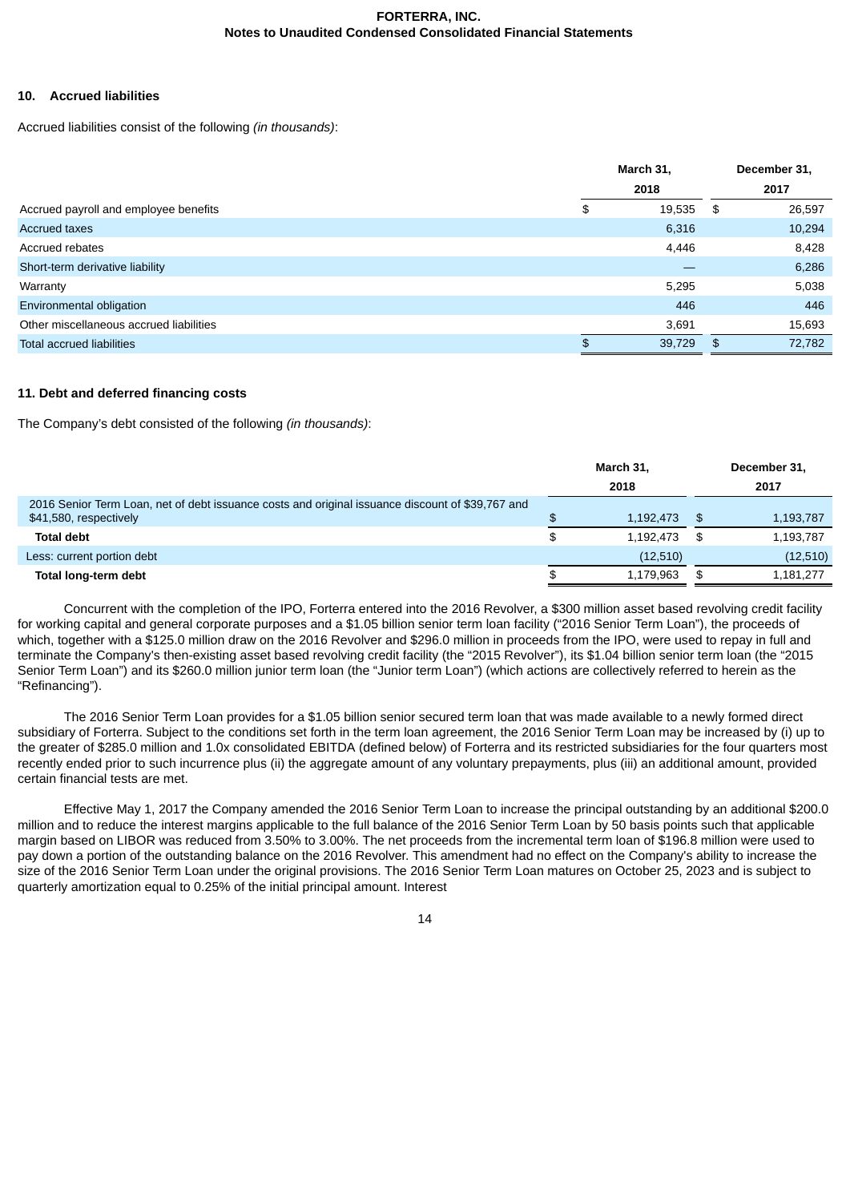## 10. Accrued liabilities

Accrued liabilities consist of the following *(in thousands)*:

| | March 31, 2018 | December 31, 2017 |
|---|---|---|
| Accrued payroll and employee benefits | $ 19,535 | $ 26,597 |
| Accrued taxes | 6,316 | 10,294 |
| Accrued rebates | 4,446 | 8,428 |
| Short-term derivative liability | — | 6,286 |
| Warranty | 5,295 | 5,038 |
| Environmental obligation | 446 | 446 |
| Other miscellaneous accrued liabilities | 3,691 | 15,693 |
| Total accrued liabilities | $ 39,729 | $ 72,782 |

## 11. Debt and deferred financing costs

The Company's debt consisted of the following *(in thousands)*:

| | March 31, 2018 | December 31, 2017 |
|---|---|---|
| 2016 Senior Term Loan, net of debt issuance costs and original issuance discount of $39,767 and $41,580, respectively | $ 1,192,473 | $ 1,193,787 |
| **Total debt** | $ 1,192,473 | $ 1,193,787 |
| Less: current portion debt | (12,510) | (12,510) |
| **Total long-term debt** | $ 1,179,963 | $ 1,181,277 |

Concurrent with the completion of the IPO, Forterra entered into the 2016 Revolver, a $300 million asset based revolving credit facility for working capital and general corporate purposes and a $1.05 billion senior term loan facility ("2016 Senior Term Loan"), the proceeds of which, together with a $125.0 million draw on the 2016 Revolver and $296.0 million in proceeds from the IPO, were used to repay in full and terminate the Company's then-existing asset based revolving credit facility (the "2015 Revolver"), its $1.04 billion senior term loan (the "2015 Senior Term Loan") and its $260.0 million junior term loan (the "Junior term Loan") (which actions are collectively referred to herein as the "Refinancing").

The 2016 Senior Term Loan provides for a $1.05 billion senior secured term loan that was made available to a newly formed direct subsidiary of Forterra. Subject to the conditions set forth in the term loan agreement, the 2016 Senior Term Loan may be increased by (i) up to the greater of $285.0 million and 1.0x consolidated EBITDA (defined below) of Forterra and its restricted subsidiaries for the four quarters most recently ended prior to such incurrence plus (ii) the aggregate amount of any voluntary prepayments, plus (iii) an additional amount, provided certain financial tests are met.

Effective May 1, 2017 the Company amended the 2016 Senior Term Loan to increase the principal outstanding by an additional $200.0 million and to reduce the interest margins applicable to the full balance of the 2016 Senior Term Loan by 50 basis points such that applicable margin based on LIBOR was reduced from 3.50% to 3.00%. The net proceeds from the incremental term loan of $196.8 million were used to pay down a portion of the outstanding balance on the 2016 Revolver. This amendment had no effect on the Company's ability to increase the size of the 2016 Senior Term Loan under the original provisions. The 2016 Senior Term Loan matures on October 25, 2023 and is subject to quarterly amortization equal to 0.25% of the initial principal amount. Interest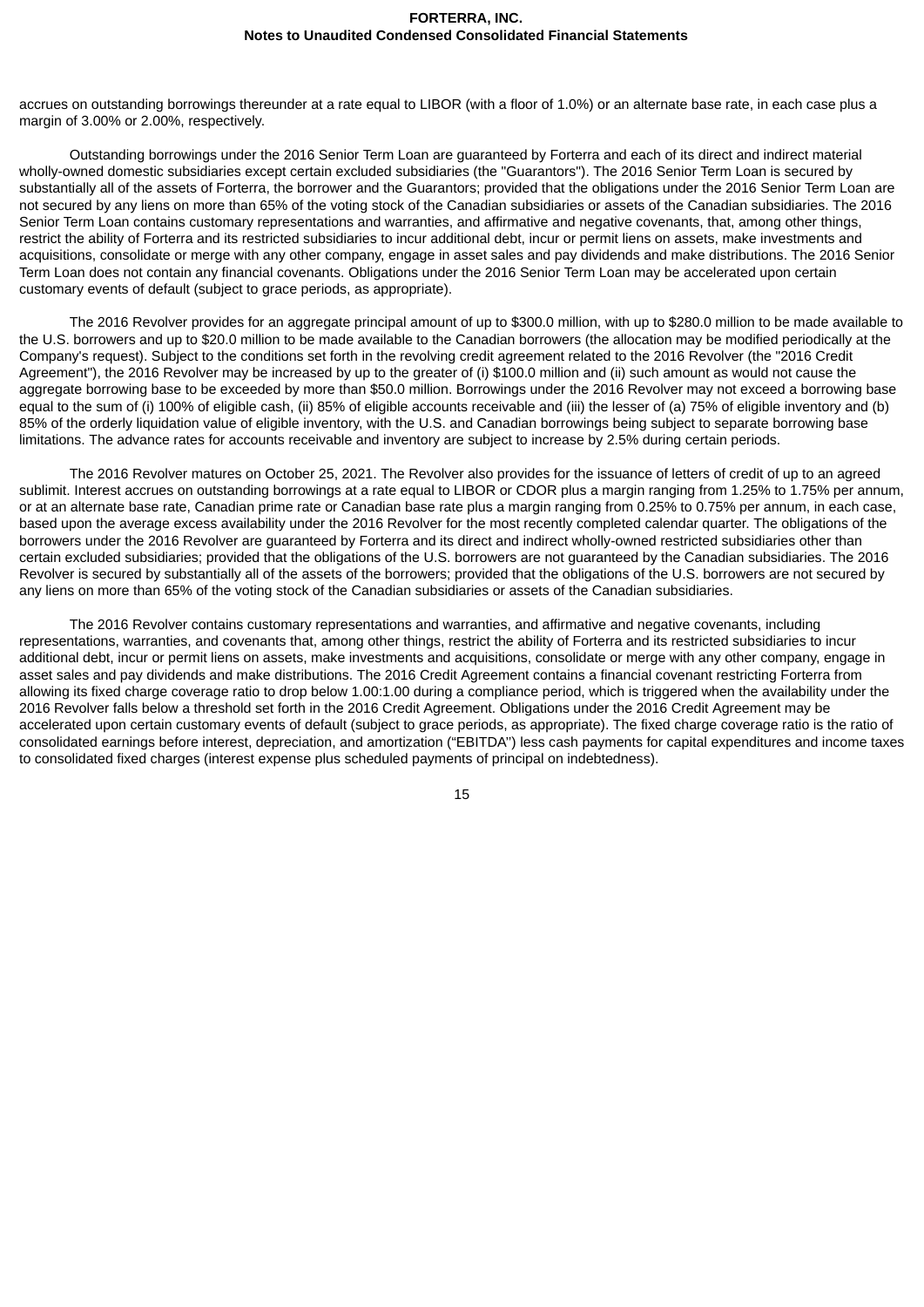accrues on outstanding borrowings thereunder at a rate equal to LIBOR (with a floor of 1.0%) or an alternate base rate, in each case plus a margin of 3.00% or 2.00%, respectively.

Outstanding borrowings under the 2016 Senior Term Loan are guaranteed by Forterra and each of its direct and indirect material wholly-owned domestic subsidiaries except certain excluded subsidiaries (the "Guarantors"). The 2016 Senior Term Loan is secured by substantially all of the assets of Forterra, the borrower and the Guarantors; provided that the obligations under the 2016 Senior Term Loan are not secured by any liens on more than 65% of the voting stock of the Canadian subsidiaries or assets of the Canadian subsidiaries. The 2016 Senior Term Loan contains customary representations and warranties, and affirmative and negative covenants, that, among other things, restrict the ability of Forterra and its restricted subsidiaries to incur additional debt, incur or permit liens on assets, make investments and acquisitions, consolidate or merge with any other company, engage in asset sales and pay dividends and make distributions. The 2016 Senior Term Loan does not contain any financial covenants. Obligations under the 2016 Senior Term Loan may be accelerated upon certain customary events of default (subject to grace periods, as appropriate).

The 2016 Revolver provides for an aggregate principal amount of up to $300.0 million, with up to $280.0 million to be made available to the U.S. borrowers and up to $20.0 million to be made available to the Canadian borrowers (the allocation may be modified periodically at the Company's request). Subject to the conditions set forth in the revolving credit agreement related to the 2016 Revolver (the "2016 Credit Agreement"), the 2016 Revolver may be increased by up to the greater of (i) $100.0 million and (ii) such amount as would not cause the aggregate borrowing base to be exceeded by more than $50.0 million. Borrowings under the 2016 Revolver may not exceed a borrowing base equal to the sum of (i) 100% of eligible cash, (ii) 85% of eligible accounts receivable and (iii) the lesser of (a) 75% of eligible inventory and (b) 85% of the orderly liquidation value of eligible inventory, with the U.S. and Canadian borrowings being subject to separate borrowing base limitations. The advance rates for accounts receivable and inventory are subject to increase by 2.5% during certain periods.

The 2016 Revolver matures on October 25, 2021. The Revolver also provides for the issuance of letters of credit of up to an agreed sublimit. Interest accrues on outstanding borrowings at a rate equal to LIBOR or CDOR plus a margin ranging from 1.25% to 1.75% per annum, or at an alternate base rate, Canadian prime rate or Canadian base rate plus a margin ranging from 0.25% to 0.75% per annum, in each case, based upon the average excess availability under the 2016 Revolver for the most recently completed calendar quarter. The obligations of the borrowers under the 2016 Revolver are guaranteed by Forterra and its direct and indirect wholly-owned restricted subsidiaries other than certain excluded subsidiaries; provided that the obligations of the U.S. borrowers are not guaranteed by the Canadian subsidiaries. The 2016 Revolver is secured by substantially all of the assets of the borrowers; provided that the obligations of the U.S. borrowers are not secured by any liens on more than 65% of the voting stock of the Canadian subsidiaries or assets of the Canadian subsidiaries.

The 2016 Revolver contains customary representations and warranties, and affirmative and negative covenants, including representations, warranties, and covenants that, among other things, restrict the ability of Forterra and its restricted subsidiaries to incur additional debt, incur or permit liens on assets, make investments and acquisitions, consolidate or merge with any other company, engage in asset sales and pay dividends and make distributions. The 2016 Credit Agreement contains a financial covenant restricting Forterra from allowing its fixed charge coverage ratio to drop below 1.00:1.00 during a compliance period, which is triggered when the availability under the 2016 Revolver falls below a threshold set forth in the 2016 Credit Agreement. Obligations under the 2016 Credit Agreement may be accelerated upon certain customary events of default (subject to grace periods, as appropriate). The fixed charge coverage ratio is the ratio of consolidated earnings before interest, depreciation, and amortization ("EBITDA") less cash payments for capital expenditures and income taxes to consolidated fixed charges (interest expense plus scheduled payments of principal on indebtedness).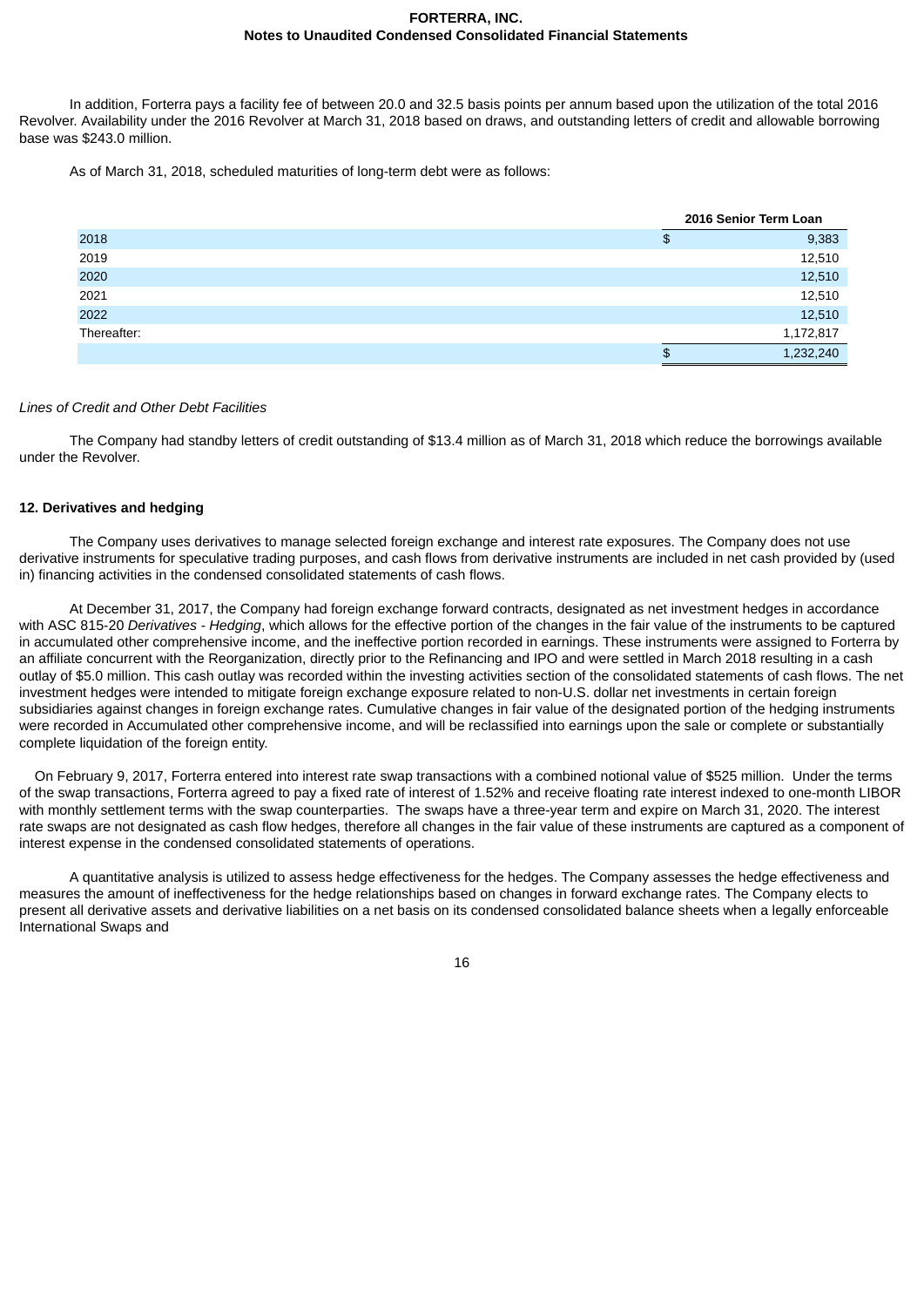In addition, Forterra pays a facility fee of between 20.0 and 32.5 basis points per annum based upon the utilization of the total 2016 Revolver. Availability under the 2016 Revolver at March 31, 2018 based on draws, and outstanding letters of credit and allowable borrowing base was $243.0 million.

As of March 31, 2018, scheduled maturities of long-term debt were as follows:

| | 2016 Senior Term Loan |
|---|---|
| 2018 | $ 9,383 |
| 2019 | 12,510 |
| 2020 | 12,510 |
| 2021 | 12,510 |
| 2022 | 12,510 |
| Thereafter: | 1,172,817 |
| | $ 1,232,240 |

*Lines of Credit and Other Debt Facilities*

The Company had standby letters of credit outstanding of $13.4 million as of March 31, 2018 which reduce the borrowings available under the Revolver.

**12. Derivatives and hedging**

The Company uses derivatives to manage selected foreign exchange and interest rate exposures. The Company does not use derivative instruments for speculative trading purposes, and cash flows from derivative instruments are included in net cash provided by (used in) financing activities in the condensed consolidated statements of cash flows.

At December 31, 2017, the Company had foreign exchange forward contracts, designated as net investment hedges in accordance with ASC 815-20 *Derivatives - Hedging*, which allows for the effective portion of the changes in the fair value of the instruments to be captured in accumulated other comprehensive income, and the ineffective portion recorded in earnings. These instruments were assigned to Forterra by an affiliate concurrent with the Reorganization, directly prior to the Refinancing and IPO and were settled in March 2018 resulting in a cash outlay of $5.0 million. This cash outlay was recorded within the investing activities section of the consolidated statements of cash flows. The net investment hedges were intended to mitigate foreign exchange exposure related to non-U.S. dollar net investments in certain foreign subsidiaries against changes in foreign exchange rates. Cumulative changes in fair value of the designated portion of the hedging instruments were recorded in Accumulated other comprehensive income, and will be reclassified into earnings upon the sale or complete or substantially complete liquidation of the foreign entity.

On February 9, 2017, Forterra entered into interest rate swap transactions with a combined notional value of $525 million. Under the terms of the swap transactions, Forterra agreed to pay a fixed rate of interest of 1.52% and receive floating rate interest indexed to one-month LIBOR with monthly settlement terms with the swap counterparties. The swaps have a three-year term and expire on March 31, 2020. The interest rate swaps are not designated as cash flow hedges, therefore all changes in the fair value of these instruments are captured as a component of interest expense in the condensed consolidated statements of operations.

A quantitative analysis is utilized to assess hedge effectiveness for the hedges. The Company assesses the hedge effectiveness and measures the amount of ineffectiveness for the hedge relationships based on changes in forward exchange rates. The Company elects to present all derivative assets and derivative liabilities on a net basis on its condensed consolidated balance sheets when a legally enforceable International Swaps and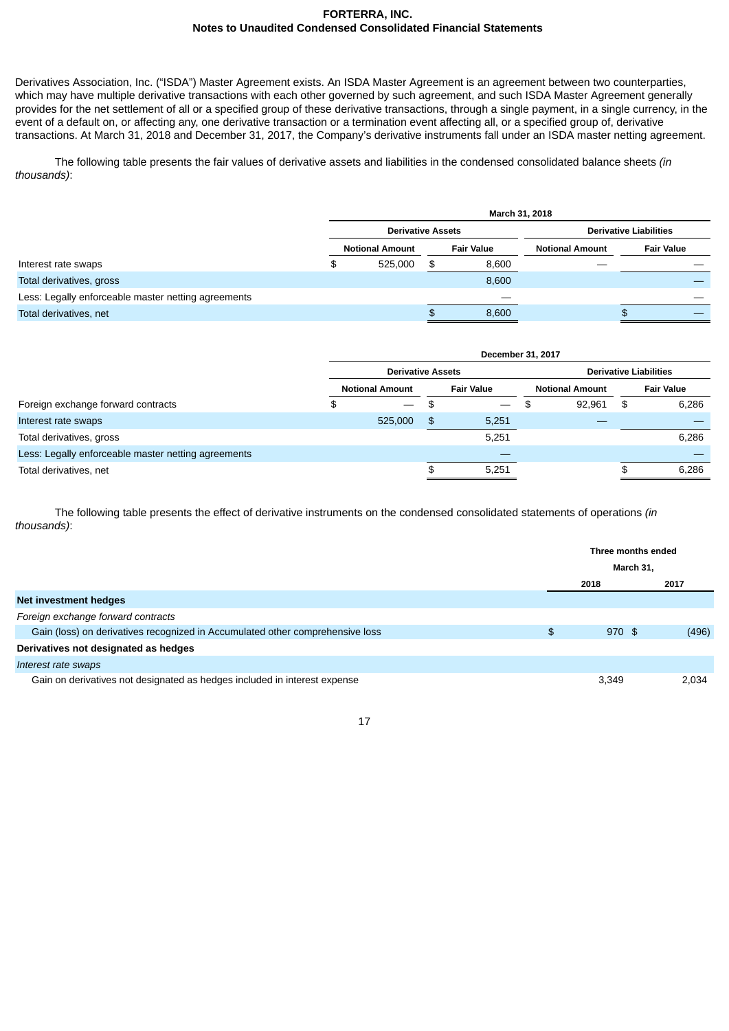Derivatives Association, Inc. ("ISDA") Master Agreement exists. An ISDA Master Agreement is an agreement between two counterparties, which may have multiple derivative transactions with each other governed by such agreement, and such ISDA Master Agreement generally provides for the net settlement of all or a specified group of these derivative transactions, through a single payment, in a single currency, in the event of a default on, or affecting any, one derivative transaction or a termination event affecting all, or a specified group of, derivative transactions. At March 31, 2018 and December 31, 2017, the Company's derivative instruments fall under an ISDA master netting agreement.

The following table presents the fair values of derivative assets and liabilities in the condensed consolidated balance sheets *(in thousands)*:

| | March 31, 2018 | | | |
|---|---|---|---|---|
| | Derivative Assets | | Derivative Liabilities | |
| | Notional Amount | Fair Value | Notional Amount | Fair Value |
| Interest rate swaps | $ 525,000 | $ 8,600 | — | — |
| Total derivatives, gross | | 8,600 | | — |
| Less: Legally enforceable master netting agreements | | — | | — |
| Total derivatives, net | | $ 8,600 | | $ — |

| | December 31, 2017 | | | |
|---|---|---|---|---|
| | Derivative Assets | | Derivative Liabilities | |
| | Notional Amount | Fair Value | Notional Amount | Fair Value |
| Foreign exchange forward contracts | $ — | $ — | $ 92,961 | $ 6,286 |
| Interest rate swaps | 525,000 | $ 5,251 | — | — |
| Total derivatives, gross | | 5,251 | | 6,286 |
| Less: Legally enforceable master netting agreements | | — | | — |
| Total derivatives, net | | $ 5,251 | | $ 6,286 |

The following table presents the effect of derivative instruments on the condensed consolidated statements of operations *(in thousands)*:

| | Three months ended March 31, | |
|---|---|---|
| | 2018 | 2017 |
| **Net investment hedges** | | |
| *Foreign exchange forward contracts* | | |
| Gain (loss) on derivatives recognized in Accumulated other comprehensive loss | $ 970 | $ (496) |
| **Derivatives not designated as hedges** | | |
| *Interest rate swaps* | | |
| Gain on derivatives not designated as hedges included in interest expense | 3,349 | 2,034 |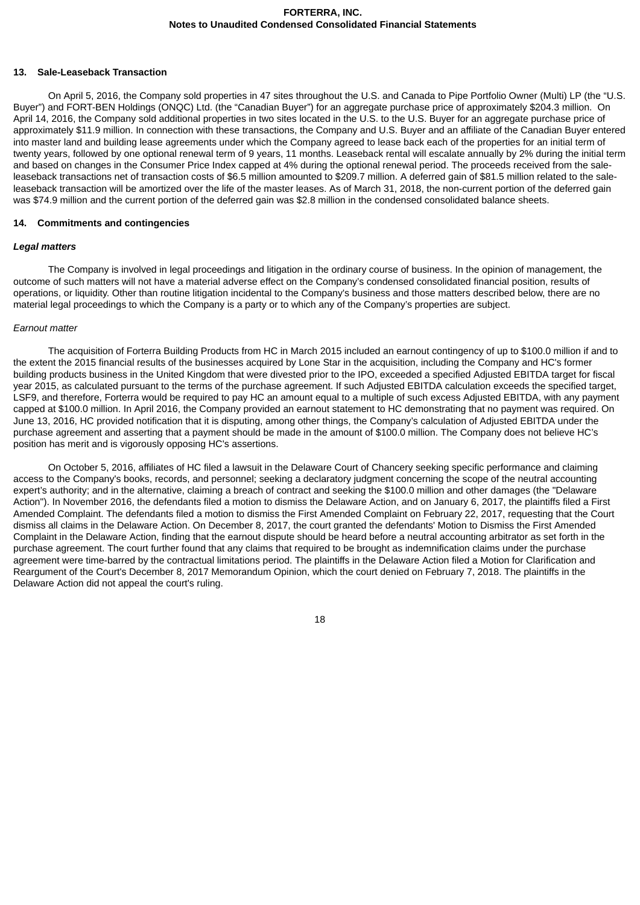## 13. Sale-Leaseback Transaction

On April 5, 2016, the Company sold properties in 47 sites throughout the U.S. and Canada to Pipe Portfolio Owner (Multi) LP (the "U.S. Buyer") and FORT-BEN Holdings (ONQC) Ltd. (the "Canadian Buyer") for an aggregate purchase price of approximately $204.3 million. On April 14, 2016, the Company sold additional properties in two sites located in the U.S. to the U.S. Buyer for an aggregate purchase price of approximately $11.9 million. In connection with these transactions, the Company and U.S. Buyer and an affiliate of the Canadian Buyer entered into master land and building lease agreements under which the Company agreed to lease back each of the properties for an initial term of twenty years, followed by one optional renewal term of 9 years, 11 months. Leaseback rental will escalate annually by 2% during the initial term and based on changes in the Consumer Price Index capped at 4% during the optional renewal period. The proceeds received from the sale-leaseback transactions net of transaction costs of $6.5 million amounted to $209.7 million. A deferred gain of $81.5 million related to the sale-leaseback transaction will be amortized over the life of the master leases. As of March 31, 2018, the non-current portion of the deferred gain was $74.9 million and the current portion of the deferred gain was $2.8 million in the condensed consolidated balance sheets.

## 14. Commitments and contingencies

### *Legal matters*

The Company is involved in legal proceedings and litigation in the ordinary course of business. In the opinion of management, the outcome of such matters will not have a material adverse effect on the Company's condensed consolidated financial position, results of operations, or liquidity. Other than routine litigation incidental to the Company's business and those matters described below, there are no material legal proceedings to which the Company is a party or to which any of the Company's properties are subject.

*Earnout matter*

The acquisition of Forterra Building Products from HC in March 2015 included an earnout contingency of up to $100.0 million if and to the extent the 2015 financial results of the businesses acquired by Lone Star in the acquisition, including the Company and HC's former building products business in the United Kingdom that were divested prior to the IPO, exceeded a specified Adjusted EBITDA target for fiscal year 2015, as calculated pursuant to the terms of the purchase agreement. If such Adjusted EBITDA calculation exceeds the specified target, LSF9, and therefore, Forterra would be required to pay HC an amount equal to a multiple of such excess Adjusted EBITDA, with any payment capped at $100.0 million. In April 2016, the Company provided an earnout statement to HC demonstrating that no payment was required. On June 13, 2016, HC provided notification that it is disputing, among other things, the Company's calculation of Adjusted EBITDA under the purchase agreement and asserting that a payment should be made in the amount of $100.0 million. The Company does not believe HC's position has merit and is vigorously opposing HC's assertions.

On October 5, 2016, affiliates of HC filed a lawsuit in the Delaware Court of Chancery seeking specific performance and claiming access to the Company's books, records, and personnel; seeking a declaratory judgment concerning the scope of the neutral accounting expert's authority; and in the alternative, claiming a breach of contract and seeking the $100.0 million and other damages (the "Delaware Action"). In November 2016, the defendants filed a motion to dismiss the Delaware Action, and on January 6, 2017, the plaintiffs filed a First Amended Complaint. The defendants filed a motion to dismiss the First Amended Complaint on February 22, 2017, requesting that the Court dismiss all claims in the Delaware Action. On December 8, 2017, the court granted the defendants' Motion to Dismiss the First Amended Complaint in the Delaware Action, finding that the earnout dispute should be heard before a neutral accounting arbitrator as set forth in the purchase agreement. The court further found that any claims that required to be brought as indemnification claims under the purchase agreement were time-barred by the contractual limitations period. The plaintiffs in the Delaware Action filed a Motion for Clarification and Reargument of the Court's December 8, 2017 Memorandum Opinion, which the court denied on February 7, 2018. The plaintiffs in the Delaware Action did not appeal the court's ruling.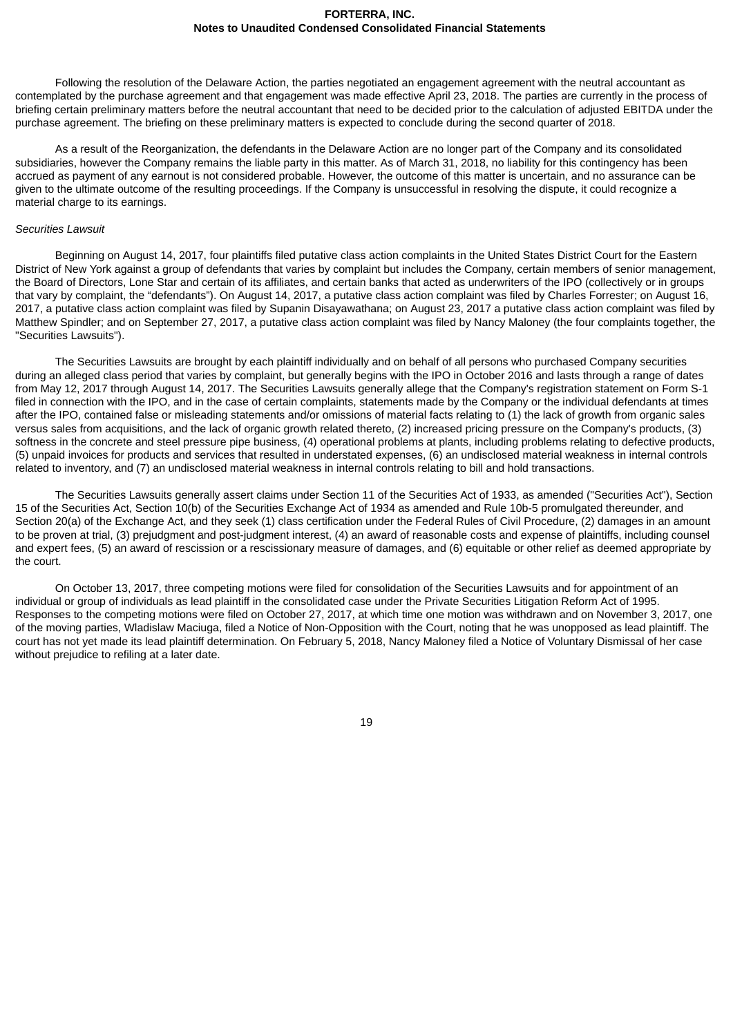Following the resolution of the Delaware Action, the parties negotiated an engagement agreement with the neutral accountant as contemplated by the purchase agreement and that engagement was made effective April 23, 2018. The parties are currently in the process of briefing certain preliminary matters before the neutral accountant that need to be decided prior to the calculation of adjusted EBITDA under the purchase agreement. The briefing on these preliminary matters is expected to conclude during the second quarter of 2018.

As a result of the Reorganization, the defendants in the Delaware Action are no longer part of the Company and its consolidated subsidiaries, however the Company remains the liable party in this matter. As of March 31, 2018, no liability for this contingency has been accrued as payment of any earnout is not considered probable. However, the outcome of this matter is uncertain, and no assurance can be given to the ultimate outcome of the resulting proceedings. If the Company is unsuccessful in resolving the dispute, it could recognize a material charge to its earnings.

*Securities Lawsuit*

Beginning on August 14, 2017, four plaintiffs filed putative class action complaints in the United States District Court for the Eastern District of New York against a group of defendants that varies by complaint but includes the Company, certain members of senior management, the Board of Directors, Lone Star and certain of its affiliates, and certain banks that acted as underwriters of the IPO (collectively or in groups that vary by complaint, the “defendants”). On August 14, 2017, a putative class action complaint was filed by Charles Forrester; on August 16, 2017, a putative class action complaint was filed by Supanin Disayawathana; on August 23, 2017 a putative class action complaint was filed by Matthew Spindler; and on September 27, 2017, a putative class action complaint was filed by Nancy Maloney (the four complaints together, the "Securities Lawsuits").

The Securities Lawsuits are brought by each plaintiff individually and on behalf of all persons who purchased Company securities during an alleged class period that varies by complaint, but generally begins with the IPO in October 2016 and lasts through a range of dates from May 12, 2017 through August 14, 2017. The Securities Lawsuits generally allege that the Company's registration statement on Form S-1 filed in connection with the IPO, and in the case of certain complaints, statements made by the Company or the individual defendants at times after the IPO, contained false or misleading statements and/or omissions of material facts relating to (1) the lack of growth from organic sales versus sales from acquisitions, and the lack of organic growth related thereto, (2) increased pricing pressure on the Company's products, (3) softness in the concrete and steel pressure pipe business, (4) operational problems at plants, including problems relating to defective products, (5) unpaid invoices for products and services that resulted in understated expenses, (6) an undisclosed material weakness in internal controls related to inventory, and (7) an undisclosed material weakness in internal controls relating to bill and hold transactions.

The Securities Lawsuits generally assert claims under Section 11 of the Securities Act of 1933, as amended ("Securities Act"), Section 15 of the Securities Act, Section 10(b) of the Securities Exchange Act of 1934 as amended and Rule 10b-5 promulgated thereunder, and Section 20(a) of the Exchange Act, and they seek (1) class certification under the Federal Rules of Civil Procedure, (2) damages in an amount to be proven at trial, (3) prejudgment and post-judgment interest, (4) an award of reasonable costs and expense of plaintiffs, including counsel and expert fees, (5) an award of rescission or a rescissionary measure of damages, and (6) equitable or other relief as deemed appropriate by the court.

On October 13, 2017, three competing motions were filed for consolidation of the Securities Lawsuits and for appointment of an individual or group of individuals as lead plaintiff in the consolidated case under the Private Securities Litigation Reform Act of 1995. Responses to the competing motions were filed on October 27, 2017, at which time one motion was withdrawn and on November 3, 2017, one of the moving parties, Wladislaw Maciuga, filed a Notice of Non-Opposition with the Court, noting that he was unopposed as lead plaintiff. The court has not yet made its lead plaintiff determination. On February 5, 2018, Nancy Maloney filed a Notice of Voluntary Dismissal of her case without prejudice to refiling at a later date.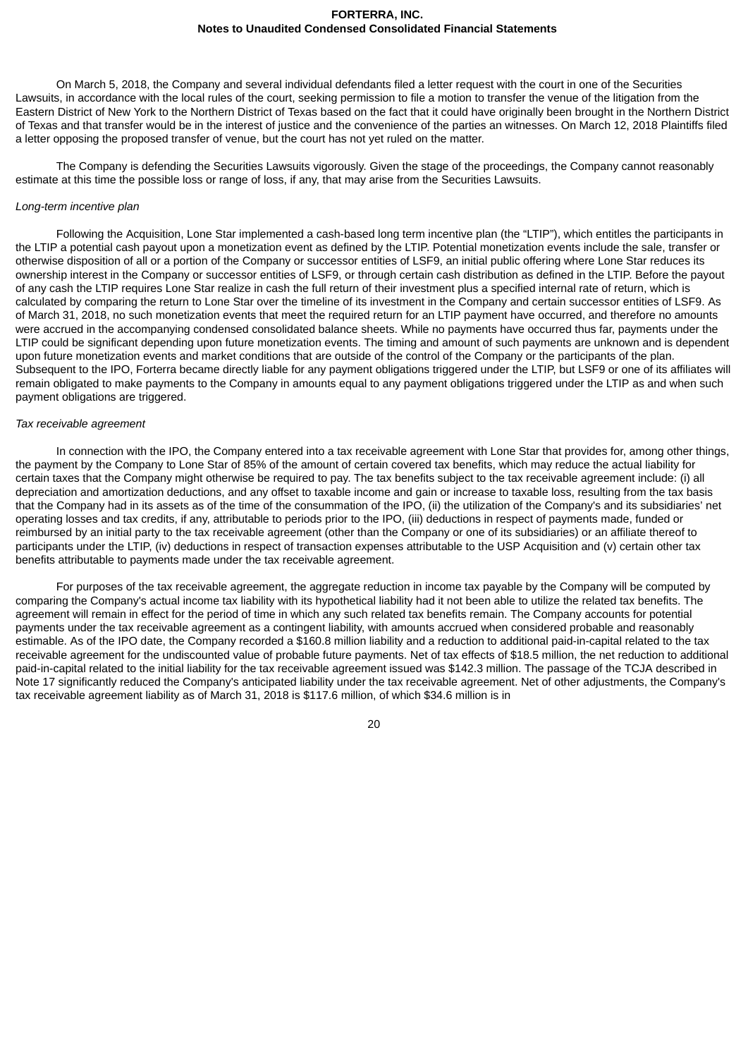On March 5, 2018, the Company and several individual defendants filed a letter request with the court in one of the Securities Lawsuits, in accordance with the local rules of the court, seeking permission to file a motion to transfer the venue of the litigation from the Eastern District of New York to the Northern District of Texas based on the fact that it could have originally been brought in the Northern District of Texas and that transfer would be in the interest of justice and the convenience of the parties an witnesses. On March 12, 2018 Plaintiffs filed a letter opposing the proposed transfer of venue, but the court has not yet ruled on the matter.

The Company is defending the Securities Lawsuits vigorously. Given the stage of the proceedings, the Company cannot reasonably estimate at this time the possible loss or range of loss, if any, that may arise from the Securities Lawsuits.

*Long-term incentive plan*

Following the Acquisition, Lone Star implemented a cash-based long term incentive plan (the "LTIP"), which entitles the participants in the LTIP a potential cash payout upon a monetization event as defined by the LTIP. Potential monetization events include the sale, transfer or otherwise disposition of all or a portion of the Company or successor entities of LSF9, an initial public offering where Lone Star reduces its ownership interest in the Company or successor entities of LSF9, or through certain cash distribution as defined in the LTIP. Before the payout of any cash the LTIP requires Lone Star realize in cash the full return of their investment plus a specified internal rate of return, which is calculated by comparing the return to Lone Star over the timeline of its investment in the Company and certain successor entities of LSF9. As of March 31, 2018, no such monetization events that meet the required return for an LTIP payment have occurred, and therefore no amounts were accrued in the accompanying condensed consolidated balance sheets. While no payments have occurred thus far, payments under the LTIP could be significant depending upon future monetization events. The timing and amount of such payments are unknown and is dependent upon future monetization events and market conditions that are outside of the control of the Company or the participants of the plan. Subsequent to the IPO, Forterra became directly liable for any payment obligations triggered under the LTIP, but LSF9 or one of its affiliates will remain obligated to make payments to the Company in amounts equal to any payment obligations triggered under the LTIP as and when such payment obligations are triggered.

*Tax receivable agreement*

In connection with the IPO, the Company entered into a tax receivable agreement with Lone Star that provides for, among other things, the payment by the Company to Lone Star of 85% of the amount of certain covered tax benefits, which may reduce the actual liability for certain taxes that the Company might otherwise be required to pay. The tax benefits subject to the tax receivable agreement include: (i) all depreciation and amortization deductions, and any offset to taxable income and gain or increase to taxable loss, resulting from the tax basis that the Company had in its assets as of the time of the consummation of the IPO, (ii) the utilization of the Company's and its subsidiaries' net operating losses and tax credits, if any, attributable to periods prior to the IPO, (iii) deductions in respect of payments made, funded or reimbursed by an initial party to the tax receivable agreement (other than the Company or one of its subsidiaries) or an affiliate thereof to participants under the LTIP, (iv) deductions in respect of transaction expenses attributable to the USP Acquisition and (v) certain other tax benefits attributable to payments made under the tax receivable agreement.

For purposes of the tax receivable agreement, the aggregate reduction in income tax payable by the Company will be computed by comparing the Company's actual income tax liability with its hypothetical liability had it not been able to utilize the related tax benefits. The agreement will remain in effect for the period of time in which any such related tax benefits remain. The Company accounts for potential payments under the tax receivable agreement as a contingent liability, with amounts accrued when considered probable and reasonably estimable. As of the IPO date, the Company recorded a $160.8 million liability and a reduction to additional paid-in-capital related to the tax receivable agreement for the undiscounted value of probable future payments. Net of tax effects of $18.5 million, the net reduction to additional paid-in-capital related to the initial liability for the tax receivable agreement issued was $142.3 million. The passage of the TCJA described in Note 17 significantly reduced the Company's anticipated liability under the tax receivable agreement. Net of other adjustments, the Company's tax receivable agreement liability as of March 31, 2018 is $117.6 million, of which $34.6 million is in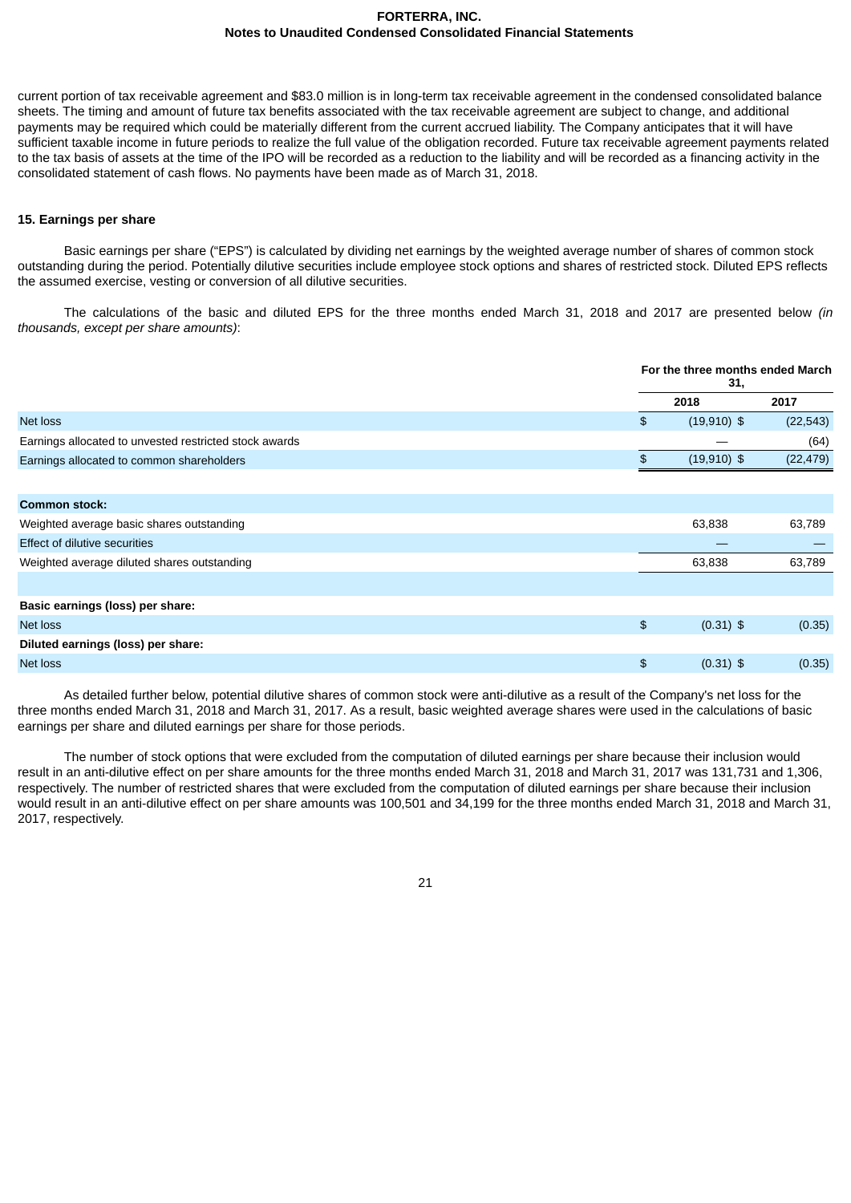current portion of tax receivable agreement and $83.0 million is in long-term tax receivable agreement in the condensed consolidated balance sheets. The timing and amount of future tax benefits associated with the tax receivable agreement are subject to change, and additional payments may be required which could be materially different from the current accrued liability. The Company anticipates that it will have sufficient taxable income in future periods to realize the full value of the obligation recorded. Future tax receivable agreement payments related to the tax basis of assets at the time of the IPO will be recorded as a reduction to the liability and will be recorded as a financing activity in the consolidated statement of cash flows. No payments have been made as of March 31, 2018.

## 15. Earnings per share

Basic earnings per share ("EPS") is calculated by dividing net earnings by the weighted average number of shares of common stock outstanding during the period. Potentially dilutive securities include employee stock options and shares of restricted stock. Diluted EPS reflects the assumed exercise, vesting or conversion of all dilutive securities.

The calculations of the basic and diluted EPS for the three months ended March 31, 2018 and 2017 are presented below *(in thousands, except per share amounts)*:

| | For the three months ended March 31, | |
|---|---|---|
| | 2018 | 2017 |
| Net loss | $ (19,910) | $ (22,543) |
| Earnings allocated to unvested restricted stock awards | — | (64) |
| Earnings allocated to common shareholders | $ (19,910) | $ (22,479) |
| | | |
| **Common stock:** | | |
| Weighted average basic shares outstanding | 63,838 | 63,789 |
| Effect of dilutive securities | — | — |
| Weighted average diluted shares outstanding | 63,838 | 63,789 |
| | | |
| **Basic earnings (loss) per share:** | | |
| Net loss | $ (0.31) | $ (0.35) |
| **Diluted earnings (loss) per share:** | | |
| Net loss | $ (0.31) | $ (0.35) |

As detailed further below, potential dilutive shares of common stock were anti-dilutive as a result of the Company's net loss for the three months ended March 31, 2018 and March 31, 2017. As a result, basic weighted average shares were used in the calculations of basic earnings per share and diluted earnings per share for those periods.

The number of stock options that were excluded from the computation of diluted earnings per share because their inclusion would result in an anti-dilutive effect on per share amounts for the three months ended March 31, 2018 and March 31, 2017 was 131,731 and 1,306, respectively. The number of restricted shares that were excluded from the computation of diluted earnings per share because their inclusion would result in an anti-dilutive effect on per share amounts was 100,501 and 34,199 for the three months ended March 31, 2018 and March 31, 2017, respectively.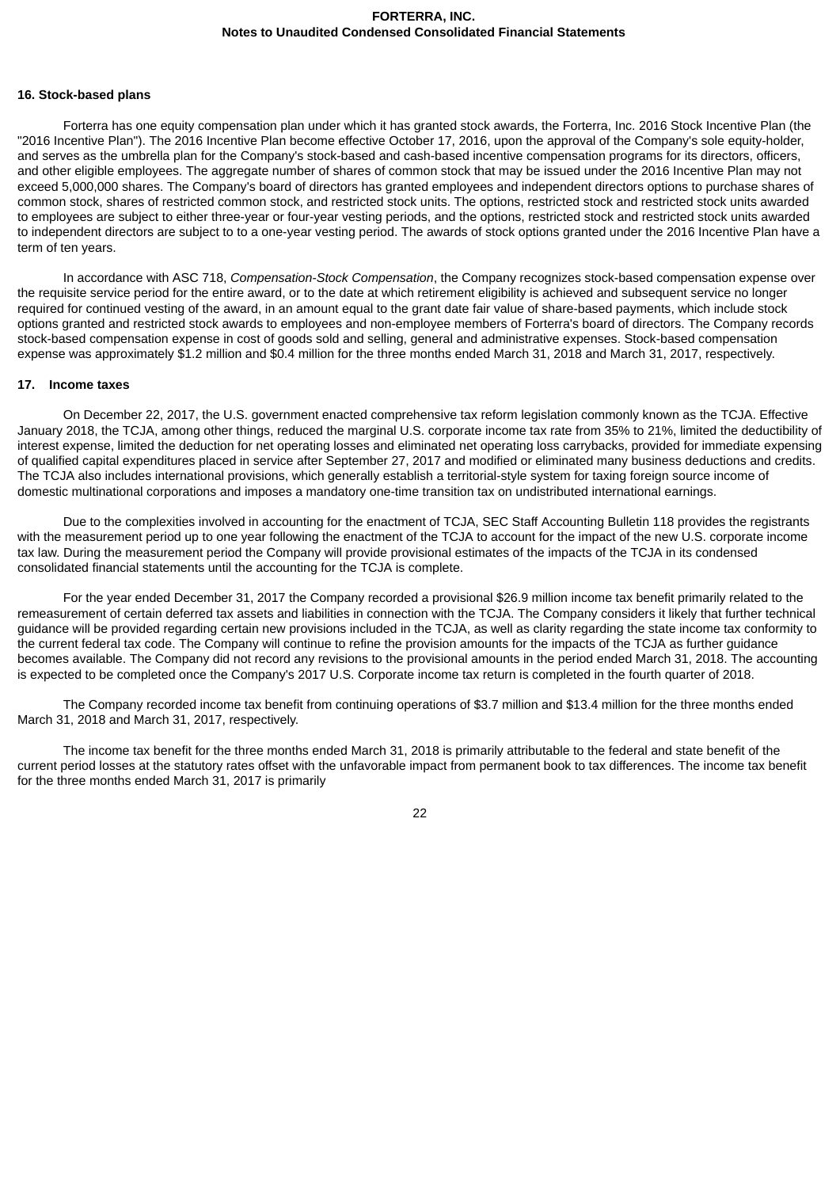## 16. Stock-based plans

Forterra has one equity compensation plan under which it has granted stock awards, the Forterra, Inc. 2016 Stock Incentive Plan (the "2016 Incentive Plan"). The 2016 Incentive Plan become effective October 17, 2016, upon the approval of the Company's sole equity-holder, and serves as the umbrella plan for the Company's stock-based and cash-based incentive compensation programs for its directors, officers, and other eligible employees. The aggregate number of shares of common stock that may be issued under the 2016 Incentive Plan may not exceed 5,000,000 shares. The Company's board of directors has granted employees and independent directors options to purchase shares of common stock, shares of restricted common stock, and restricted stock units. The options, restricted stock and restricted stock units awarded to employees are subject to either three-year or four-year vesting periods, and the options, restricted stock and restricted stock units awarded to independent directors are subject to to a one-year vesting period. The awards of stock options granted under the 2016 Incentive Plan have a term of ten years.

In accordance with ASC 718, *Compensation-Stock Compensation*, the Company recognizes stock-based compensation expense over the requisite service period for the entire award, or to the date at which retirement eligibility is achieved and subsequent service no longer required for continued vesting of the award, in an amount equal to the grant date fair value of share-based payments, which include stock options granted and restricted stock awards to employees and non-employee members of Forterra's board of directors. The Company records stock-based compensation expense in cost of goods sold and selling, general and administrative expenses. Stock-based compensation expense was approximately $1.2 million and $0.4 million for the three months ended March 31, 2018 and March 31, 2017, respectively.

## 17. Income taxes

On December 22, 2017, the U.S. government enacted comprehensive tax reform legislation commonly known as the TCJA. Effective January 2018, the TCJA, among other things, reduced the marginal U.S. corporate income tax rate from 35% to 21%, limited the deductibility of interest expense, limited the deduction for net operating losses and eliminated net operating loss carrybacks, provided for immediate expensing of qualified capital expenditures placed in service after September 27, 2017 and modified or eliminated many business deductions and credits. The TCJA also includes international provisions, which generally establish a territorial-style system for taxing foreign source income of domestic multinational corporations and imposes a mandatory one-time transition tax on undistributed international earnings.

Due to the complexities involved in accounting for the enactment of TCJA, SEC Staff Accounting Bulletin 118 provides the registrants with the measurement period up to one year following the enactment of the TCJA to account for the impact of the new U.S. corporate income tax law. During the measurement period the Company will provide provisional estimates of the impacts of the TCJA in its condensed consolidated financial statements until the accounting for the TCJA is complete.

For the year ended December 31, 2017 the Company recorded a provisional $26.9 million income tax benefit primarily related to the remeasurement of certain deferred tax assets and liabilities in connection with the TCJA. The Company considers it likely that further technical guidance will be provided regarding certain new provisions included in the TCJA, as well as clarity regarding the state income tax conformity to the current federal tax code. The Company will continue to refine the provision amounts for the impacts of the TCJA as further guidance becomes available. The Company did not record any revisions to the provisional amounts in the period ended March 31, 2018. The accounting is expected to be completed once the Company's 2017 U.S. Corporate income tax return is completed in the fourth quarter of 2018.

The Company recorded income tax benefit from continuing operations of $3.7 million and $13.4 million for the three months ended March 31, 2018 and March 31, 2017, respectively.

The income tax benefit for the three months ended March 31, 2018 is primarily attributable to the federal and state benefit of the current period losses at the statutory rates offset with the unfavorable impact from permanent book to tax differences. The income tax benefit for the three months ended March 31, 2017 is primarily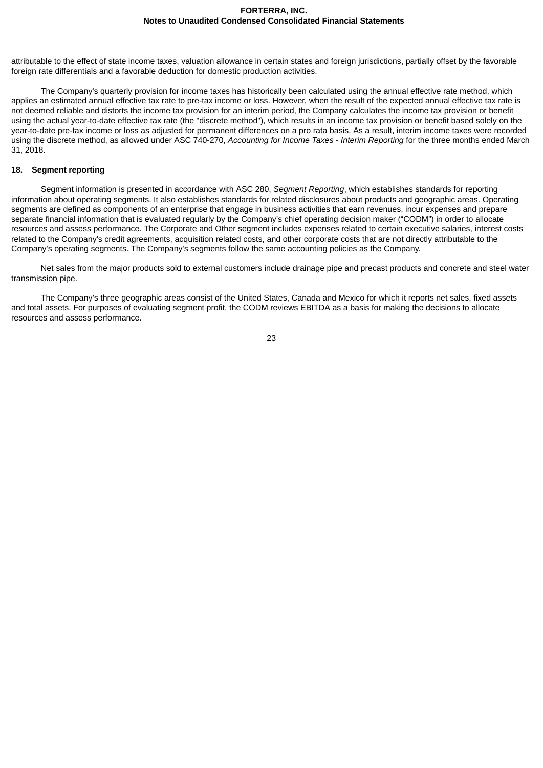attributable to the effect of state income taxes, valuation allowance in certain states and foreign jurisdictions, partially offset by the favorable foreign rate differentials and a favorable deduction for domestic production activities.

The Company's quarterly provision for income taxes has historically been calculated using the annual effective rate method, which applies an estimated annual effective tax rate to pre-tax income or loss. However, when the result of the expected annual effective tax rate is not deemed reliable and distorts the income tax provision for an interim period, the Company calculates the income tax provision or benefit using the actual year-to-date effective tax rate (the "discrete method"), which results in an income tax provision or benefit based solely on the year-to-date pre-tax income or loss as adjusted for permanent differences on a pro rata basis. As a result, interim income taxes were recorded using the discrete method, as allowed under ASC 740-270, *Accounting for Income Taxes - Interim Reporting* for the three months ended March 31, 2018.

## 18. Segment reporting

Segment information is presented in accordance with ASC 280, *Segment Reporting*, which establishes standards for reporting information about operating segments. It also establishes standards for related disclosures about products and geographic areas. Operating segments are defined as components of an enterprise that engage in business activities that earn revenues, incur expenses and prepare separate financial information that is evaluated regularly by the Company's chief operating decision maker ("CODM") in order to allocate resources and assess performance. The Corporate and Other segment includes expenses related to certain executive salaries, interest costs related to the Company's credit agreements, acquisition related costs, and other corporate costs that are not directly attributable to the Company's operating segments. The Company's segments follow the same accounting policies as the Company.

Net sales from the major products sold to external customers include drainage pipe and precast products and concrete and steel water transmission pipe.

The Company's three geographic areas consist of the United States, Canada and Mexico for which it reports net sales, fixed assets and total assets. For purposes of evaluating segment profit, the CODM reviews EBITDA as a basis for making the decisions to allocate resources and assess performance.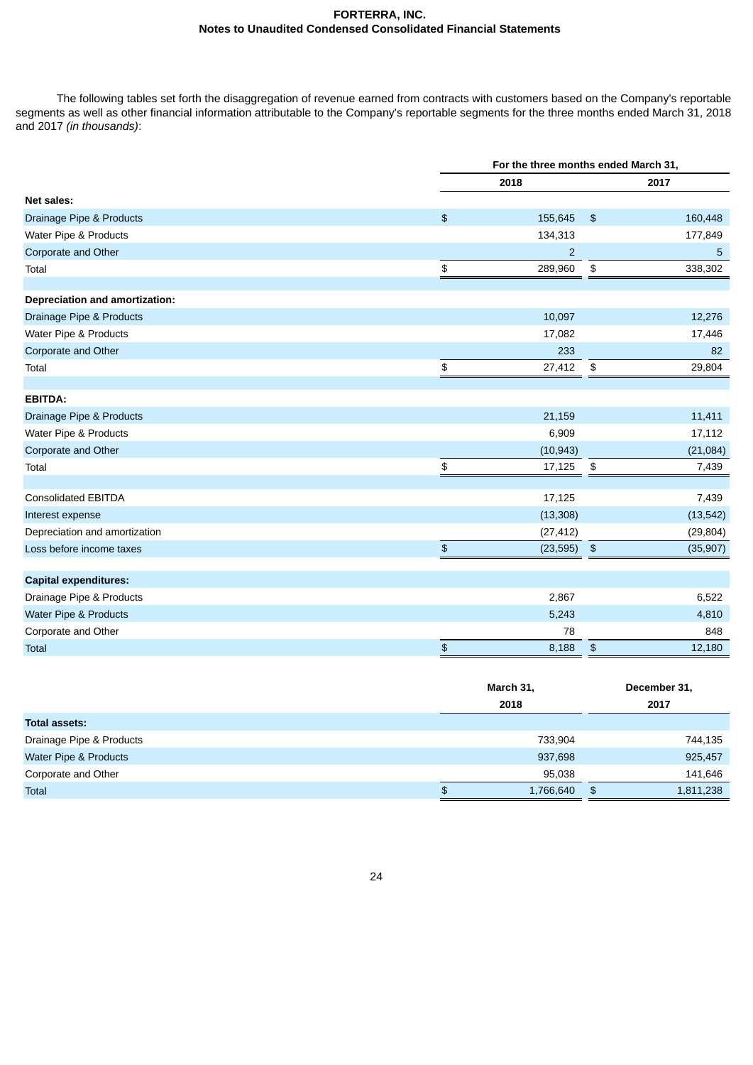The following tables set forth the disaggregation of revenue earned from contracts with customers based on the Company's reportable segments as well as other financial information attributable to the Company's reportable segments for the three months ended March 31, 2018 and 2017 *(in thousands)*:

| | For the three months ended March 31, | |
|---|---|---|
| | 2018 | 2017 |
| **Net sales:** | | |
| Drainage Pipe & Products | $ 155,645 | $ 160,448 |
| Water Pipe & Products | 134,313 | 177,849 |
| Corporate and Other | 2 | 5 |
| Total | $ 289,960 | $ 338,302 |
| | | |
| **Depreciation and amortization:** | | |
| Drainage Pipe & Products | 10,097 | 12,276 |
| Water Pipe & Products | 17,082 | 17,446 |
| Corporate and Other | 233 | 82 |
| Total | $ 27,412 | $ 29,804 |
| | | |
| **EBITDA:** | | |
| Drainage Pipe & Products | 21,159 | 11,411 |
| Water Pipe & Products | 6,909 | 17,112 |
| Corporate and Other | (10,943) | (21,084) |
| Total | $ 17,125 | $ 7,439 |
| | | |
| Consolidated EBITDA | 17,125 | 7,439 |
| Interest expense | (13,308) | (13,542) |
| Depreciation and amortization | (27,412) | (29,804) |
| Loss before income taxes | $ (23,595) | $ (35,907) |
| | | |
| **Capital expenditures:** | | |
| Drainage Pipe & Products | 2,867 | 6,522 |
| Water Pipe & Products | 5,243 | 4,810 |
| Corporate and Other | 78 | 848 |
| Total | $ 8,188 | $ 12,180 |

| | March 31, 2018 | December 31, 2017 |
|---|---|---|
| **Total assets:** | | |
| Drainage Pipe & Products | 733,904 | 744,135 |
| Water Pipe & Products | 937,698 | 925,457 |
| Corporate and Other | 95,038 | 141,646 |
| Total | $ 1,766,640 | $ 1,811,238 |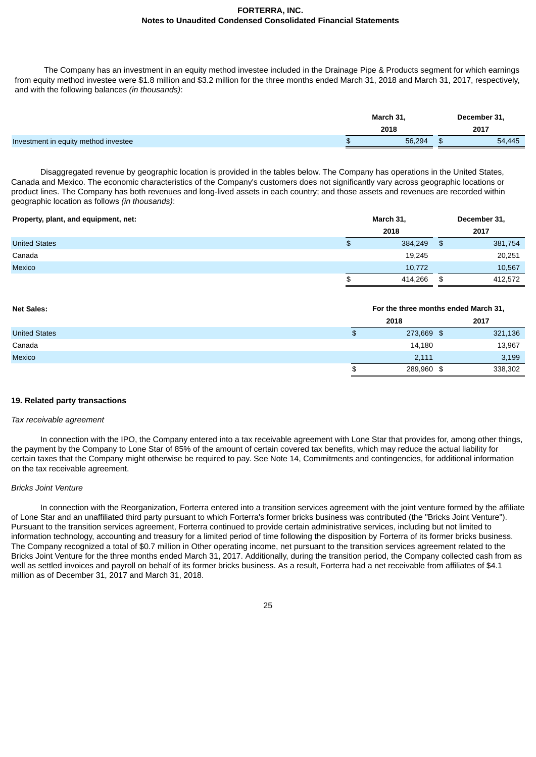The Company has an investment in an equity method investee included in the Drainage Pipe & Products segment for which earnings from equity method investee were $1.8 million and $3.2 million for the three months ended March 31, 2018 and March 31, 2017, respectively, and with the following balances *(in thousands)*:

| | March 31, 2018 | December 31, 2017 |
|---|---|---|
| Investment in equity method investee | $ 56,294 | $ 54,445 |

Disaggregated revenue by geographic location is provided in the tables below. The Company has operations in the United States, Canada and Mexico. The economic characteristics of the Company's customers does not significantly vary across geographic locations or product lines. The Company has both revenues and long-lived assets in each country; and those assets and revenues are recorded within geographic location as follows *(in thousands)*:

| **Property, plant, and equipment, net:** | March 31, 2018 | December 31, 2017 |
|---|---|---|
| United States | $ 384,249 | $ 381,754 |
| Canada | 19,245 | 20,251 |
| Mexico | 10,772 | 10,567 |
| | $ 414,266 | $ 412,572 |

| **Net Sales:** | For the three months ended March 31, | |
|---|---|---|
| | 2018 | 2017 |
| United States | $ 273,669 | $ 321,136 |
| Canada | 14,180 | 13,967 |
| Mexico | 2,111 | 3,199 |
| | $ 289,960 | $ 338,302 |

## 19. Related party transactions

*Tax receivable agreement*

In connection with the IPO, the Company entered into a tax receivable agreement with Lone Star that provides for, among other things, the payment by the Company to Lone Star of 85% of the amount of certain covered tax benefits, which may reduce the actual liability for certain taxes that the Company might otherwise be required to pay. See Note 14, Commitments and contingencies, for additional information on the tax receivable agreement.

*Bricks Joint Venture*

In connection with the Reorganization, Forterra entered into a transition services agreement with the joint venture formed by the affiliate of Lone Star and an unaffiliated third party pursuant to which Forterra's former bricks business was contributed (the "Bricks Joint Venture"). Pursuant to the transition services agreement, Forterra continued to provide certain administrative services, including but not limited to information technology, accounting and treasury for a limited period of time following the disposition by Forterra of its former bricks business. The Company recognized a total of $0.7 million in Other operating income, net pursuant to the transition services agreement related to the Bricks Joint Venture for the three months ended March 31, 2017. Additionally, during the transition period, the Company collected cash from as well as settled invoices and payroll on behalf of its former bricks business. As a result, Forterra had a net receivable from affiliates of $4.1 million as of December 31, 2017 and March 31, 2018.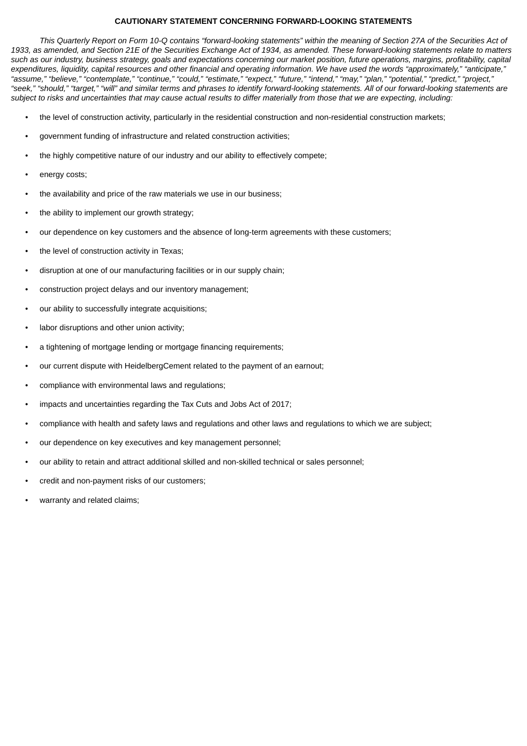**CAUTIONARY STATEMENT CONCERNING FORWARD-LOOKING STATEMENTS**

*This Quarterly Report on Form 10-Q contains “forward-looking statements” within the meaning of Section 27A of the Securities Act of 1933, as amended, and Section 21E of the Securities Exchange Act of 1934, as amended. These forward-looking statements relate to matters such as our industry, business strategy, goals and expectations concerning our market position, future operations, margins, profitability, capital expenditures, liquidity, capital resources and other financial and operating information. We have used the words “approximately,” “anticipate,” “assume,” “believe,” “contemplate,” “continue,” “could,” “estimate,” “expect,” “future,” “intend,” “may,” “plan,” “potential,” “predict,” “project,” “seek,” “should,” “target,” “will” and similar terms and phrases to identify forward-looking statements. All of our forward-looking statements are subject to risks and uncertainties that may cause actual results to differ materially from those that we are expecting, including:*

- the level of construction activity, particularly in the residential construction and non-residential construction markets;
- government funding of infrastructure and related construction activities;
- the highly competitive nature of our industry and our ability to effectively compete;
- energy costs;
- the availability and price of the raw materials we use in our business;
- the ability to implement our growth strategy;
- our dependence on key customers and the absence of long-term agreements with these customers;
- the level of construction activity in Texas;
- disruption at one of our manufacturing facilities or in our supply chain;
- construction project delays and our inventory management;
- our ability to successfully integrate acquisitions;
- labor disruptions and other union activity;
- a tightening of mortgage lending or mortgage financing requirements;
- our current dispute with HeidelbergCement related to the payment of an earnout;
- compliance with environmental laws and regulations;
- impacts and uncertainties regarding the Tax Cuts and Jobs Act of 2017;
- compliance with health and safety laws and regulations and other laws and regulations to which we are subject;
- our dependence on key executives and key management personnel;
- our ability to retain and attract additional skilled and non-skilled technical or sales personnel;
- credit and non-payment risks of our customers;
- warranty and related claims;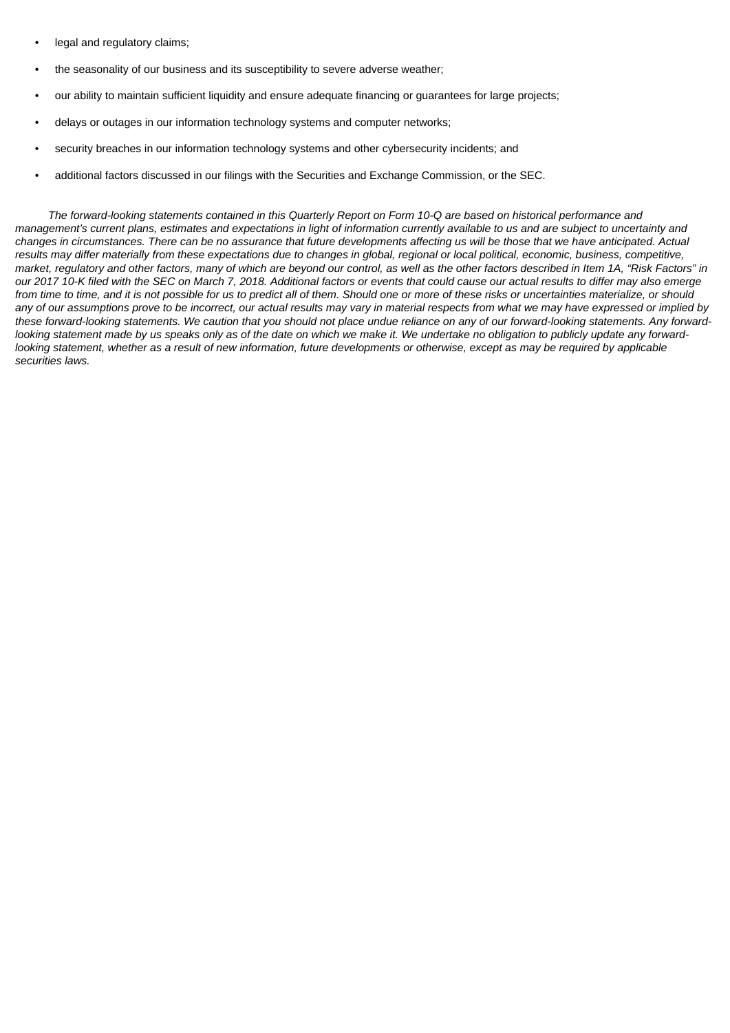- legal and regulatory claims;
- the seasonality of our business and its susceptibility to severe adverse weather;
- our ability to maintain sufficient liquidity and ensure adequate financing or guarantees for large projects;
- delays or outages in our information technology systems and computer networks;
- security breaches in our information technology systems and other cybersecurity incidents; and
- additional factors discussed in our filings with the Securities and Exchange Commission, or the SEC.

*The forward-looking statements contained in this Quarterly Report on Form 10-Q are based on historical performance and management's current plans, estimates and expectations in light of information currently available to us and are subject to uncertainty and changes in circumstances. There can be no assurance that future developments affecting us will be those that we have anticipated. Actual results may differ materially from these expectations due to changes in global, regional or local political, economic, business, competitive, market, regulatory and other factors, many of which are beyond our control, as well as the other factors described in Item 1A, "Risk Factors" in our 2017 10-K filed with the SEC on March 7, 2018. Additional factors or events that could cause our actual results to differ may also emerge from time to time, and it is not possible for us to predict all of them. Should one or more of these risks or uncertainties materialize, or should any of our assumptions prove to be incorrect, our actual results may vary in material respects from what we may have expressed or implied by these forward-looking statements. We caution that you should not place undue reliance on any of our forward-looking statements. Any forward-looking statement made by us speaks only as of the date on which we make it. We undertake no obligation to publicly update any forward-looking statement, whether as a result of new information, future developments or otherwise, except as may be required by applicable securities laws.*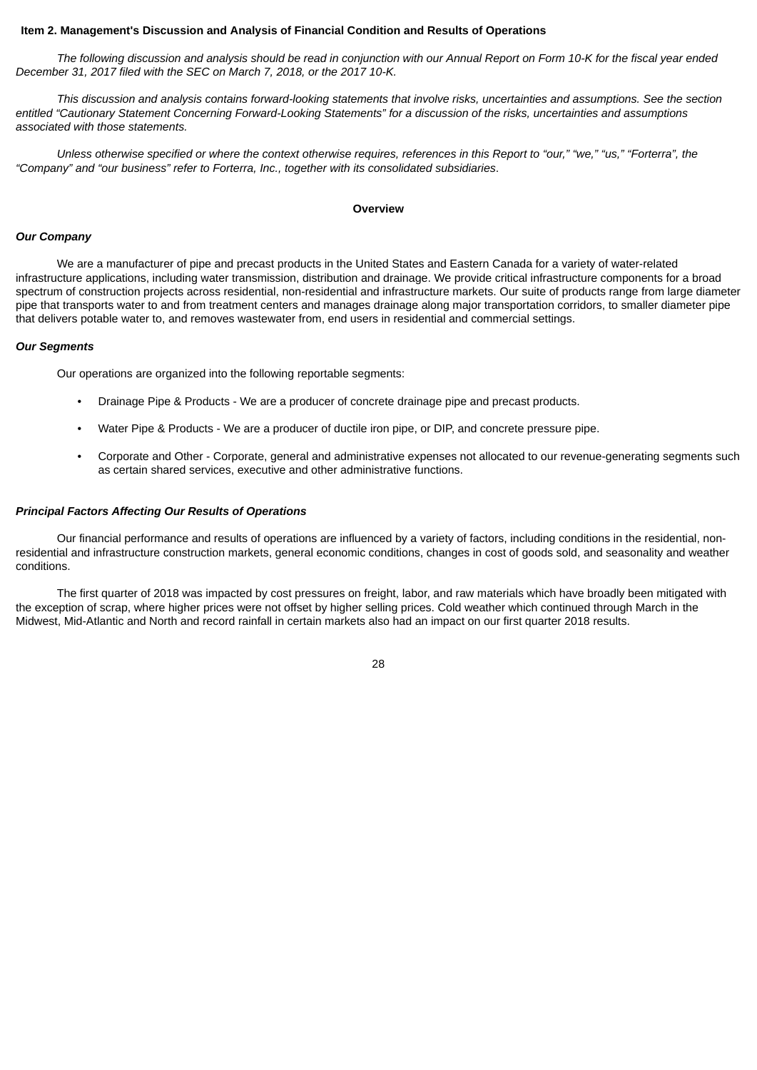## Item 2. Management's Discussion and Analysis of Financial Condition and Results of Operations

*The following discussion and analysis should be read in conjunction with our Annual Report on Form 10-K for the fiscal year ended December 31, 2017 filed with the SEC on March 7, 2018, or the 2017 10-K.*

*This discussion and analysis contains forward-looking statements that involve risks, uncertainties and assumptions. See the section entitled "Cautionary Statement Concerning Forward-Looking Statements" for a discussion of the risks, uncertainties and assumptions associated with those statements.*

*Unless otherwise specified or where the context otherwise requires, references in this Report to "our," "we," "us," "Forterra", the "Company" and "our business" refer to Forterra, Inc., together with its consolidated subsidiaries*.

### Overview

***Our Company***

We are a manufacturer of pipe and precast products in the United States and Eastern Canada for a variety of water-related infrastructure applications, including water transmission, distribution and drainage. We provide critical infrastructure components for a broad spectrum of construction projects across residential, non-residential and infrastructure markets. Our suite of products range from large diameter pipe that transports water to and from treatment centers and manages drainage along major transportation corridors, to smaller diameter pipe that delivers potable water to, and removes wastewater from, end users in residential and commercial settings.

***Our Segments***

Our operations are organized into the following reportable segments:

- Drainage Pipe & Products - We are a producer of concrete drainage pipe and precast products.
- Water Pipe & Products - We are a producer of ductile iron pipe, or DIP, and concrete pressure pipe.
- Corporate and Other - Corporate, general and administrative expenses not allocated to our revenue-generating segments such as certain shared services, executive and other administrative functions.

***Principal Factors Affecting Our Results of Operations***

Our financial performance and results of operations are influenced by a variety of factors, including conditions in the residential, non-residential and infrastructure construction markets, general economic conditions, changes in cost of goods sold, and seasonality and weather conditions.

The first quarter of 2018 was impacted by cost pressures on freight, labor, and raw materials which have broadly been mitigated with the exception of scrap, where higher prices were not offset by higher selling prices. Cold weather which continued through March in the Midwest, Mid-Atlantic and North and record rainfall in certain markets also had an impact on our first quarter 2018 results.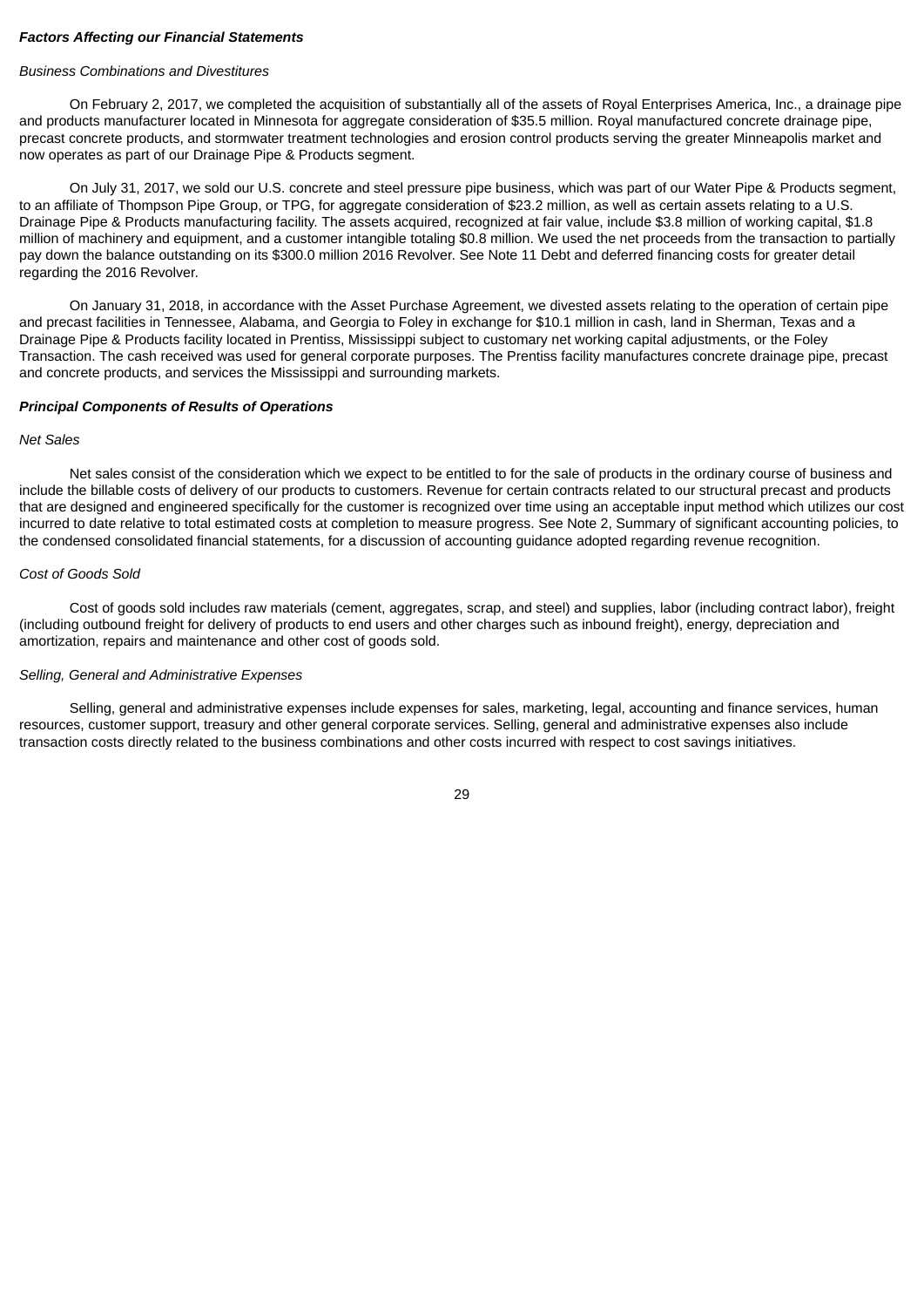***Factors Affecting our Financial Statements***

*Business Combinations and Divestitures*

On February 2, 2017, we completed the acquisition of substantially all of the assets of Royal Enterprises America, Inc., a drainage pipe and products manufacturer located in Minnesota for aggregate consideration of $35.5 million. Royal manufactured concrete drainage pipe, precast concrete products, and stormwater treatment technologies and erosion control products serving the greater Minneapolis market and now operates as part of our Drainage Pipe & Products segment.

On July 31, 2017, we sold our U.S. concrete and steel pressure pipe business, which was part of our Water Pipe & Products segment, to an affiliate of Thompson Pipe Group, or TPG, for aggregate consideration of $23.2 million, as well as certain assets relating to a U.S. Drainage Pipe & Products manufacturing facility. The assets acquired, recognized at fair value, include $3.8 million of working capital, $1.8 million of machinery and equipment, and a customer intangible totaling $0.8 million. We used the net proceeds from the transaction to partially pay down the balance outstanding on its $300.0 million 2016 Revolver. See Note 11 Debt and deferred financing costs for greater detail regarding the 2016 Revolver.

On January 31, 2018, in accordance with the Asset Purchase Agreement, we divested assets relating to the operation of certain pipe and precast facilities in Tennessee, Alabama, and Georgia to Foley in exchange for $10.1 million in cash, land in Sherman, Texas and a Drainage Pipe & Products facility located in Prentiss, Mississippi subject to customary net working capital adjustments, or the Foley Transaction. The cash received was used for general corporate purposes. The Prentiss facility manufactures concrete drainage pipe, precast and concrete products, and services the Mississippi and surrounding markets.

***Principal Components of Results of Operations***

*Net Sales*

Net sales consist of the consideration which we expect to be entitled to for the sale of products in the ordinary course of business and include the billable costs of delivery of our products to customers. Revenue for certain contracts related to our structural precast and products that are designed and engineered specifically for the customer is recognized over time using an acceptable input method which utilizes our cost incurred to date relative to total estimated costs at completion to measure progress. See Note 2, Summary of significant accounting policies, to the condensed consolidated financial statements, for a discussion of accounting guidance adopted regarding revenue recognition.

*Cost of Goods Sold*

Cost of goods sold includes raw materials (cement, aggregates, scrap, and steel) and supplies, labor (including contract labor), freight (including outbound freight for delivery of products to end users and other charges such as inbound freight), energy, depreciation and amortization, repairs and maintenance and other cost of goods sold.

*Selling, General and Administrative Expenses*

Selling, general and administrative expenses include expenses for sales, marketing, legal, accounting and finance services, human resources, customer support, treasury and other general corporate services. Selling, general and administrative expenses also include transaction costs directly related to the business combinations and other costs incurred with respect to cost savings initiatives.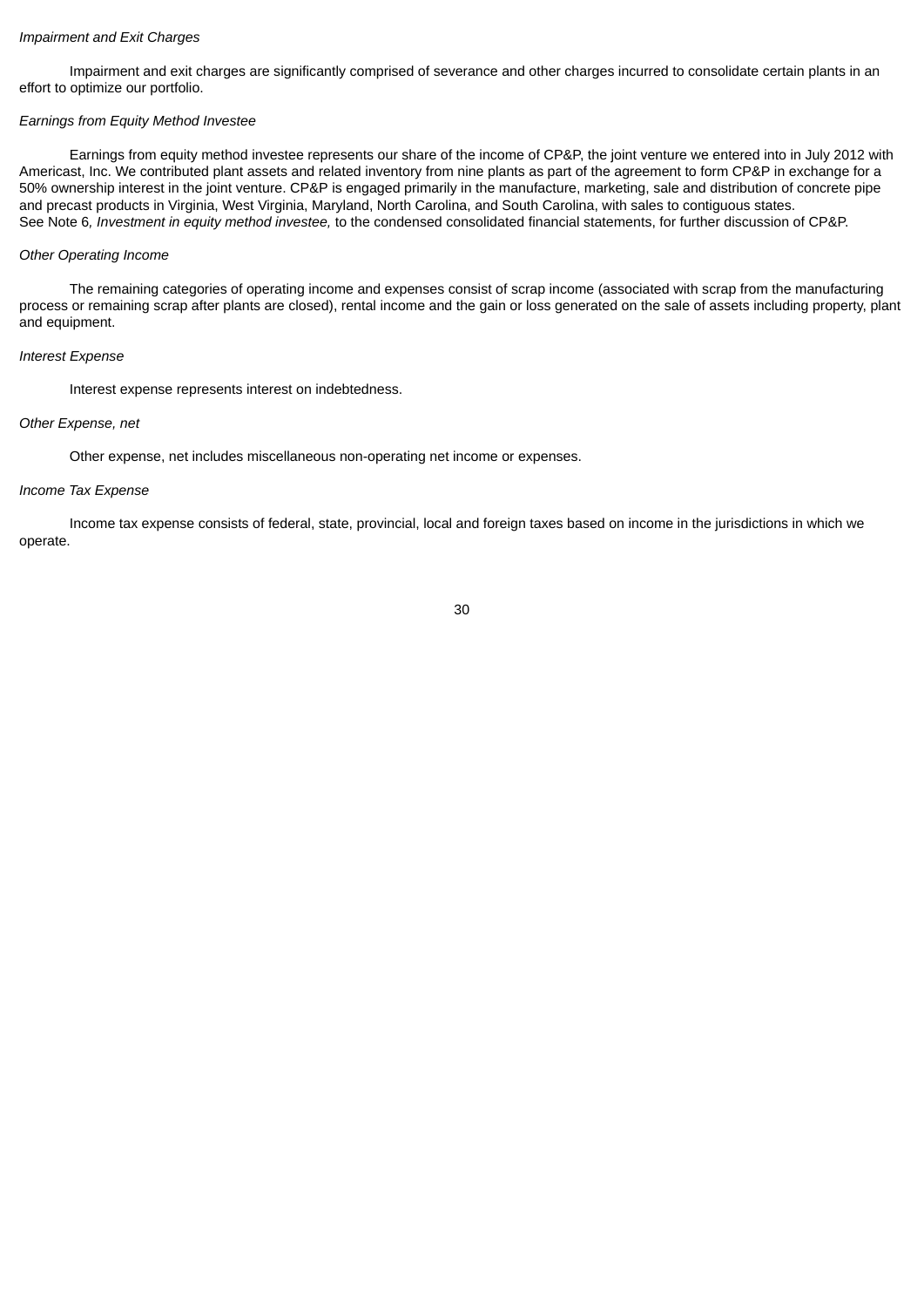*Impairment and Exit Charges*

Impairment and exit charges are significantly comprised of severance and other charges incurred to consolidate certain plants in an effort to optimize our portfolio.

*Earnings from Equity Method Investee*

Earnings from equity method investee represents our share of the income of CP&P, the joint venture we entered into in July 2012 with Americast, Inc. We contributed plant assets and related inventory from nine plants as part of the agreement to form CP&P in exchange for a 50% ownership interest in the joint venture. CP&P is engaged primarily in the manufacture, marketing, sale and distribution of concrete pipe and precast products in Virginia, West Virginia, Maryland, North Carolina, and South Carolina, with sales to contiguous states. See Note 6*, Investment in equity method investee,* to the condensed consolidated financial statements, for further discussion of CP&P.

*Other Operating Income*

The remaining categories of operating income and expenses consist of scrap income (associated with scrap from the manufacturing process or remaining scrap after plants are closed), rental income and the gain or loss generated on the sale of assets including property, plant and equipment.

*Interest Expense*

Interest expense represents interest on indebtedness.

*Other Expense, net*

Other expense, net includes miscellaneous non-operating net income or expenses.

*Income Tax Expense*

Income tax expense consists of federal, state, provincial, local and foreign taxes based on income in the jurisdictions in which we operate.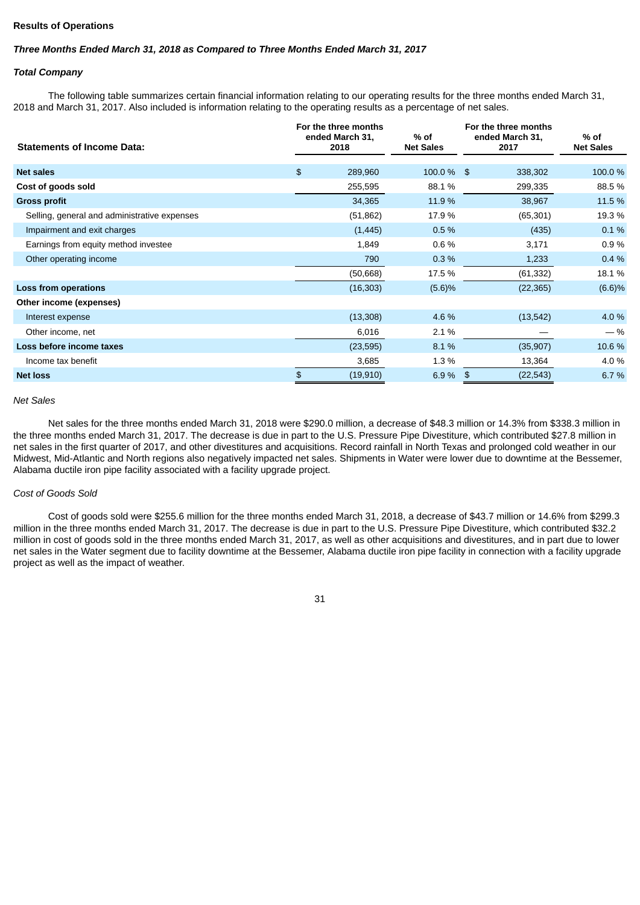**Results of Operations**

***Three Months Ended March 31, 2018 as Compared to Three Months Ended March 31, 2017***

***Total Company***

The following table summarizes certain financial information relating to our operating results for the three months ended March 31, 2018 and March 31, 2017. Also included is information relating to the operating results as a percentage of net sales.

| **Statements of Income Data:** | **For the three months ended March 31, 2018** | **% of Net Sales** | **For the three months ended March 31, 2017** | **% of Net Sales** |
|---|---|---|---|---|
| **Net sales** | $ 289,960 | 100.0 % | $ 338,302 | 100.0 % |
| **Cost of goods sold** | 255,595 | 88.1 % | 299,335 | 88.5 % |
| **Gross profit** | 34,365 | 11.9 % | 38,967 | 11.5 % |
| Selling, general and administrative expenses | (51,862) | 17.9 % | (65,301) | 19.3 % |
| Impairment and exit charges | (1,445) | 0.5 % | (435) | 0.1 % |
| Earnings from equity method investee | 1,849 | 0.6 % | 3,171 | 0.9 % |
| Other operating income | 790 | 0.3 % | 1,233 | 0.4 % |
| | (50,668) | 17.5 % | (61,332) | 18.1 % |
| **Loss from operations** | (16,303) | (5.6)% | (22,365) | (6.6)% |
| **Other income (expenses)** | | | | |
| Interest expense | (13,308) | 4.6 % | (13,542) | 4.0 % |
| Other income, net | 6,016 | 2.1 % | — | — % |
| **Loss before income taxes** | (23,595) | 8.1 % | (35,907) | 10.6 % |
| Income tax benefit | 3,685 | 1.3 % | 13,364 | 4.0 % |
| **Net loss** | $ (19,910) | 6.9 % | $ (22,543) | 6.7 % |

*Net Sales*

Net sales for the three months ended March 31, 2018 were $290.0 million, a decrease of $48.3 million or 14.3% from $338.3 million in the three months ended March 31, 2017. The decrease is due in part to the U.S. Pressure Pipe Divestiture, which contributed $27.8 million in net sales in the first quarter of 2017, and other divestitures and acquisitions. Record rainfall in North Texas and prolonged cold weather in our Midwest, Mid-Atlantic and North regions also negatively impacted net sales. Shipments in Water were lower due to downtime at the Bessemer, Alabama ductile iron pipe facility associated with a facility upgrade project.

*Cost of Goods Sold*

Cost of goods sold were $255.6 million for the three months ended March 31, 2018, a decrease of $43.7 million or 14.6% from $299.3 million in the three months ended March 31, 2017. The decrease is due in part to the U.S. Pressure Pipe Divestiture, which contributed $32.2 million in cost of goods sold in the three months ended March 31, 2017, as well as other acquisitions and divestitures, and in part due to lower net sales in the Water segment due to facility downtime at the Bessemer, Alabama ductile iron pipe facility in connection with a facility upgrade project as well as the impact of weather.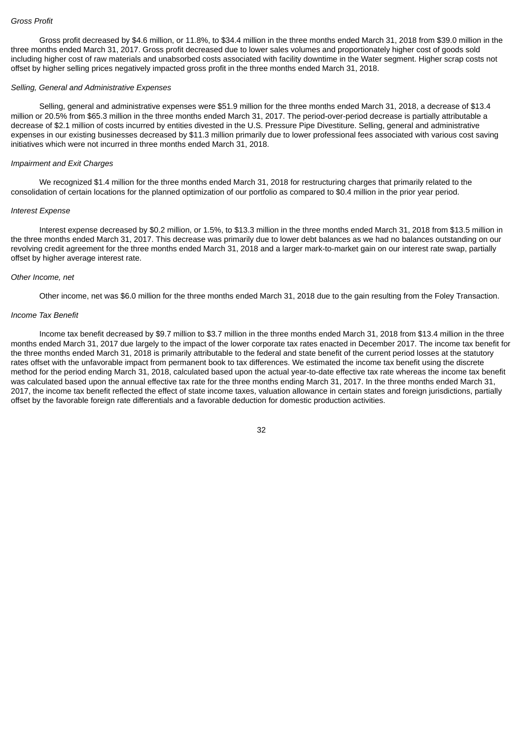*Gross Profit*

Gross profit decreased by $4.6 million, or 11.8%, to $34.4 million in the three months ended March 31, 2018 from $39.0 million in the three months ended March 31, 2017. Gross profit decreased due to lower sales volumes and proportionately higher cost of goods sold including higher cost of raw materials and unabsorbed costs associated with facility downtime in the Water segment. Higher scrap costs not offset by higher selling prices negatively impacted gross profit in the three months ended March 31, 2018.

*Selling, General and Administrative Expenses*

Selling, general and administrative expenses were $51.9 million for the three months ended March 31, 2018, a decrease of $13.4 million or 20.5% from $65.3 million in the three months ended March 31, 2017. The period-over-period decrease is partially attributable a decrease of $2.1 million of costs incurred by entities divested in the U.S. Pressure Pipe Divestiture. Selling, general and administrative expenses in our existing businesses decreased by $11.3 million primarily due to lower professional fees associated with various cost saving initiatives which were not incurred in three months ended March 31, 2018.

*Impairment and Exit Charges*

We recognized $1.4 million for the three months ended March 31, 2018 for restructuring charges that primarily related to the consolidation of certain locations for the planned optimization of our portfolio as compared to $0.4 million in the prior year period.

*Interest Expense*

Interest expense decreased by $0.2 million, or 1.5%, to $13.3 million in the three months ended March 31, 2018 from $13.5 million in the three months ended March 31, 2017. This decrease was primarily due to lower debt balances as we had no balances outstanding on our revolving credit agreement for the three months ended March 31, 2018 and a larger mark-to-market gain on our interest rate swap, partially offset by higher average interest rate.

*Other Income, net*

Other income, net was $6.0 million for the three months ended March 31, 2018 due to the gain resulting from the Foley Transaction.

*Income Tax Benefit*

Income tax benefit decreased by $9.7 million to $3.7 million in the three months ended March 31, 2018 from $13.4 million in the three months ended March 31, 2017 due largely to the impact of the lower corporate tax rates enacted in December 2017. The income tax benefit for the three months ended March 31, 2018 is primarily attributable to the federal and state benefit of the current period losses at the statutory rates offset with the unfavorable impact from permanent book to tax differences. We estimated the income tax benefit using the discrete method for the period ending March 31, 2018, calculated based upon the actual year-to-date effective tax rate whereas the income tax benefit was calculated based upon the annual effective tax rate for the three months ending March 31, 2017. In the three months ended March 31, 2017, the income tax benefit reflected the effect of state income taxes, valuation allowance in certain states and foreign jurisdictions, partially offset by the favorable foreign rate differentials and a favorable deduction for domestic production activities.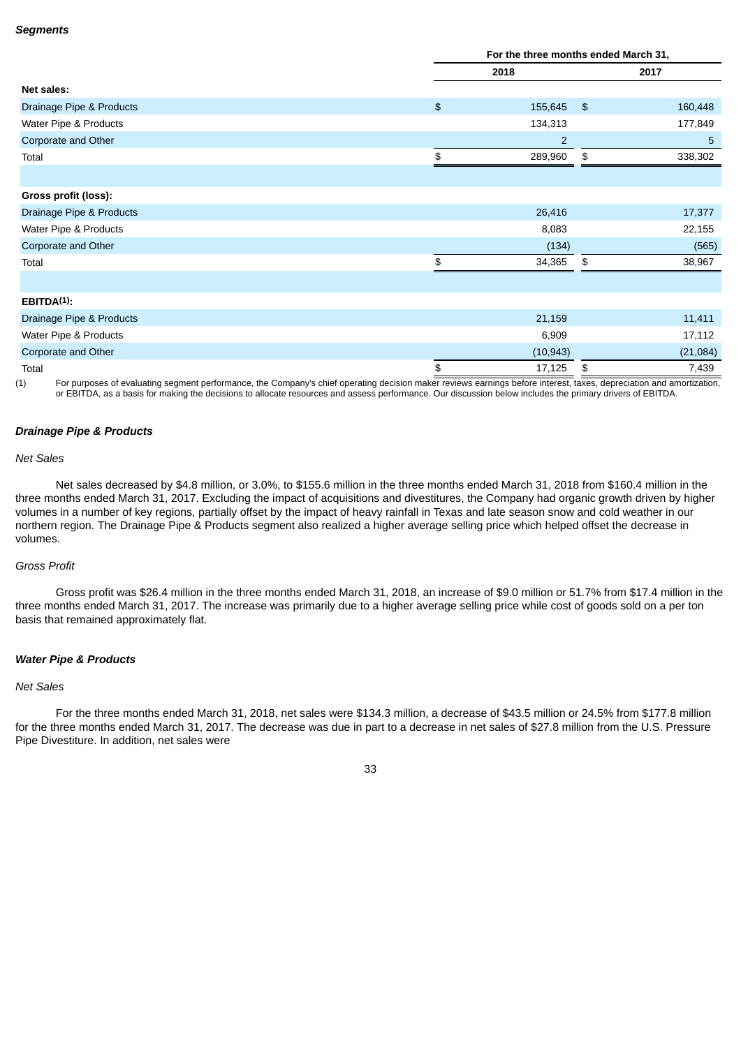***Segments***

| | For the three months ended March 31, | |
|---|---|---|
| | 2018 | 2017 |
| **Net sales:** | | |
| Drainage Pipe & Products | $ 155,645 | $ 160,448 |
| Water Pipe & Products | 134,313 | 177,849 |
| Corporate and Other | 2 | 5 |
| Total | $ 289,960 | $ 338,302 |
| | | |
| **Gross profit (loss):** | | |
| Drainage Pipe & Products | 26,416 | 17,377 |
| Water Pipe & Products | 8,083 | 22,155 |
| Corporate and Other | (134) | (565) |
| Total | $ 34,365 | $ 38,967 |
| | | |
| **EBITDA(1):** | | |
| Drainage Pipe & Products | 21,159 | 11,411 |
| Water Pipe & Products | 6,909 | 17,112 |
| Corporate and Other | (10,943) | (21,084) |
| Total | $ 17,125 | $ 7,439 |

(1) For purposes of evaluating segment performance, the Company's chief operating decision maker reviews earnings before interest, taxes, depreciation and amortization, or EBITDA, as a basis for making the decisions to allocate resources and assess performance. Our discussion below includes the primary drivers of EBITDA.

***Drainage Pipe & Products***

*Net Sales*

Net sales decreased by $4.8 million, or 3.0%, to $155.6 million in the three months ended March 31, 2018 from $160.4 million in the three months ended March 31, 2017. Excluding the impact of acquisitions and divestitures, the Company had organic growth driven by higher volumes in a number of key regions, partially offset by the impact of heavy rainfall in Texas and late season snow and cold weather in our northern region. The Drainage Pipe & Products segment also realized a higher average selling price which helped offset the decrease in volumes.

*Gross Profit*

Gross profit was $26.4 million in the three months ended March 31, 2018, an increase of $9.0 million or 51.7% from $17.4 million in the three months ended March 31, 2017. The increase was primarily due to a higher average selling price while cost of goods sold on a per ton basis that remained approximately flat.

***Water Pipe & Products***

*Net Sales*

For the three months ended March 31, 2018, net sales were $134.3 million, a decrease of $43.5 million or 24.5% from $177.8 million for the three months ended March 31, 2017. The decrease was due in part to a decrease in net sales of $27.8 million from the U.S. Pressure Pipe Divestiture. In addition, net sales were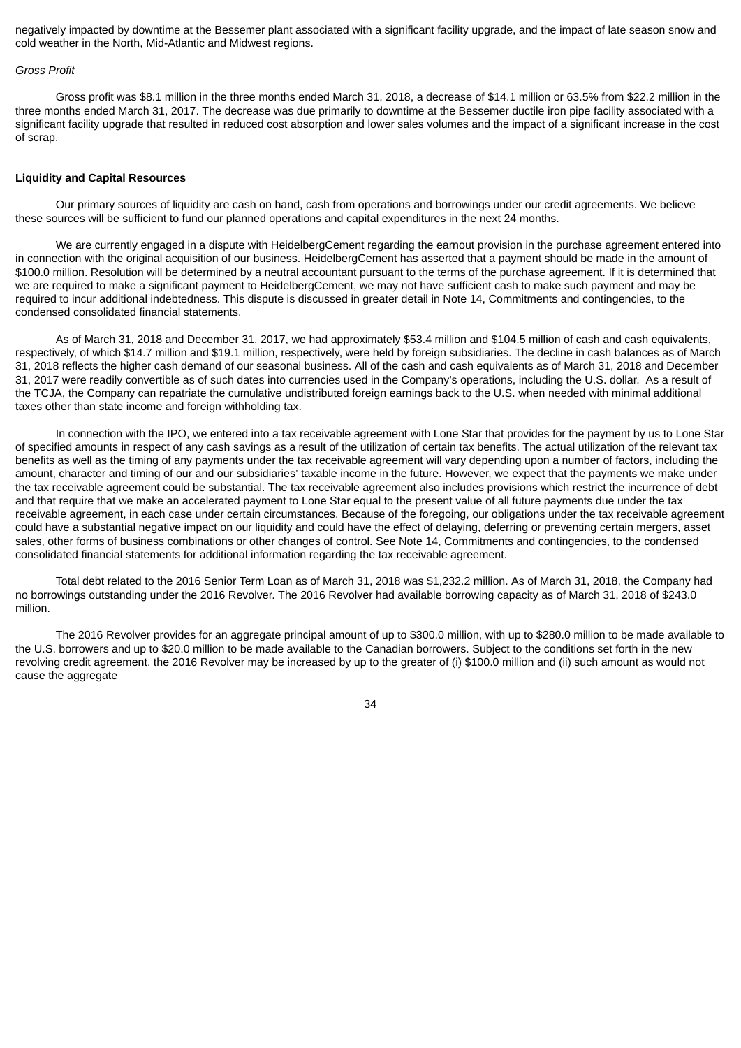negatively impacted by downtime at the Bessemer plant associated with a significant facility upgrade, and the impact of late season snow and cold weather in the North, Mid-Atlantic and Midwest regions.

*Gross Profit*

Gross profit was $8.1 million in the three months ended March 31, 2018, a decrease of $14.1 million or 63.5% from $22.2 million in the three months ended March 31, 2017. The decrease was due primarily to downtime at the Bessemer ductile iron pipe facility associated with a significant facility upgrade that resulted in reduced cost absorption and lower sales volumes and the impact of a significant increase in the cost of scrap.

**Liquidity and Capital Resources**

Our primary sources of liquidity are cash on hand, cash from operations and borrowings under our credit agreements. We believe these sources will be sufficient to fund our planned operations and capital expenditures in the next 24 months.

We are currently engaged in a dispute with HeidelbergCement regarding the earnout provision in the purchase agreement entered into in connection with the original acquisition of our business. HeidelbergCement has asserted that a payment should be made in the amount of $100.0 million. Resolution will be determined by a neutral accountant pursuant to the terms of the purchase agreement. If it is determined that we are required to make a significant payment to HeidelbergCement, we may not have sufficient cash to make such payment and may be required to incur additional indebtedness. This dispute is discussed in greater detail in Note 14, Commitments and contingencies, to the condensed consolidated financial statements.

As of March 31, 2018 and December 31, 2017, we had approximately $53.4 million and $104.5 million of cash and cash equivalents, respectively, of which $14.7 million and $19.1 million, respectively, were held by foreign subsidiaries. The decline in cash balances as of March 31, 2018 reflects the higher cash demand of our seasonal business. All of the cash and cash equivalents as of March 31, 2018 and December 31, 2017 were readily convertible as of such dates into currencies used in the Company's operations, including the U.S. dollar. As a result of the TCJA, the Company can repatriate the cumulative undistributed foreign earnings back to the U.S. when needed with minimal additional taxes other than state income and foreign withholding tax.

In connection with the IPO, we entered into a tax receivable agreement with Lone Star that provides for the payment by us to Lone Star of specified amounts in respect of any cash savings as a result of the utilization of certain tax benefits. The actual utilization of the relevant tax benefits as well as the timing of any payments under the tax receivable agreement will vary depending upon a number of factors, including the amount, character and timing of our and our subsidiaries' taxable income in the future. However, we expect that the payments we make under the tax receivable agreement could be substantial. The tax receivable agreement also includes provisions which restrict the incurrence of debt and that require that we make an accelerated payment to Lone Star equal to the present value of all future payments due under the tax receivable agreement, in each case under certain circumstances. Because of the foregoing, our obligations under the tax receivable agreement could have a substantial negative impact on our liquidity and could have the effect of delaying, deferring or preventing certain mergers, asset sales, other forms of business combinations or other changes of control. See Note 14, Commitments and contingencies, to the condensed consolidated financial statements for additional information regarding the tax receivable agreement.

Total debt related to the 2016 Senior Term Loan as of March 31, 2018 was $1,232.2 million. As of March 31, 2018, the Company had no borrowings outstanding under the 2016 Revolver. The 2016 Revolver had available borrowing capacity as of March 31, 2018 of $243.0 million.

The 2016 Revolver provides for an aggregate principal amount of up to $300.0 million, with up to $280.0 million to be made available to the U.S. borrowers and up to $20.0 million to be made available to the Canadian borrowers. Subject to the conditions set forth in the new revolving credit agreement, the 2016 Revolver may be increased by up to the greater of (i) $100.0 million and (ii) such amount as would not cause the aggregate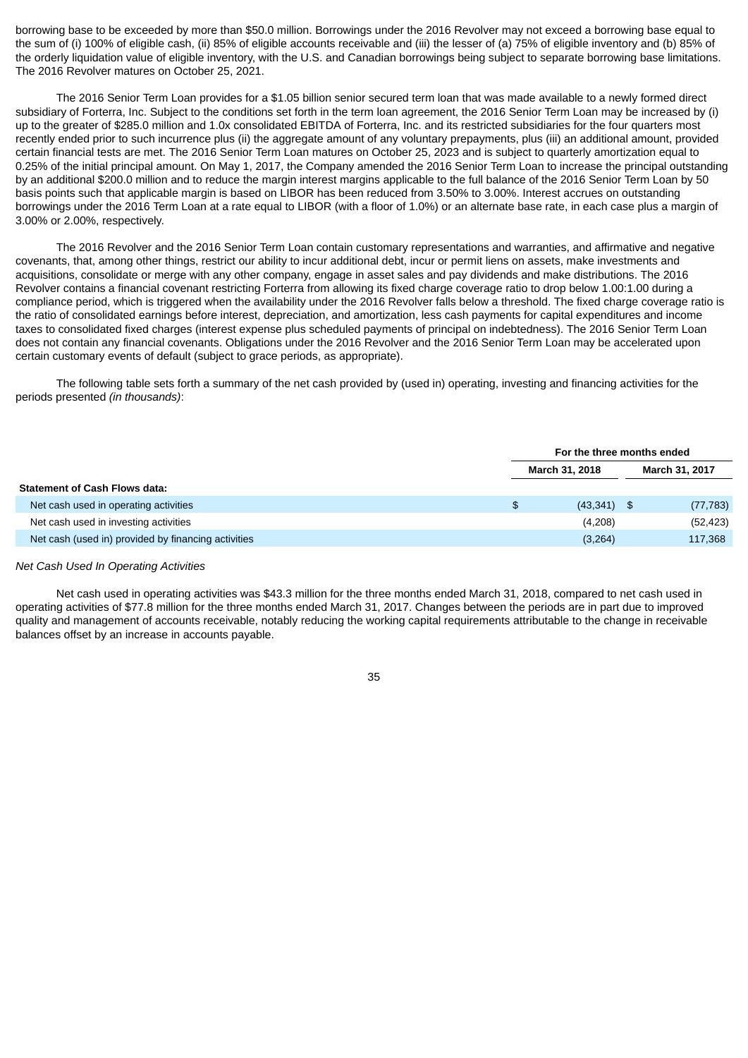borrowing base to be exceeded by more than $50.0 million. Borrowings under the 2016 Revolver may not exceed a borrowing base equal to the sum of (i) 100% of eligible cash, (ii) 85% of eligible accounts receivable and (iii) the lesser of (a) 75% of eligible inventory and (b) 85% of the orderly liquidation value of eligible inventory, with the U.S. and Canadian borrowings being subject to separate borrowing base limitations. The 2016 Revolver matures on October 25, 2021.

The 2016 Senior Term Loan provides for a $1.05 billion senior secured term loan that was made available to a newly formed direct subsidiary of Forterra, Inc. Subject to the conditions set forth in the term loan agreement, the 2016 Senior Term Loan may be increased by (i) up to the greater of $285.0 million and 1.0x consolidated EBITDA of Forterra, Inc. and its restricted subsidiaries for the four quarters most recently ended prior to such incurrence plus (ii) the aggregate amount of any voluntary prepayments, plus (iii) an additional amount, provided certain financial tests are met. The 2016 Senior Term Loan matures on October 25, 2023 and is subject to quarterly amortization equal to 0.25% of the initial principal amount. On May 1, 2017, the Company amended the 2016 Senior Term Loan to increase the principal outstanding by an additional $200.0 million and to reduce the margin interest margins applicable to the full balance of the 2016 Senior Term Loan by 50 basis points such that applicable margin is based on LIBOR has been reduced from 3.50% to 3.00%. Interest accrues on outstanding borrowings under the 2016 Term Loan at a rate equal to LIBOR (with a floor of 1.0%) or an alternate base rate, in each case plus a margin of 3.00% or 2.00%, respectively.

The 2016 Revolver and the 2016 Senior Term Loan contain customary representations and warranties, and affirmative and negative covenants, that, among other things, restrict our ability to incur additional debt, incur or permit liens on assets, make investments and acquisitions, consolidate or merge with any other company, engage in asset sales and pay dividends and make distributions. The 2016 Revolver contains a financial covenant restricting Forterra from allowing its fixed charge coverage ratio to drop below 1.00:1.00 during a compliance period, which is triggered when the availability under the 2016 Revolver falls below a threshold. The fixed charge coverage ratio is the ratio of consolidated earnings before interest, depreciation, and amortization, less cash payments for capital expenditures and income taxes to consolidated fixed charges (interest expense plus scheduled payments of principal on indebtedness). The 2016 Senior Term Loan does not contain any financial covenants. Obligations under the 2016 Revolver and the 2016 Senior Term Loan may be accelerated upon certain customary events of default (subject to grace periods, as appropriate).

The following table sets forth a summary of the net cash provided by (used in) operating, investing and financing activities for the periods presented *(in thousands)*:

| | For the three months ended | |
|---|---|---|
| | March 31, 2018 | March 31, 2017 |
| **Statement of Cash Flows data:** | | |
| Net cash used in operating activities | $ (43,341) | $ (77,783) |
| Net cash used in investing activities | (4,208) | (52,423) |
| Net cash (used in) provided by financing activities | (3,264) | 117,368 |

*Net Cash Used In Operating Activities*

Net cash used in operating activities was $43.3 million for the three months ended March 31, 2018, compared to net cash used in operating activities of $77.8 million for the three months ended March 31, 2017. Changes between the periods are in part due to improved quality and management of accounts receivable, notably reducing the working capital requirements attributable to the change in receivable balances offset by an increase in accounts payable.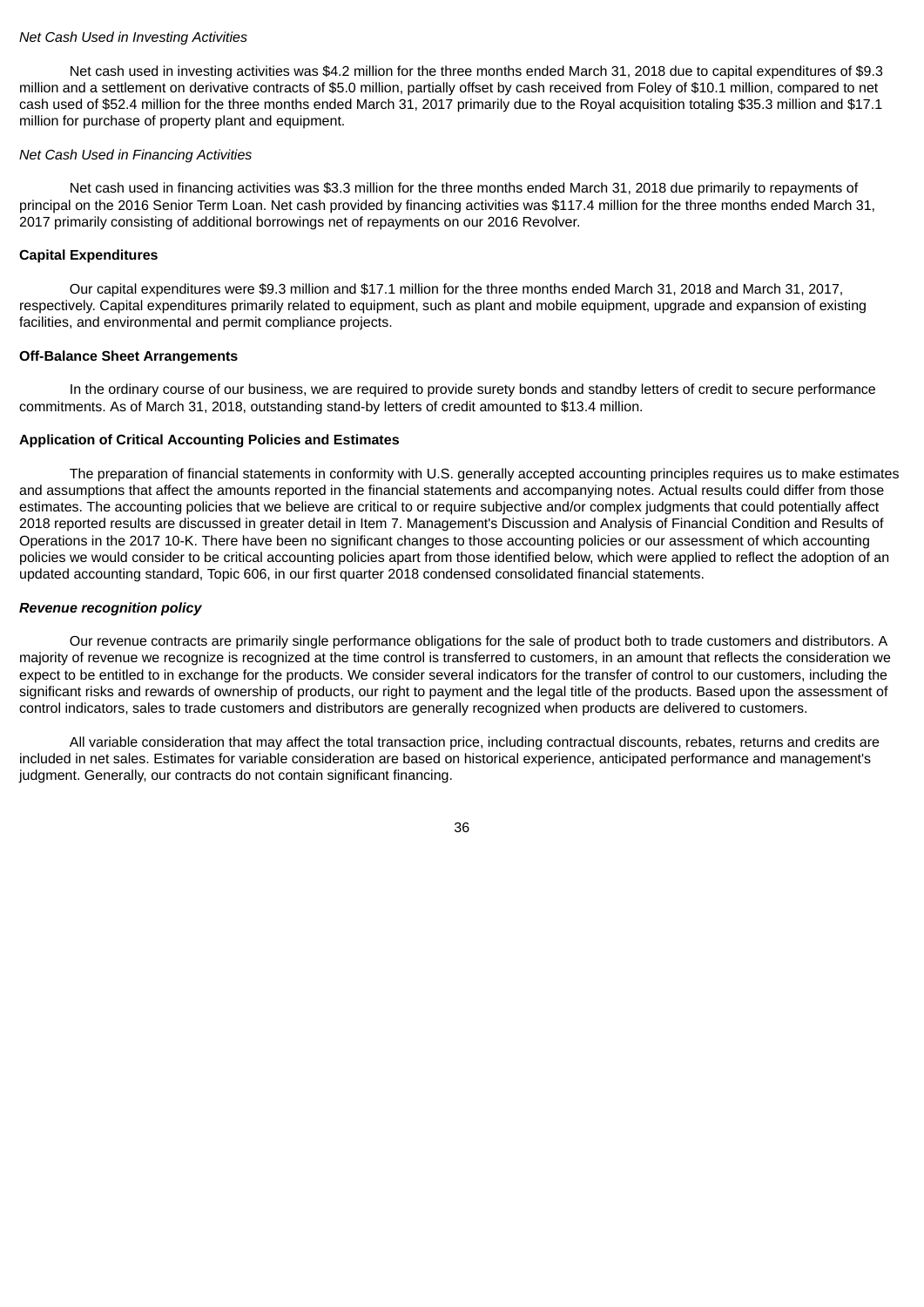*Net Cash Used in Investing Activities*

Net cash used in investing activities was $4.2 million for the three months ended March 31, 2018 due to capital expenditures of $9.3 million and a settlement on derivative contracts of $5.0 million, partially offset by cash received from Foley of $10.1 million, compared to net cash used of $52.4 million for the three months ended March 31, 2017 primarily due to the Royal acquisition totaling $35.3 million and $17.1 million for purchase of property plant and equipment.

*Net Cash Used in Financing Activities*

Net cash used in financing activities was $3.3 million for the three months ended March 31, 2018 due primarily to repayments of principal on the 2016 Senior Term Loan. Net cash provided by financing activities was $117.4 million for the three months ended March 31, 2017 primarily consisting of additional borrowings net of repayments on our 2016 Revolver.

**Capital Expenditures**

Our capital expenditures were $9.3 million and $17.1 million for the three months ended March 31, 2018 and March 31, 2017, respectively. Capital expenditures primarily related to equipment, such as plant and mobile equipment, upgrade and expansion of existing facilities, and environmental and permit compliance projects.

**Off-Balance Sheet Arrangements**

In the ordinary course of our business, we are required to provide surety bonds and standby letters of credit to secure performance commitments. As of March 31, 2018, outstanding stand-by letters of credit amounted to $13.4 million.

**Application of Critical Accounting Policies and Estimates**

The preparation of financial statements in conformity with U.S. generally accepted accounting principles requires us to make estimates and assumptions that affect the amounts reported in the financial statements and accompanying notes. Actual results could differ from those estimates. The accounting policies that we believe are critical to or require subjective and/or complex judgments that could potentially affect 2018 reported results are discussed in greater detail in Item 7. Management's Discussion and Analysis of Financial Condition and Results of Operations in the 2017 10-K. There have been no significant changes to those accounting policies or our assessment of which accounting policies we would consider to be critical accounting policies apart from those identified below, which were applied to reflect the adoption of an updated accounting standard, Topic 606, in our first quarter 2018 condensed consolidated financial statements.

***Revenue recognition policy***

Our revenue contracts are primarily single performance obligations for the sale of product both to trade customers and distributors. A majority of revenue we recognize is recognized at the time control is transferred to customers, in an amount that reflects the consideration we expect to be entitled to in exchange for the products. We consider several indicators for the transfer of control to our customers, including the significant risks and rewards of ownership of products, our right to payment and the legal title of the products. Based upon the assessment of control indicators, sales to trade customers and distributors are generally recognized when products are delivered to customers.

All variable consideration that may affect the total transaction price, including contractual discounts, rebates, returns and credits are included in net sales. Estimates for variable consideration are based on historical experience, anticipated performance and management's judgment. Generally, our contracts do not contain significant financing.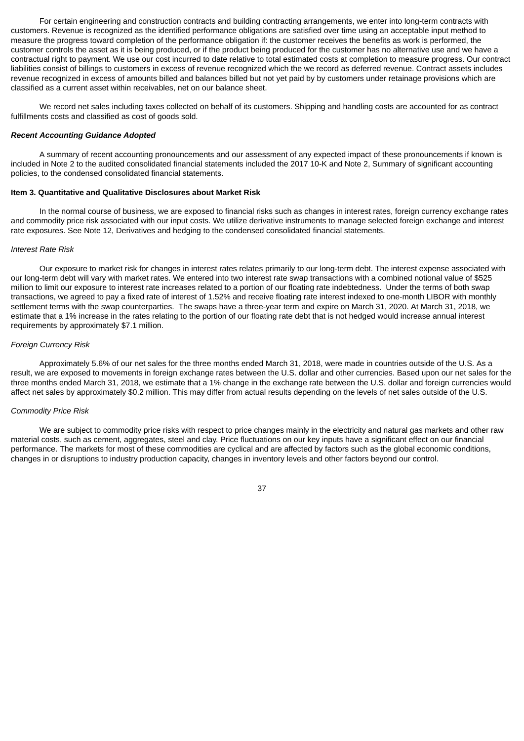For certain engineering and construction contracts and building contracting arrangements, we enter into long-term contracts with customers. Revenue is recognized as the identified performance obligations are satisfied over time using an acceptable input method to measure the progress toward completion of the performance obligation if: the customer receives the benefits as work is performed, the customer controls the asset as it is being produced, or if the product being produced for the customer has no alternative use and we have a contractual right to payment. We use our cost incurred to date relative to total estimated costs at completion to measure progress. Our contract liabilities consist of billings to customers in excess of revenue recognized which the we record as deferred revenue. Contract assets includes revenue recognized in excess of amounts billed and balances billed but not yet paid by by customers under retainage provisions which are classified as a current asset within receivables, net on our balance sheet.

We record net sales including taxes collected on behalf of its customers. Shipping and handling costs are accounted for as contract fulfillments costs and classified as cost of goods sold.

***Recent Accounting Guidance Adopted***

A summary of recent accounting pronouncements and our assessment of any expected impact of these pronouncements if known is included in Note 2 to the audited consolidated financial statements included the 2017 10-K and Note 2, Summary of significant accounting policies, to the condensed consolidated financial statements.

**Item 3. Quantitative and Qualitative Disclosures about Market Risk**

In the normal course of business, we are exposed to financial risks such as changes in interest rates, foreign currency exchange rates and commodity price risk associated with our input costs. We utilize derivative instruments to manage selected foreign exchange and interest rate exposures. See Note 12, Derivatives and hedging to the condensed consolidated financial statements.

*Interest Rate Risk*

Our exposure to market risk for changes in interest rates relates primarily to our long-term debt. The interest expense associated with our long-term debt will vary with market rates. We entered into two interest rate swap transactions with a combined notional value of $525 million to limit our exposure to interest rate increases related to a portion of our floating rate indebtedness. Under the terms of both swap transactions, we agreed to pay a fixed rate of interest of 1.52% and receive floating rate interest indexed to one-month LIBOR with monthly settlement terms with the swap counterparties. The swaps have a three-year term and expire on March 31, 2020. At March 31, 2018, we estimate that a 1% increase in the rates relating to the portion of our floating rate debt that is not hedged would increase annual interest requirements by approximately $7.1 million.

*Foreign Currency Risk*

Approximately 5.6% of our net sales for the three months ended March 31, 2018, were made in countries outside of the U.S. As a result, we are exposed to movements in foreign exchange rates between the U.S. dollar and other currencies. Based upon our net sales for the three months ended March 31, 2018, we estimate that a 1% change in the exchange rate between the U.S. dollar and foreign currencies would affect net sales by approximately $0.2 million. This may differ from actual results depending on the levels of net sales outside of the U.S.

*Commodity Price Risk*

We are subject to commodity price risks with respect to price changes mainly in the electricity and natural gas markets and other raw material costs, such as cement, aggregates, steel and clay. Price fluctuations on our key inputs have a significant effect on our financial performance. The markets for most of these commodities are cyclical and are affected by factors such as the global economic conditions, changes in or disruptions to industry production capacity, changes in inventory levels and other factors beyond our control.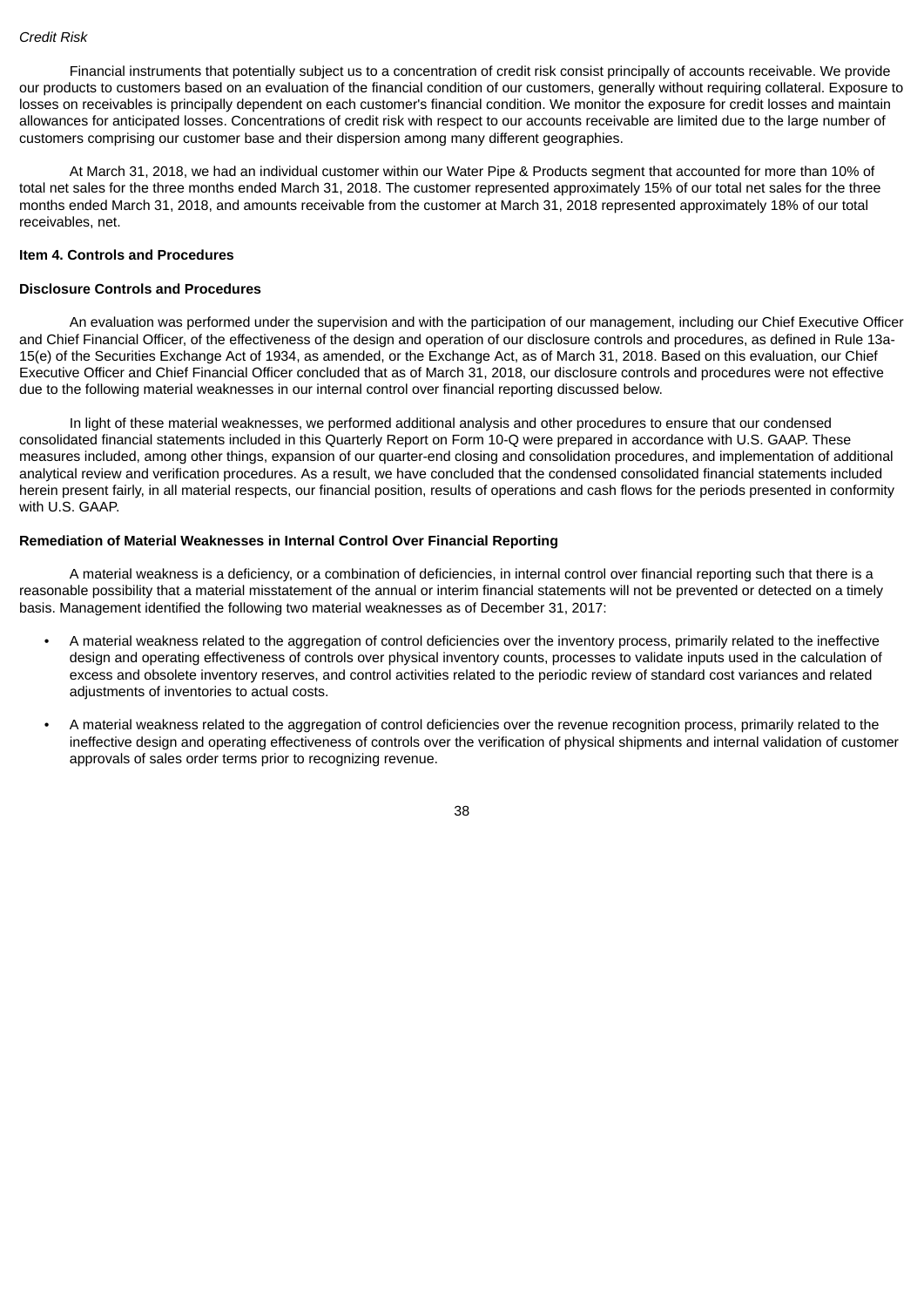*Credit Risk*

Financial instruments that potentially subject us to a concentration of credit risk consist principally of accounts receivable. We provide our products to customers based on an evaluation of the financial condition of our customers, generally without requiring collateral. Exposure to losses on receivables is principally dependent on each customer's financial condition. We monitor the exposure for credit losses and maintain allowances for anticipated losses. Concentrations of credit risk with respect to our accounts receivable are limited due to the large number of customers comprising our customer base and their dispersion among many different geographies.

At March 31, 2018, we had an individual customer within our Water Pipe & Products segment that accounted for more than 10% of total net sales for the three months ended March 31, 2018. The customer represented approximately 15% of our total net sales for the three months ended March 31, 2018, and amounts receivable from the customer at March 31, 2018 represented approximately 18% of our total receivables, net.

**Item 4. Controls and Procedures**

**Disclosure Controls and Procedures**

An evaluation was performed under the supervision and with the participation of our management, including our Chief Executive Officer and Chief Financial Officer, of the effectiveness of the design and operation of our disclosure controls and procedures, as defined in Rule 13a-15(e) of the Securities Exchange Act of 1934, as amended, or the Exchange Act, as of March 31, 2018. Based on this evaluation, our Chief Executive Officer and Chief Financial Officer concluded that as of March 31, 2018, our disclosure controls and procedures were not effective due to the following material weaknesses in our internal control over financial reporting discussed below.

In light of these material weaknesses, we performed additional analysis and other procedures to ensure that our condensed consolidated financial statements included in this Quarterly Report on Form 10-Q were prepared in accordance with U.S. GAAP. These measures included, among other things, expansion of our quarter-end closing and consolidation procedures, and implementation of additional analytical review and verification procedures. As a result, we have concluded that the condensed consolidated financial statements included herein present fairly, in all material respects, our financial position, results of operations and cash flows for the periods presented in conformity with U.S. GAAP.

**Remediation of Material Weaknesses in Internal Control Over Financial Reporting**

A material weakness is a deficiency, or a combination of deficiencies, in internal control over financial reporting such that there is a reasonable possibility that a material misstatement of the annual or interim financial statements will not be prevented or detected on a timely basis. Management identified the following two material weaknesses as of December 31, 2017:

- A material weakness related to the aggregation of control deficiencies over the inventory process, primarily related to the ineffective design and operating effectiveness of controls over physical inventory counts, processes to validate inputs used in the calculation of excess and obsolete inventory reserves, and control activities related to the periodic review of standard cost variances and related adjustments of inventories to actual costs.

- A material weakness related to the aggregation of control deficiencies over the revenue recognition process, primarily related to the ineffective design and operating effectiveness of controls over the verification of physical shipments and internal validation of customer approvals of sales order terms prior to recognizing revenue.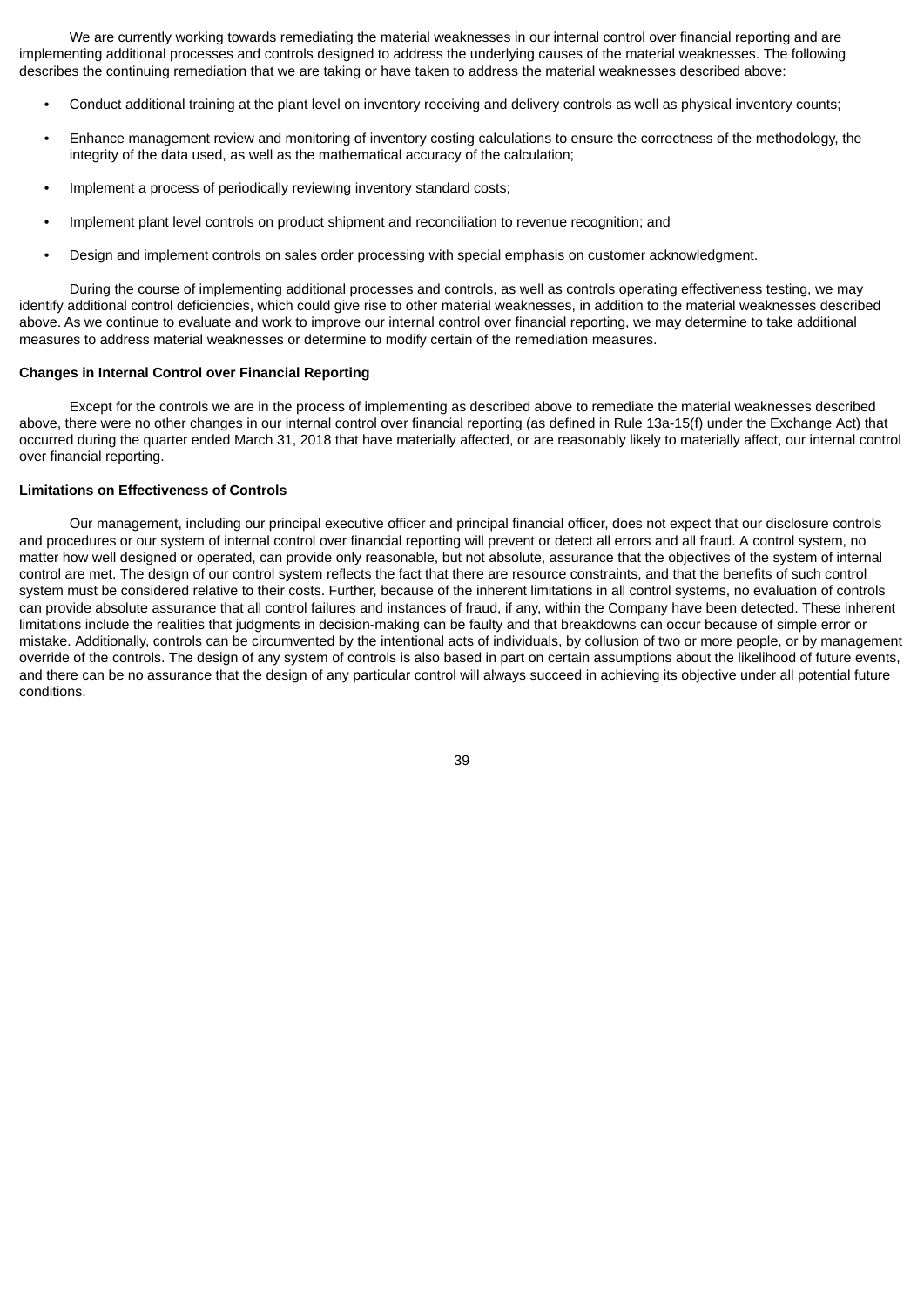We are currently working towards remediating the material weaknesses in our internal control over financial reporting and are implementing additional processes and controls designed to address the underlying causes of the material weaknesses. The following describes the continuing remediation that we are taking or have taken to address the material weaknesses described above:

- Conduct additional training at the plant level on inventory receiving and delivery controls as well as physical inventory counts;
- Enhance management review and monitoring of inventory costing calculations to ensure the correctness of the methodology, the integrity of the data used, as well as the mathematical accuracy of the calculation;
- Implement a process of periodically reviewing inventory standard costs;
- Implement plant level controls on product shipment and reconciliation to revenue recognition; and
- Design and implement controls on sales order processing with special emphasis on customer acknowledgment.

During the course of implementing additional processes and controls, as well as controls operating effectiveness testing, we may identify additional control deficiencies, which could give rise to other material weaknesses, in addition to the material weaknesses described above. As we continue to evaluate and work to improve our internal control over financial reporting, we may determine to take additional measures to address material weaknesses or determine to modify certain of the remediation measures.

**Changes in Internal Control over Financial Reporting**

Except for the controls we are in the process of implementing as described above to remediate the material weaknesses described above, there were no other changes in our internal control over financial reporting (as defined in Rule 13a-15(f) under the Exchange Act) that occurred during the quarter ended March 31, 2018 that have materially affected, or are reasonably likely to materially affect, our internal control over financial reporting.

**Limitations on Effectiveness of Controls**

Our management, including our principal executive officer and principal financial officer, does not expect that our disclosure controls and procedures or our system of internal control over financial reporting will prevent or detect all errors and all fraud. A control system, no matter how well designed or operated, can provide only reasonable, but not absolute, assurance that the objectives of the system of internal control are met. The design of our control system reflects the fact that there are resource constraints, and that the benefits of such control system must be considered relative to their costs. Further, because of the inherent limitations in all control systems, no evaluation of controls can provide absolute assurance that all control failures and instances of fraud, if any, within the Company have been detected. These inherent limitations include the realities that judgments in decision-making can be faulty and that breakdowns can occur because of simple error or mistake. Additionally, controls can be circumvented by the intentional acts of individuals, by collusion of two or more people, or by management override of the controls. The design of any system of controls is also based in part on certain assumptions about the likelihood of future events, and there can be no assurance that the design of any particular control will always succeed in achieving its objective under all potential future conditions.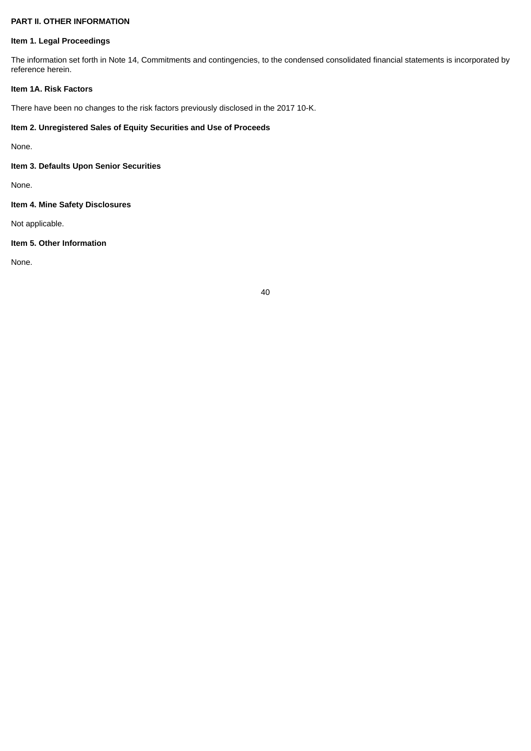## PART II. OTHER INFORMATION

### Item 1. Legal Proceedings

The information set forth in Note 14, Commitments and contingencies, to the condensed consolidated financial statements is incorporated by reference herein.

### Item 1A. Risk Factors

There have been no changes to the risk factors previously disclosed in the 2017 10-K.

### Item 2. Unregistered Sales of Equity Securities and Use of Proceeds

None.

### Item 3. Defaults Upon Senior Securities

None.

### Item 4. Mine Safety Disclosures

Not applicable.

### Item 5. Other Information

None.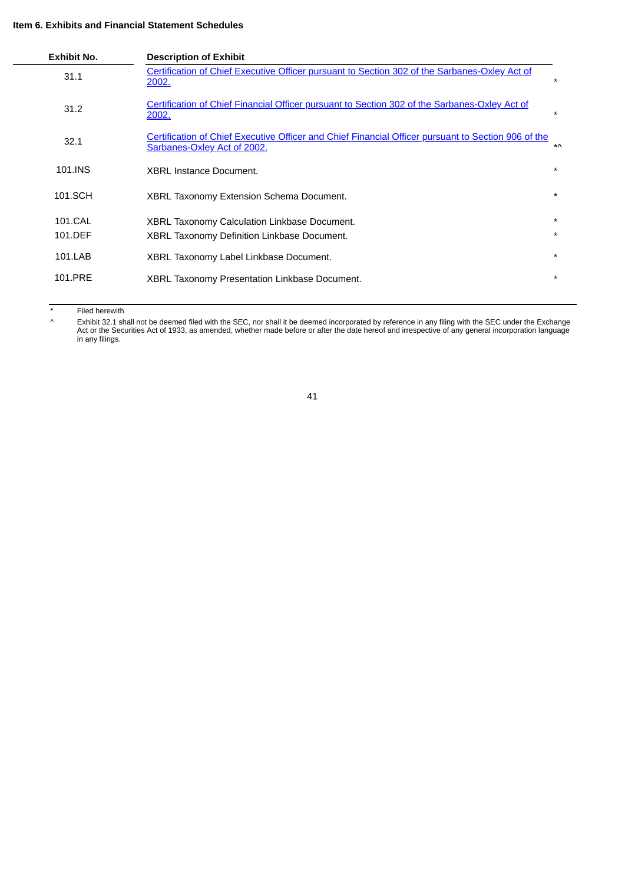**Item 6. Exhibits and Financial Statement Schedules**

| Exhibit No. | Description of Exhibit | |
|---|---|---|
| 31.1 | Certification of Chief Executive Officer pursuant to Section 302 of the Sarbanes-Oxley Act of 2002. | * |
| 31.2 | Certification of Chief Financial Officer pursuant to Section 302 of the Sarbanes-Oxley Act of 2002. | * |
| 32.1 | Certification of Chief Executive Officer and Chief Financial Officer pursuant to Section 906 of the Sarbanes-Oxley Act of 2002. | *^ |
| 101.INS | XBRL Instance Document. | * |
| 101.SCH | XBRL Taxonomy Extension Schema Document. | * |
| 101.CAL | XBRL Taxonomy Calculation Linkbase Document. | * |
| 101.DEF | XBRL Taxonomy Definition Linkbase Document. | * |
| 101.LAB | XBRL Taxonomy Label Linkbase Document. | * |
| 101.PRE | XBRL Taxonomy Presentation Linkbase Document. | * |

\* Filed herewith

^ Exhibit 32.1 shall not be deemed filed with the SEC, nor shall it be deemed incorporated by reference in any filing with the SEC under the Exchange Act or the Securities Act of 1933, as amended, whether made before or after the date hereof and irrespective of any general incorporation language in any filings.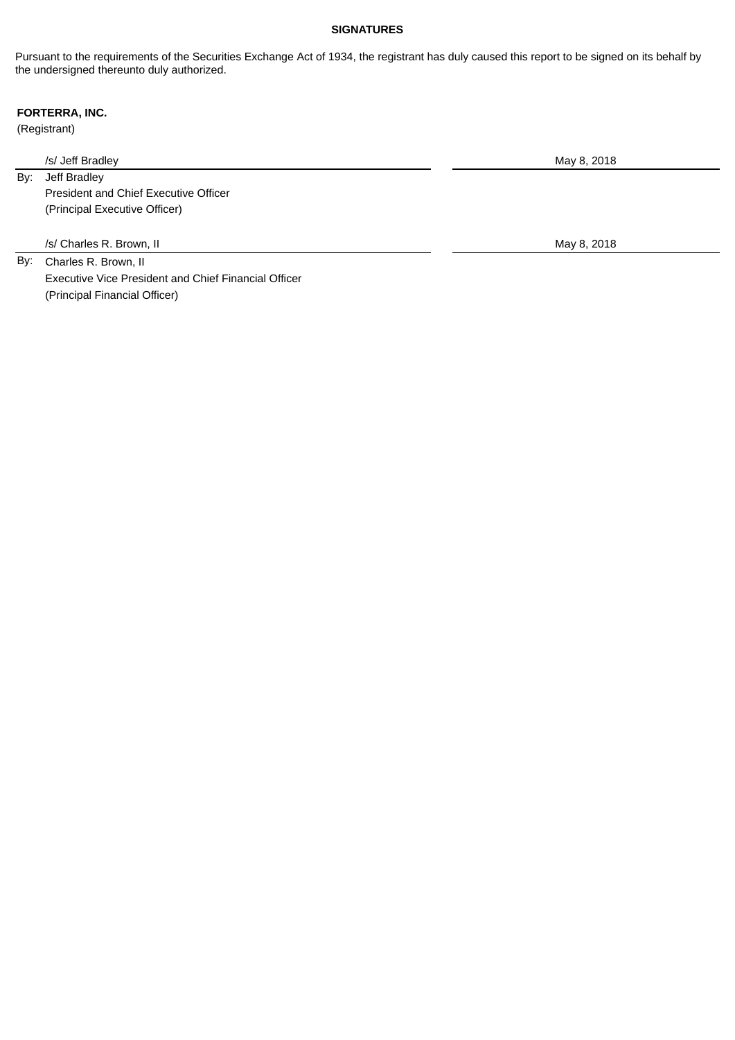**SIGNATURES**

Pursuant to the requirements of the Securities Exchange Act of 1934, the registrant has duly caused this report to be signed on its behalf by the undersigned thereunto duly authorized.

**FORTERRA, INC.**
(Registrant)

| | |
|---|---|
| /s/ Jeff Bradley | May 8, 2018 |
| By: Jeff Bradley<br>President and Chief Executive Officer<br>(Principal Executive Officer) | |
| /s/ Charles R. Brown, II | May 8, 2018 |
| By: Charles R. Brown, II<br>Executive Vice President and Chief Financial Officer<br>(Principal Financial Officer) | |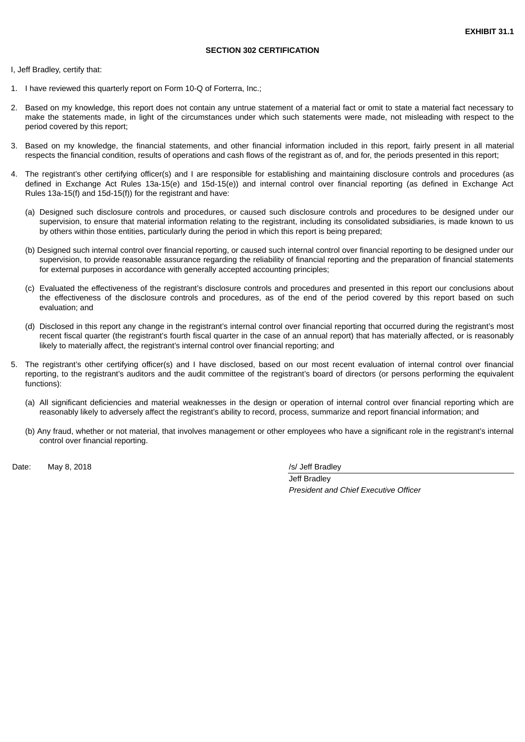**EXHIBIT 31.1**

**SECTION 302 CERTIFICATION**

I, Jeff Bradley, certify that:

1. I have reviewed this quarterly report on Form 10-Q of Forterra, Inc.;
2. Based on my knowledge, this report does not contain any untrue statement of a material fact or omit to state a material fact necessary to make the statements made, in light of the circumstances under which such statements were made, not misleading with respect to the period covered by this report;
3. Based on my knowledge, the financial statements, and other financial information included in this report, fairly present in all material respects the financial condition, results of operations and cash flows of the registrant as of, and for, the periods presented in this report;
4. The registrant's other certifying officer(s) and I are responsible for establishing and maintaining disclosure controls and procedures (as defined in Exchange Act Rules 13a-15(e) and 15d-15(e)) and internal control over financial reporting (as defined in Exchange Act Rules 13a-15(f) and 15d-15(f)) for the registrant and have:

   (a) Designed such disclosure controls and procedures, or caused such disclosure controls and procedures to be designed under our supervision, to ensure that material information relating to the registrant, including its consolidated subsidiaries, is made known to us by others within those entities, particularly during the period in which this report is being prepared;

   (b) Designed such internal control over financial reporting, or caused such internal control over financial reporting to be designed under our supervision, to provide reasonable assurance regarding the reliability of financial reporting and the preparation of financial statements for external purposes in accordance with generally accepted accounting principles;

   (c) Evaluated the effectiveness of the registrant's disclosure controls and procedures and presented in this report our conclusions about the effectiveness of the disclosure controls and procedures, as of the end of the period covered by this report based on such evaluation; and

   (d) Disclosed in this report any change in the registrant's internal control over financial reporting that occurred during the registrant's most recent fiscal quarter (the registrant's fourth fiscal quarter in the case of an annual report) that has materially affected, or is reasonably likely to materially affect, the registrant's internal control over financial reporting; and

5. The registrant's other certifying officer(s) and I have disclosed, based on our most recent evaluation of internal control over financial reporting, to the registrant's auditors and the audit committee of the registrant's board of directors (or persons performing the equivalent functions):

   (a) All significant deficiencies and material weaknesses in the design or operation of internal control over financial reporting which are reasonably likely to adversely affect the registrant's ability to record, process, summarize and report financial information; and

   (b) Any fraud, whether or not material, that involves management or other employees who have a significant role in the registrant's internal control over financial reporting.

Date: May 8, 2018

/s/ Jeff Bradley
Jeff Bradley
*President and Chief Executive Officer*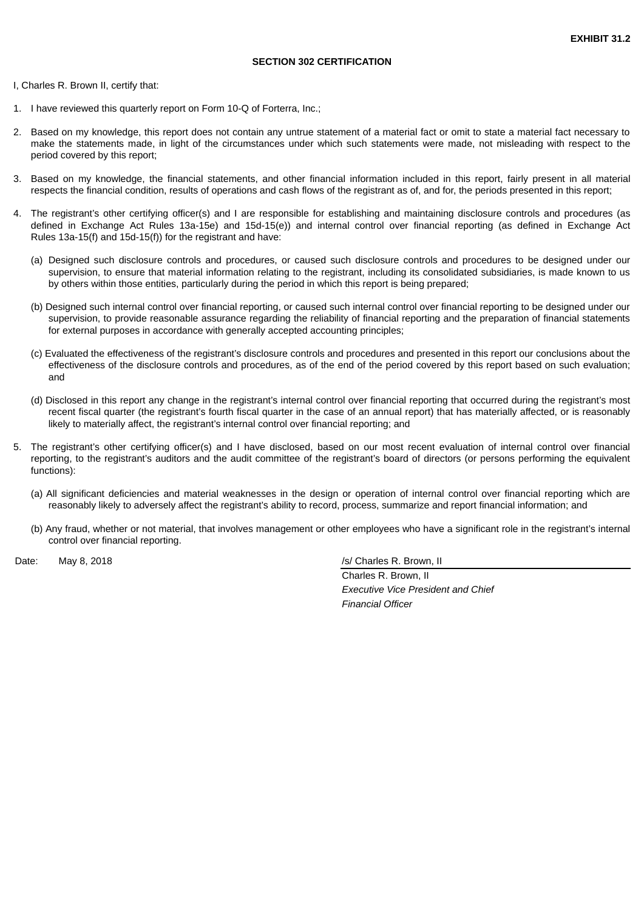**EXHIBIT 31.2**

**SECTION 302 CERTIFICATION**

I, Charles R. Brown II, certify that:

1. I have reviewed this quarterly report on Form 10-Q of Forterra, Inc.;

2. Based on my knowledge, this report does not contain any untrue statement of a material fact or omit to state a material fact necessary to make the statements made, in light of the circumstances under which such statements were made, not misleading with respect to the period covered by this report;

3. Based on my knowledge, the financial statements, and other financial information included in this report, fairly present in all material respects the financial condition, results of operations and cash flows of the registrant as of, and for, the periods presented in this report;

4. The registrant's other certifying officer(s) and I are responsible for establishing and maintaining disclosure controls and procedures (as defined in Exchange Act Rules 13a-15e) and 15d-15(e)) and internal control over financial reporting (as defined in Exchange Act Rules 13a-15(f) and 15d-15(f)) for the registrant and have:

   (a) Designed such disclosure controls and procedures, or caused such disclosure controls and procedures to be designed under our supervision, to ensure that material information relating to the registrant, including its consolidated subsidiaries, is made known to us by others within those entities, particularly during the period in which this report is being prepared;

   (b) Designed such internal control over financial reporting, or caused such internal control over financial reporting to be designed under our supervision, to provide reasonable assurance regarding the reliability of financial reporting and the preparation of financial statements for external purposes in accordance with generally accepted accounting principles;

   (c) Evaluated the effectiveness of the registrant's disclosure controls and procedures and presented in this report our conclusions about the effectiveness of the disclosure controls and procedures, as of the end of the period covered by this report based on such evaluation; and

   (d) Disclosed in this report any change in the registrant's internal control over financial reporting that occurred during the registrant's most recent fiscal quarter (the registrant's fourth fiscal quarter in the case of an annual report) that has materially affected, or is reasonably likely to materially affect, the registrant's internal control over financial reporting; and

5. The registrant's other certifying officer(s) and I have disclosed, based on our most recent evaluation of internal control over financial reporting, to the registrant's auditors and the audit committee of the registrant's board of directors (or persons performing the equivalent functions):

   (a) All significant deficiencies and material weaknesses in the design or operation of internal control over financial reporting which are reasonably likely to adversely affect the registrant's ability to record, process, summarize and report financial information; and

   (b) Any fraud, whether or not material, that involves management or other employees who have a significant role in the registrant's internal control over financial reporting.

Date: May 8, 2018

/s/ Charles R. Brown, II

Charles R. Brown, II
*Executive Vice President and Chief Financial Officer*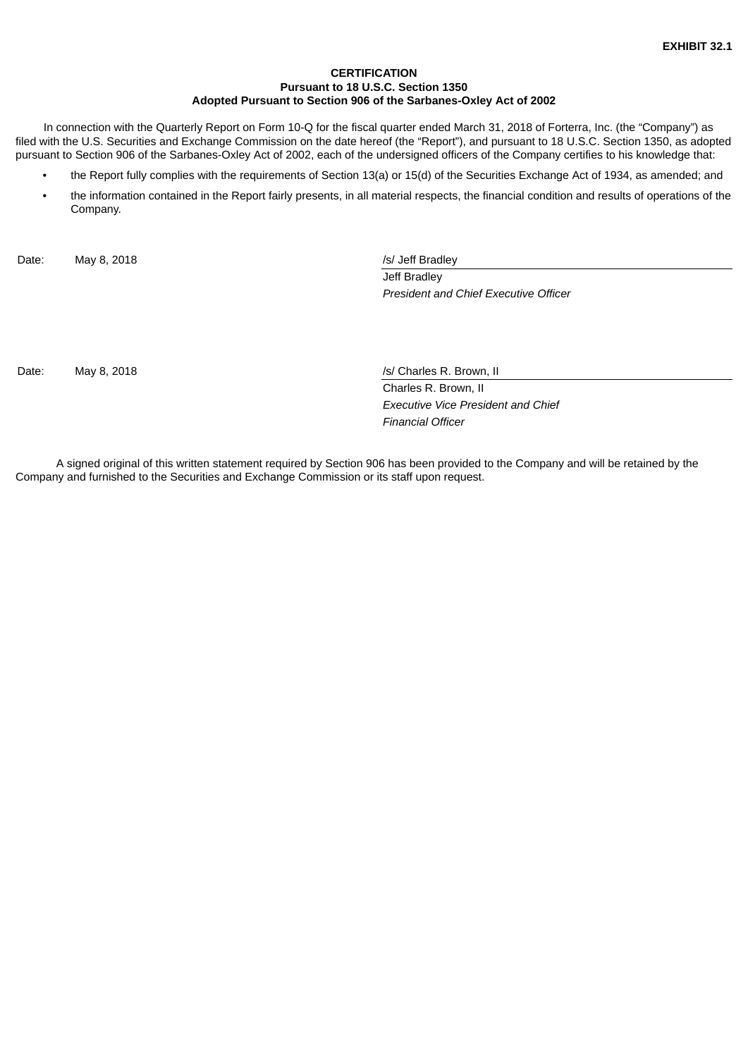**EXHIBIT 32.1**

**CERTIFICATION**
**Pursuant to 18 U.S.C. Section 1350**
**Adopted Pursuant to Section 906 of the Sarbanes-Oxley Act of 2002**

In connection with the Quarterly Report on Form 10-Q for the fiscal quarter ended March 31, 2018 of Forterra, Inc. (the "Company") as filed with the U.S. Securities and Exchange Commission on the date hereof (the "Report"), and pursuant to 18 U.S.C. Section 1350, as adopted pursuant to Section 906 of the Sarbanes-Oxley Act of 2002, each of the undersigned officers of the Company certifies to his knowledge that:

- the Report fully complies with the requirements of Section 13(a) or 15(d) of the Securities Exchange Act of 1934, as amended; and
- the information contained in the Report fairly presents, in all material respects, the financial condition and results of operations of the Company.

Date: May 8, 2018

/s/ Jeff Bradley
Jeff Bradley
*President and Chief Executive Officer*

Date: May 8, 2018

/s/ Charles R. Brown, II
Charles R. Brown, II
*Executive Vice President and Chief Financial Officer*

A signed original of this written statement required by Section 906 has been provided to the Company and will be retained by the Company and furnished to the Securities and Exchange Commission or its staff upon request.